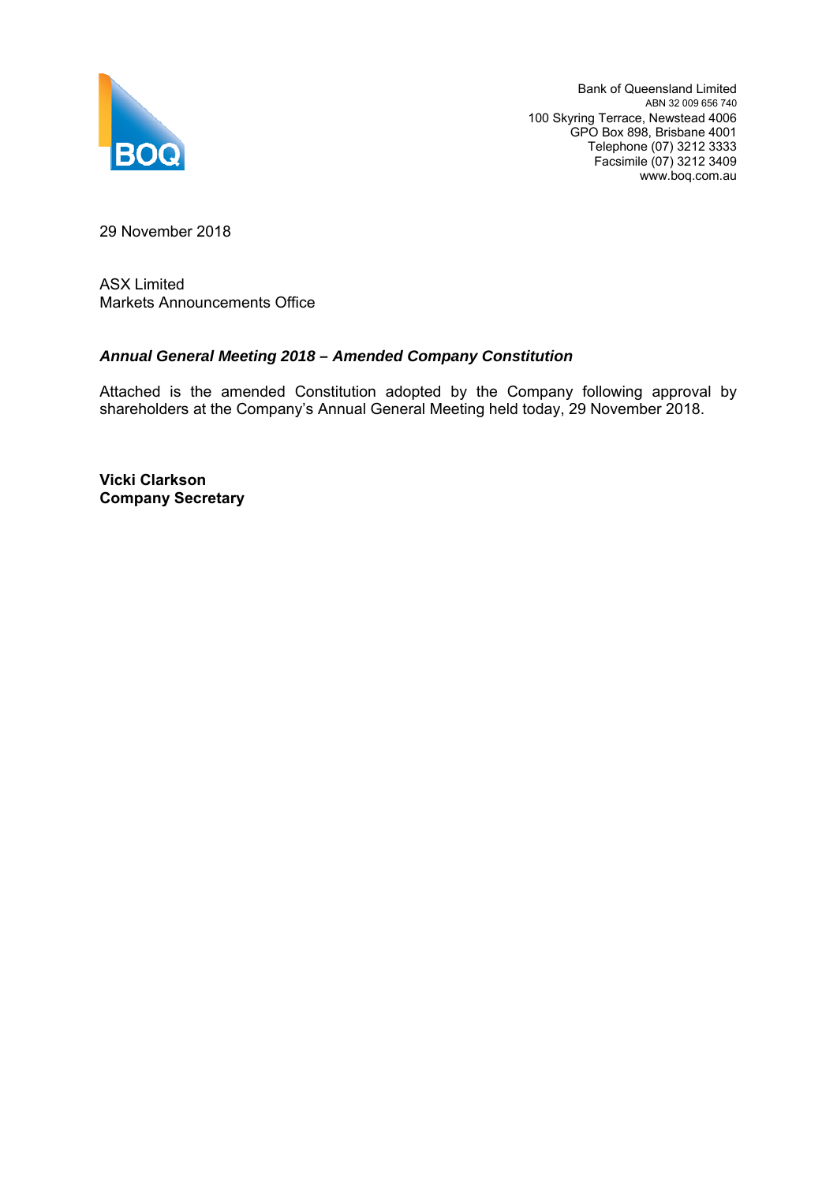Bank of Queensland Limited
ABN 32 009 656 740
100 Skyring Terrace, Newstead 4006
GPO Box 898, Brisbane 4001
Telephone (07) 3212 3333
Facsimile (07) 3212 3409
www.boq.com.au

29 November 2018

ASX Limited
Markets Announcements Office

***Annual General Meeting 2018 – Amended Company Constitution***

Attached is the amended Constitution adopted by the Company following approval by shareholders at the Company's Annual General Meeting held today, 29 November 2018.

**Vicki Clarkson**
**Company Secretary**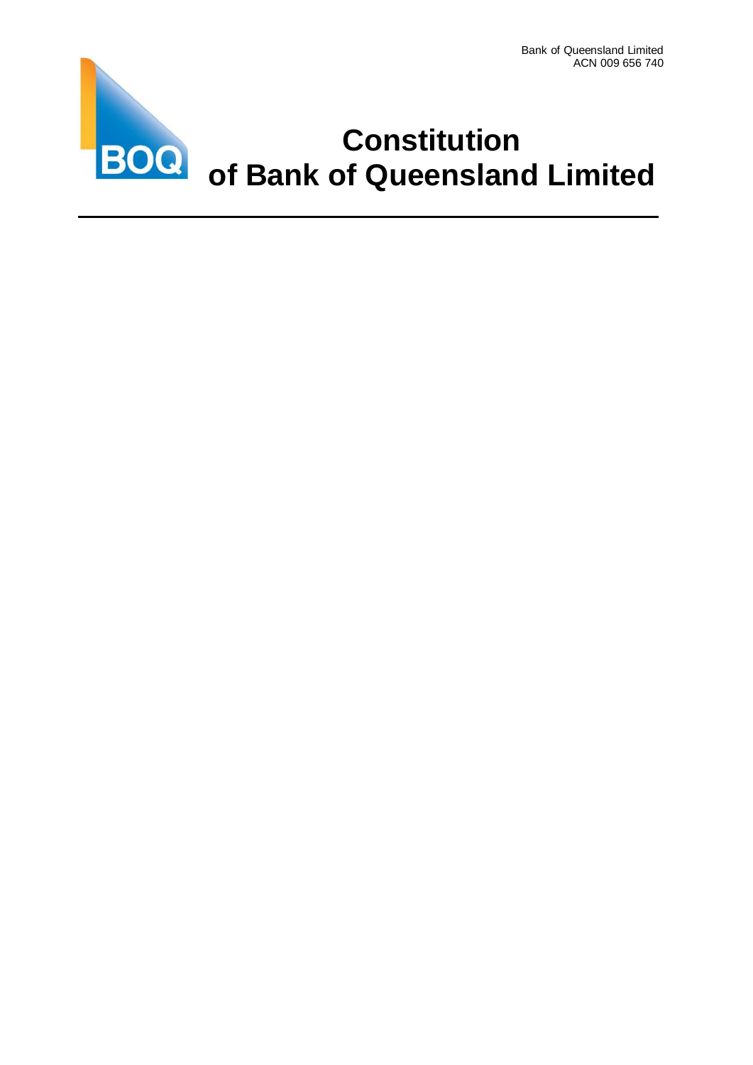Bank of Queensland Limited
ACN 009 656 740

# Constitution of Bank of Queensland Limited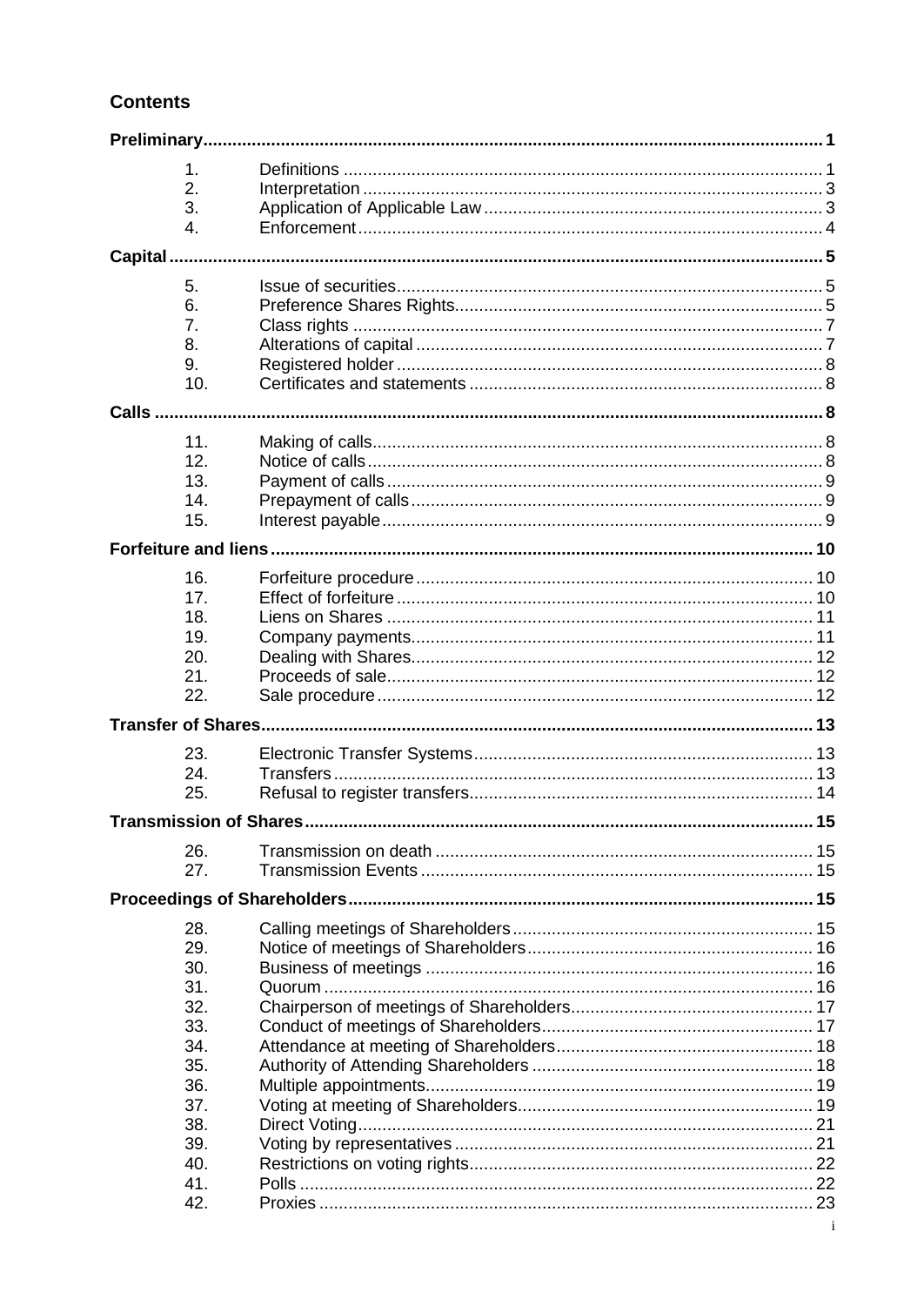## Contents

| | | |
|---|---|---|
| **Preliminary** | | **1** |
| 1. | Definitions | 1 |
| 2. | Interpretation | 3 |
| 3. | Application of Applicable Law | 3 |
| 4. | Enforcement | 4 |
| **Capital** | | **5** |
| 5. | Issue of securities | 5 |
| 6. | Preference Shares Rights | 5 |
| 7. | Class rights | 7 |
| 8. | Alterations of capital | 7 |
| 9. | Registered holder | 8 |
| 10. | Certificates and statements | 8 |
| **Calls** | | **8** |
| 11. | Making of calls | 8 |
| 12. | Notice of calls | 8 |
| 13. | Payment of calls | 9 |
| 14. | Prepayment of calls | 9 |
| 15. | Interest payable | 9 |
| **Forfeiture and liens** | | **10** |
| 16. | Forfeiture procedure | 10 |
| 17. | Effect of forfeiture | 10 |
| 18. | Liens on Shares | 11 |
| 19. | Company payments | 11 |
| 20. | Dealing with Shares | 12 |
| 21. | Proceeds of sale | 12 |
| 22. | Sale procedure | 12 |
| **Transfer of Shares** | | **13** |
| 23. | Electronic Transfer Systems | 13 |
| 24. | Transfers | 13 |
| 25. | Refusal to register transfers | 14 |
| **Transmission of Shares** | | **15** |
| 26. | Transmission on death | 15 |
| 27. | Transmission Events | 15 |
| **Proceedings of Shareholders** | | **15** |
| 28. | Calling meetings of Shareholders | 15 |
| 29. | Notice of meetings of Shareholders | 16 |
| 30. | Business of meetings | 16 |
| 31. | Quorum | 16 |
| 32. | Chairperson of meetings of Shareholders | 17 |
| 33. | Conduct of meetings of Shareholders | 17 |
| 34. | Attendance at meeting of Shareholders | 18 |
| 35. | Authority of Attending Shareholders | 18 |
| 36. | Multiple appointments | 19 |
| 37. | Voting at meeting of Shareholders | 19 |
| 38. | Direct Voting | 21 |
| 39. | Voting by representatives | 21 |
| 40. | Restrictions on voting rights | 22 |
| 41. | Polls | 22 |
| 42. | Proxies | 23 |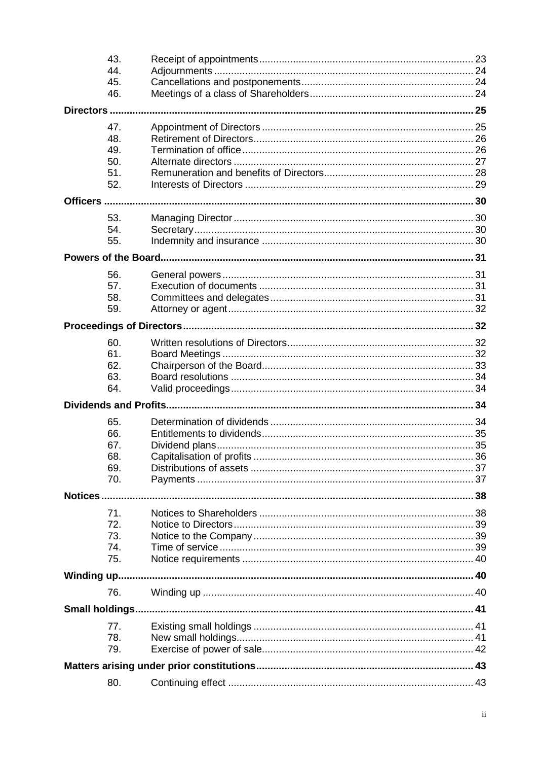| | | |
|---|---|---|
| 43. | Receipt of appointments | 23 |
| 44. | Adjournments | 24 |
| 45. | Cancellations and postponements | 24 |
| 46. | Meetings of a class of Shareholders | 24 |
| **Directors** | | **25** |
| 47. | Appointment of Directors | 25 |
| 48. | Retirement of Directors | 26 |
| 49. | Termination of office | 26 |
| 50. | Alternate directors | 27 |
| 51. | Remuneration and benefits of Directors | 28 |
| 52. | Interests of Directors | 29 |
| **Officers** | | **30** |
| 53. | Managing Director | 30 |
| 54. | Secretary | 30 |
| 55. | Indemnity and insurance | 30 |
| **Powers of the Board** | | **31** |
| 56. | General powers | 31 |
| 57. | Execution of documents | 31 |
| 58. | Committees and delegates | 31 |
| 59. | Attorney or agent | 32 |
| **Proceedings of Directors** | | **32** |
| 60. | Written resolutions of Directors | 32 |
| 61. | Board Meetings | 32 |
| 62. | Chairperson of the Board | 33 |
| 63. | Board resolutions | 34 |
| 64. | Valid proceedings | 34 |
| **Dividends and Profits** | | **34** |
| 65. | Determination of dividends | 34 |
| 66. | Entitlements to dividends | 35 |
| 67. | Dividend plans | 35 |
| 68. | Capitalisation of profits | 36 |
| 69. | Distributions of assets | 37 |
| 70. | Payments | 37 |
| **Notices** | | **38** |
| 71. | Notices to Shareholders | 38 |
| 72. | Notice to Directors | 39 |
| 73. | Notice to the Company | 39 |
| 74. | Time of service | 39 |
| 75. | Notice requirements | 40 |
| **Winding up** | | **40** |
| 76. | Winding up | 40 |
| **Small holdings** | | **41** |
| 77. | Existing small holdings | 41 |
| 78. | New small holdings | 41 |
| 79. | Exercise of power of sale | 42 |
| **Matters arising under prior constitutions** | | **43** |
| 80. | Continuing effect | 43 |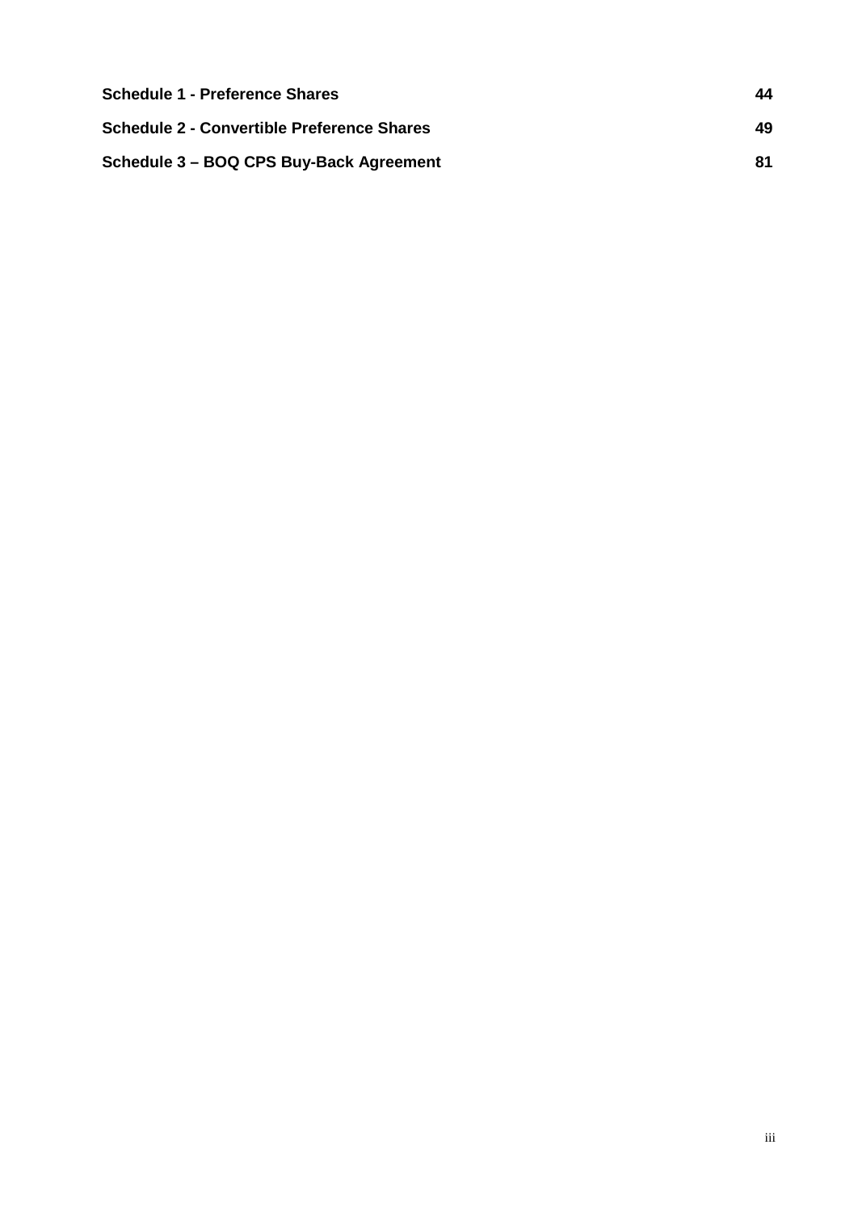| | |
|---|---|
| **Schedule 1 - Preference Shares** | **44** |
| **Schedule 2 - Convertible Preference Shares** | **49** |
| **Schedule 3 – BOQ CPS Buy-Back Agreement** | **81** |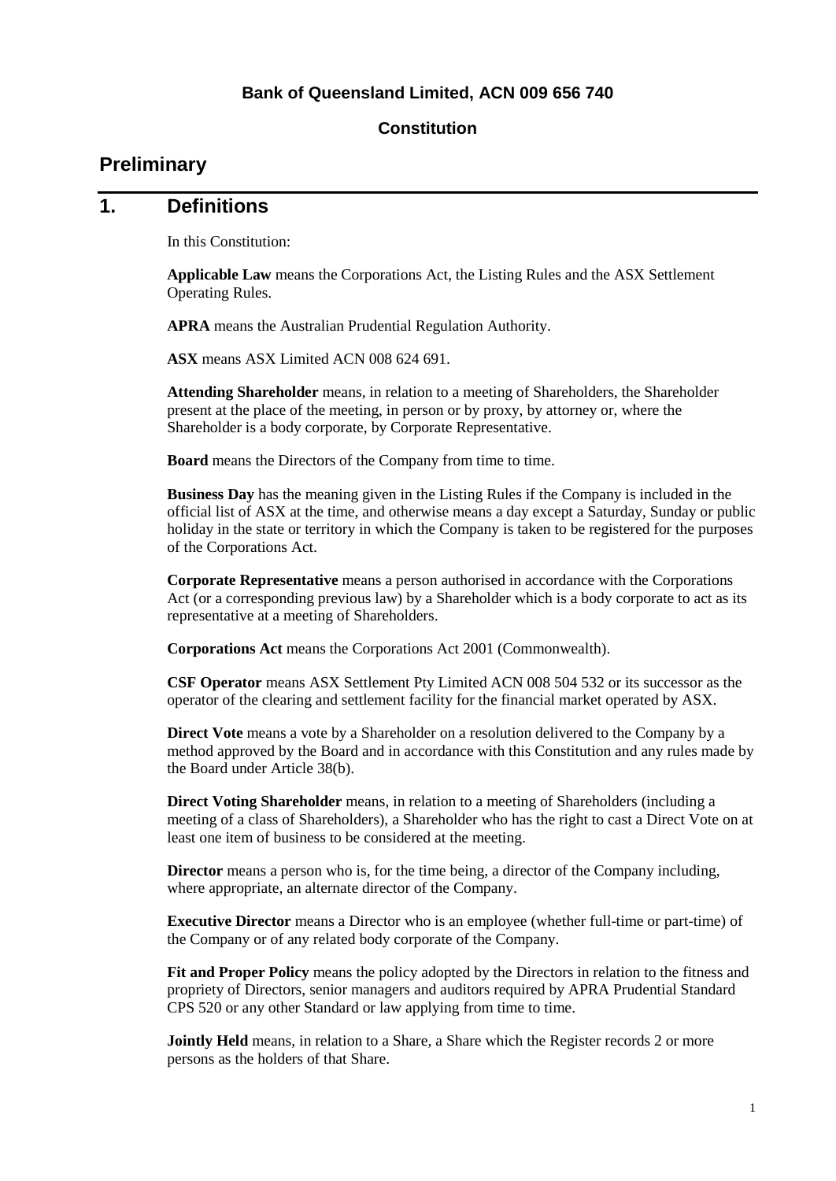**Bank of Queensland Limited, ACN 009 656 740**

**Constitution**

# Preliminary

## 1. Definitions

In this Constitution:

**Applicable Law** means the Corporations Act, the Listing Rules and the ASX Settlement Operating Rules.

**APRA** means the Australian Prudential Regulation Authority.

**ASX** means ASX Limited ACN 008 624 691.

**Attending Shareholder** means, in relation to a meeting of Shareholders, the Shareholder present at the place of the meeting, in person or by proxy, by attorney or, where the Shareholder is a body corporate, by Corporate Representative.

**Board** means the Directors of the Company from time to time.

**Business Day** has the meaning given in the Listing Rules if the Company is included in the official list of ASX at the time, and otherwise means a day except a Saturday, Sunday or public holiday in the state or territory in which the Company is taken to be registered for the purposes of the Corporations Act.

**Corporate Representative** means a person authorised in accordance with the Corporations Act (or a corresponding previous law) by a Shareholder which is a body corporate to act as its representative at a meeting of Shareholders.

**Corporations Act** means the Corporations Act 2001 (Commonwealth).

**CSF Operator** means ASX Settlement Pty Limited ACN 008 504 532 or its successor as the operator of the clearing and settlement facility for the financial market operated by ASX.

**Direct Vote** means a vote by a Shareholder on a resolution delivered to the Company by a method approved by the Board and in accordance with this Constitution and any rules made by the Board under Article 38(b).

**Direct Voting Shareholder** means, in relation to a meeting of Shareholders (including a meeting of a class of Shareholders), a Shareholder who has the right to cast a Direct Vote on at least one item of business to be considered at the meeting.

**Director** means a person who is, for the time being, a director of the Company including, where appropriate, an alternate director of the Company.

**Executive Director** means a Director who is an employee (whether full-time or part-time) of the Company or of any related body corporate of the Company.

**Fit and Proper Policy** means the policy adopted by the Directors in relation to the fitness and propriety of Directors, senior managers and auditors required by APRA Prudential Standard CPS 520 or any other Standard or law applying from time to time.

**Jointly Held** means, in relation to a Share, a Share which the Register records 2 or more persons as the holders of that Share.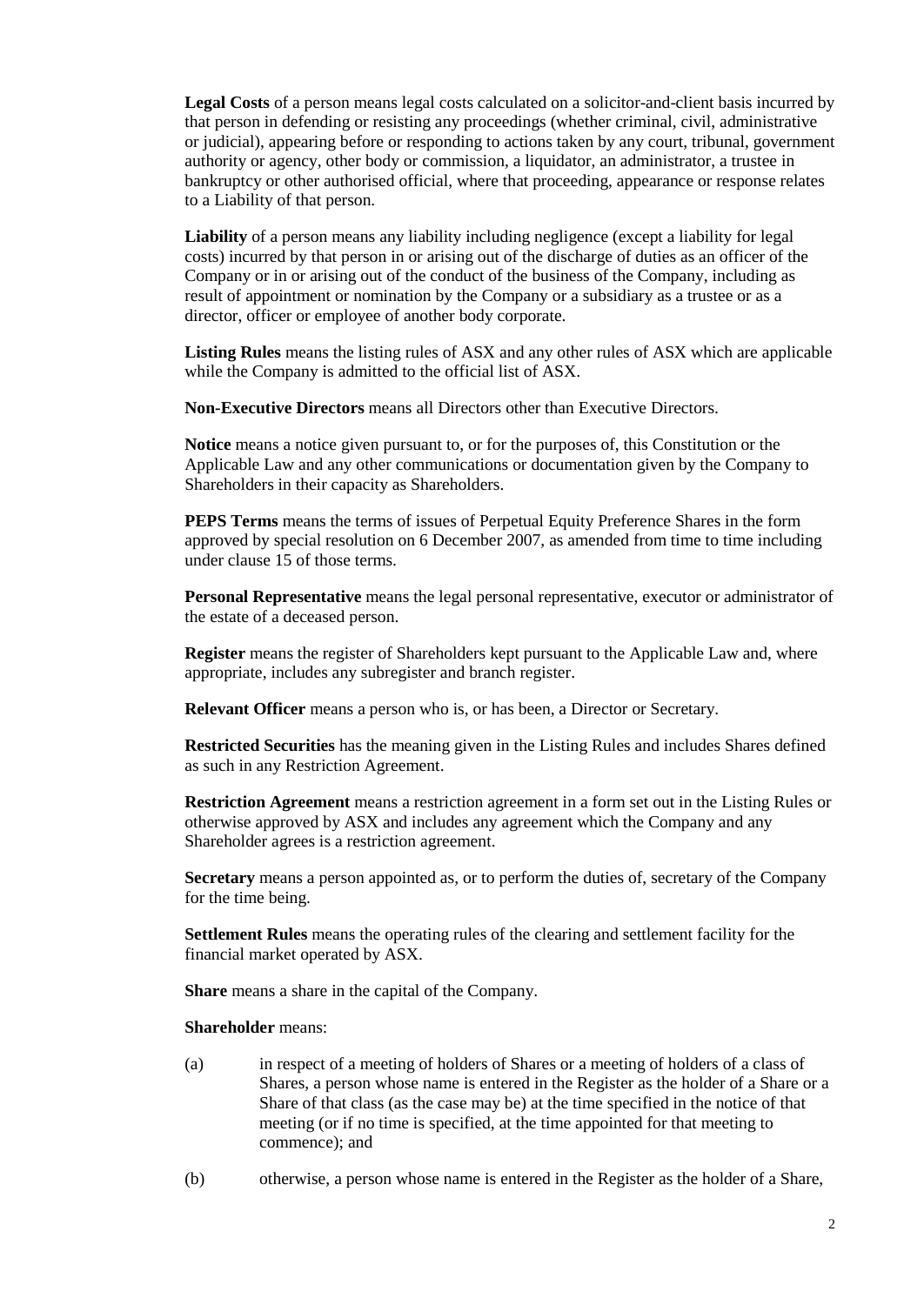**Legal Costs** of a person means legal costs calculated on a solicitor-and-client basis incurred by that person in defending or resisting any proceedings (whether criminal, civil, administrative or judicial), appearing before or responding to actions taken by any court, tribunal, government authority or agency, other body or commission, a liquidator, an administrator, a trustee in bankruptcy or other authorised official, where that proceeding, appearance or response relates to a Liability of that person.

**Liability** of a person means any liability including negligence (except a liability for legal costs) incurred by that person in or arising out of the discharge of duties as an officer of the Company or in or arising out of the conduct of the business of the Company, including as result of appointment or nomination by the Company or a subsidiary as a trustee or as a director, officer or employee of another body corporate.

**Listing Rules** means the listing rules of ASX and any other rules of ASX which are applicable while the Company is admitted to the official list of ASX.

**Non-Executive Directors** means all Directors other than Executive Directors.

**Notice** means a notice given pursuant to, or for the purposes of, this Constitution or the Applicable Law and any other communications or documentation given by the Company to Shareholders in their capacity as Shareholders.

**PEPS Terms** means the terms of issues of Perpetual Equity Preference Shares in the form approved by special resolution on 6 December 2007, as amended from time to time including under clause 15 of those terms.

**Personal Representative** means the legal personal representative, executor or administrator of the estate of a deceased person.

**Register** means the register of Shareholders kept pursuant to the Applicable Law and, where appropriate, includes any subregister and branch register.

**Relevant Officer** means a person who is, or has been, a Director or Secretary.

**Restricted Securities** has the meaning given in the Listing Rules and includes Shares defined as such in any Restriction Agreement.

**Restriction Agreement** means a restriction agreement in a form set out in the Listing Rules or otherwise approved by ASX and includes any agreement which the Company and any Shareholder agrees is a restriction agreement.

**Secretary** means a person appointed as, or to perform the duties of, secretary of the Company for the time being.

**Settlement Rules** means the operating rules of the clearing and settlement facility for the financial market operated by ASX.

**Share** means a share in the capital of the Company.

**Shareholder** means:

(a) in respect of a meeting of holders of Shares or a meeting of holders of a class of Shares, a person whose name is entered in the Register as the holder of a Share or a Share of that class (as the case may be) at the time specified in the notice of that meeting (or if no time is specified, at the time appointed for that meeting to commence); and

(b) otherwise, a person whose name is entered in the Register as the holder of a Share,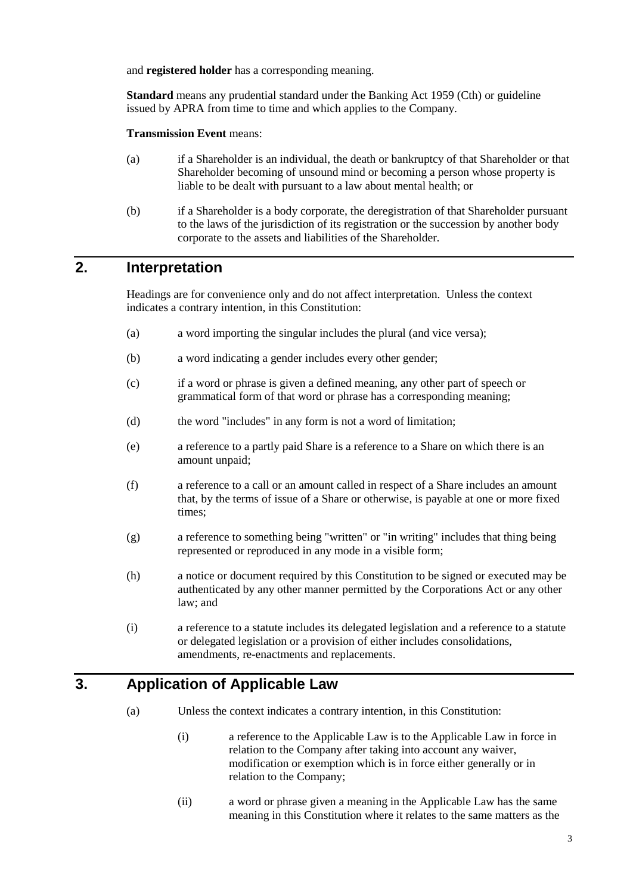and **registered holder** has a corresponding meaning.

**Standard** means any prudential standard under the Banking Act 1959 (Cth) or guideline issued by APRA from time to time and which applies to the Company.

**Transmission Event** means:

(a) if a Shareholder is an individual, the death or bankruptcy of that Shareholder or that Shareholder becoming of unsound mind or becoming a person whose property is liable to be dealt with pursuant to a law about mental health; or

(b) if a Shareholder is a body corporate, the deregistration of that Shareholder pursuant to the laws of the jurisdiction of its registration or the succession by another body corporate to the assets and liabilities of the Shareholder.

## 2. Interpretation

Headings are for convenience only and do not affect interpretation. Unless the context indicates a contrary intention, in this Constitution:

(a) a word importing the singular includes the plural (and vice versa);

(b) a word indicating a gender includes every other gender;

(c) if a word or phrase is given a defined meaning, any other part of speech or grammatical form of that word or phrase has a corresponding meaning;

(d) the word "includes" in any form is not a word of limitation;

(e) a reference to a partly paid Share is a reference to a Share on which there is an amount unpaid;

(f) a reference to a call or an amount called in respect of a Share includes an amount that, by the terms of issue of a Share or otherwise, is payable at one or more fixed times;

(g) a reference to something being "written" or "in writing" includes that thing being represented or reproduced in any mode in a visible form;

(h) a notice or document required by this Constitution to be signed or executed may be authenticated by any other manner permitted by the Corporations Act or any other law; and

(i) a reference to a statute includes its delegated legislation and a reference to a statute or delegated legislation or a provision of either includes consolidations, amendments, re-enactments and replacements.

## 3. Application of Applicable Law

(a) Unless the context indicates a contrary intention, in this Constitution:

(i) a reference to the Applicable Law is to the Applicable Law in force in relation to the Company after taking into account any waiver, modification or exemption which is in force either generally or in relation to the Company;

(ii) a word or phrase given a meaning in the Applicable Law has the same meaning in this Constitution where it relates to the same matters as the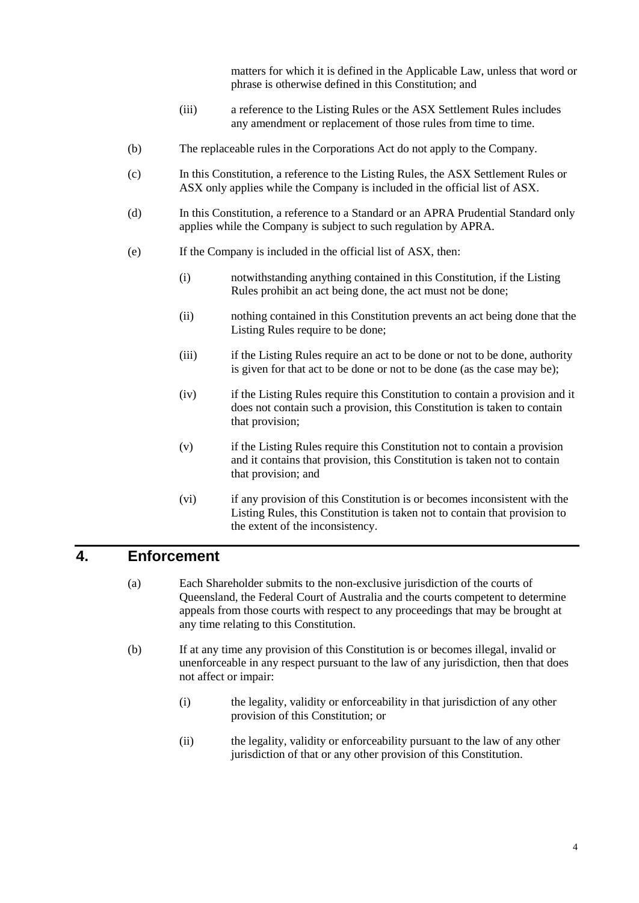matters for which it is defined in the Applicable Law, unless that word or phrase is otherwise defined in this Constitution; and

(iii) a reference to the Listing Rules or the ASX Settlement Rules includes any amendment or replacement of those rules from time to time.

(b) The replaceable rules in the Corporations Act do not apply to the Company.

(c) In this Constitution, a reference to the Listing Rules, the ASX Settlement Rules or ASX only applies while the Company is included in the official list of ASX.

(d) In this Constitution, a reference to a Standard or an APRA Prudential Standard only applies while the Company is subject to such regulation by APRA.

(e) If the Company is included in the official list of ASX, then:

(i) notwithstanding anything contained in this Constitution, if the Listing Rules prohibit an act being done, the act must not be done;

(ii) nothing contained in this Constitution prevents an act being done that the Listing Rules require to be done;

(iii) if the Listing Rules require an act to be done or not to be done, authority is given for that act to be done or not to be done (as the case may be);

(iv) if the Listing Rules require this Constitution to contain a provision and it does not contain such a provision, this Constitution is taken to contain that provision;

(v) if the Listing Rules require this Constitution not to contain a provision and it contains that provision, this Constitution is taken not to contain that provision; and

(vi) if any provision of this Constitution is or becomes inconsistent with the Listing Rules, this Constitution is taken not to contain that provision to the extent of the inconsistency.

## 4. Enforcement

(a) Each Shareholder submits to the non-exclusive jurisdiction of the courts of Queensland, the Federal Court of Australia and the courts competent to determine appeals from those courts with respect to any proceedings that may be brought at any time relating to this Constitution.

(b) If at any time any provision of this Constitution is or becomes illegal, invalid or unenforceable in any respect pursuant to the law of any jurisdiction, then that does not affect or impair:

(i) the legality, validity or enforceability in that jurisdiction of any other provision of this Constitution; or

(ii) the legality, validity or enforceability pursuant to the law of any other jurisdiction of that or any other provision of this Constitution.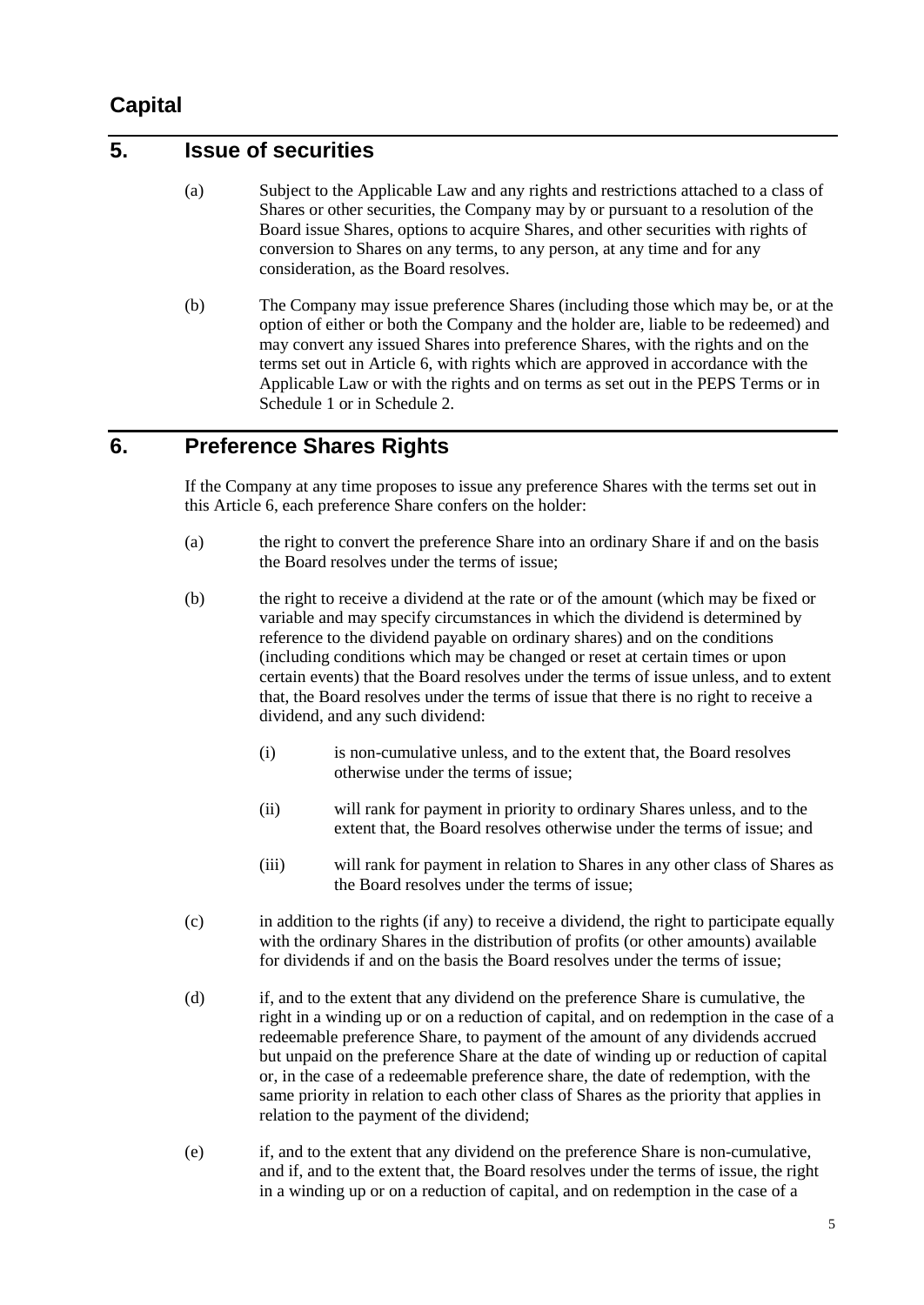## Capital

## 5. Issue of securities

(a) Subject to the Applicable Law and any rights and restrictions attached to a class of Shares or other securities, the Company may by or pursuant to a resolution of the Board issue Shares, options to acquire Shares, and other securities with rights of conversion to Shares on any terms, to any person, at any time and for any consideration, as the Board resolves.

(b) The Company may issue preference Shares (including those which may be, or at the option of either or both the Company and the holder are, liable to be redeemed) and may convert any issued Shares into preference Shares, with the rights and on the terms set out in Article 6, with rights which are approved in accordance with the Applicable Law or with the rights and on terms as set out in the PEPS Terms or in Schedule 1 or in Schedule 2.

## 6. Preference Shares Rights

If the Company at any time proposes to issue any preference Shares with the terms set out in this Article 6, each preference Share confers on the holder:

(a) the right to convert the preference Share into an ordinary Share if and on the basis the Board resolves under the terms of issue;

(b) the right to receive a dividend at the rate or of the amount (which may be fixed or variable and may specify circumstances in which the dividend is determined by reference to the dividend payable on ordinary shares) and on the conditions (including conditions which may be changed or reset at certain times or upon certain events) that the Board resolves under the terms of issue unless, and to extent that, the Board resolves under the terms of issue that there is no right to receive a dividend, and any such dividend:

  (i) is non-cumulative unless, and to the extent that, the Board resolves otherwise under the terms of issue;

  (ii) will rank for payment in priority to ordinary Shares unless, and to the extent that, the Board resolves otherwise under the terms of issue; and

  (iii) will rank for payment in relation to Shares in any other class of Shares as the Board resolves under the terms of issue;

(c) in addition to the rights (if any) to receive a dividend, the right to participate equally with the ordinary Shares in the distribution of profits (or other amounts) available for dividends if and on the basis the Board resolves under the terms of issue;

(d) if, and to the extent that any dividend on the preference Share is cumulative, the right in a winding up or on a reduction of capital, and on redemption in the case of a redeemable preference Share, to payment of the amount of any dividends accrued but unpaid on the preference Share at the date of winding up or reduction of capital or, in the case of a redeemable preference share, the date of redemption, with the same priority in relation to each other class of Shares as the priority that applies in relation to the payment of the dividend;

(e) if, and to the extent that any dividend on the preference Share is non-cumulative, and if, and to the extent that, the Board resolves under the terms of issue, the right in a winding up or on a reduction of capital, and on redemption in the case of a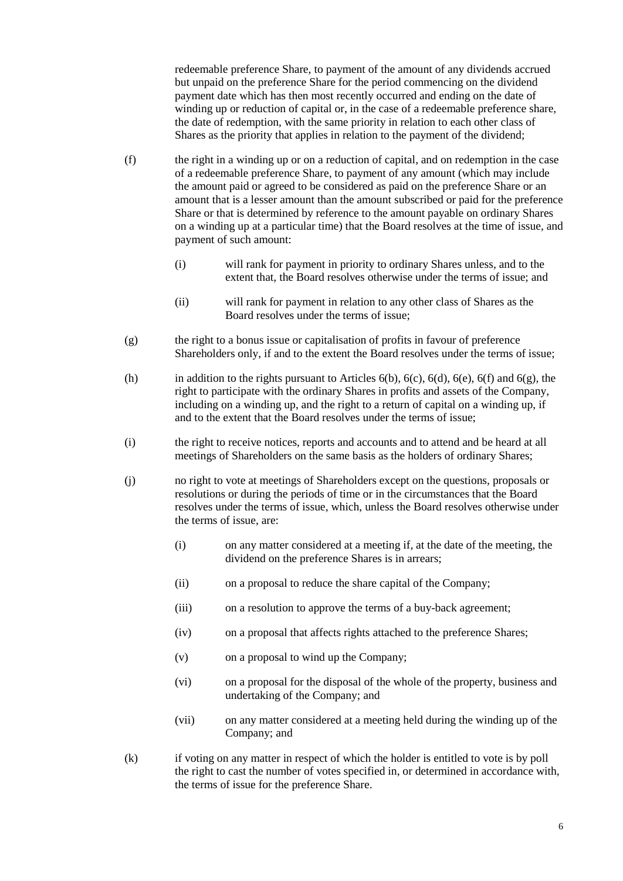redeemable preference Share, to payment of the amount of any dividends accrued but unpaid on the preference Share for the period commencing on the dividend payment date which has then most recently occurred and ending on the date of winding up or reduction of capital or, in the case of a redeemable preference share, the date of redemption, with the same priority in relation to each other class of Shares as the priority that applies in relation to the payment of the dividend;

(f) the right in a winding up or on a reduction of capital, and on redemption in the case of a redeemable preference Share, to payment of any amount (which may include the amount paid or agreed to be considered as paid on the preference Share or an amount that is a lesser amount than the amount subscribed or paid for the preference Share or that is determined by reference to the amount payable on ordinary Shares on a winding up at a particular time) that the Board resolves at the time of issue, and payment of such amount:

   (i) will rank for payment in priority to ordinary Shares unless, and to the extent that, the Board resolves otherwise under the terms of issue; and

   (ii) will rank for payment in relation to any other class of Shares as the Board resolves under the terms of issue;

(g) the right to a bonus issue or capitalisation of profits in favour of preference Shareholders only, if and to the extent the Board resolves under the terms of issue;

(h) in addition to the rights pursuant to Articles 6(b), 6(c), 6(d), 6(e), 6(f) and 6(g), the right to participate with the ordinary Shares in profits and assets of the Company, including on a winding up, and the right to a return of capital on a winding up, if and to the extent that the Board resolves under the terms of issue;

(i) the right to receive notices, reports and accounts and to attend and be heard at all meetings of Shareholders on the same basis as the holders of ordinary Shares;

(j) no right to vote at meetings of Shareholders except on the questions, proposals or resolutions or during the periods of time or in the circumstances that the Board resolves under the terms of issue, which, unless the Board resolves otherwise under the terms of issue, are:

   (i) on any matter considered at a meeting if, at the date of the meeting, the dividend on the preference Shares is in arrears;

   (ii) on a proposal to reduce the share capital of the Company;

   (iii) on a resolution to approve the terms of a buy-back agreement;

   (iv) on a proposal that affects rights attached to the preference Shares;

   (v) on a proposal to wind up the Company;

   (vi) on a proposal for the disposal of the whole of the property, business and undertaking of the Company; and

   (vii) on any matter considered at a meeting held during the winding up of the Company; and

(k) if voting on any matter in respect of which the holder is entitled to vote is by poll the right to cast the number of votes specified in, or determined in accordance with, the terms of issue for the preference Share.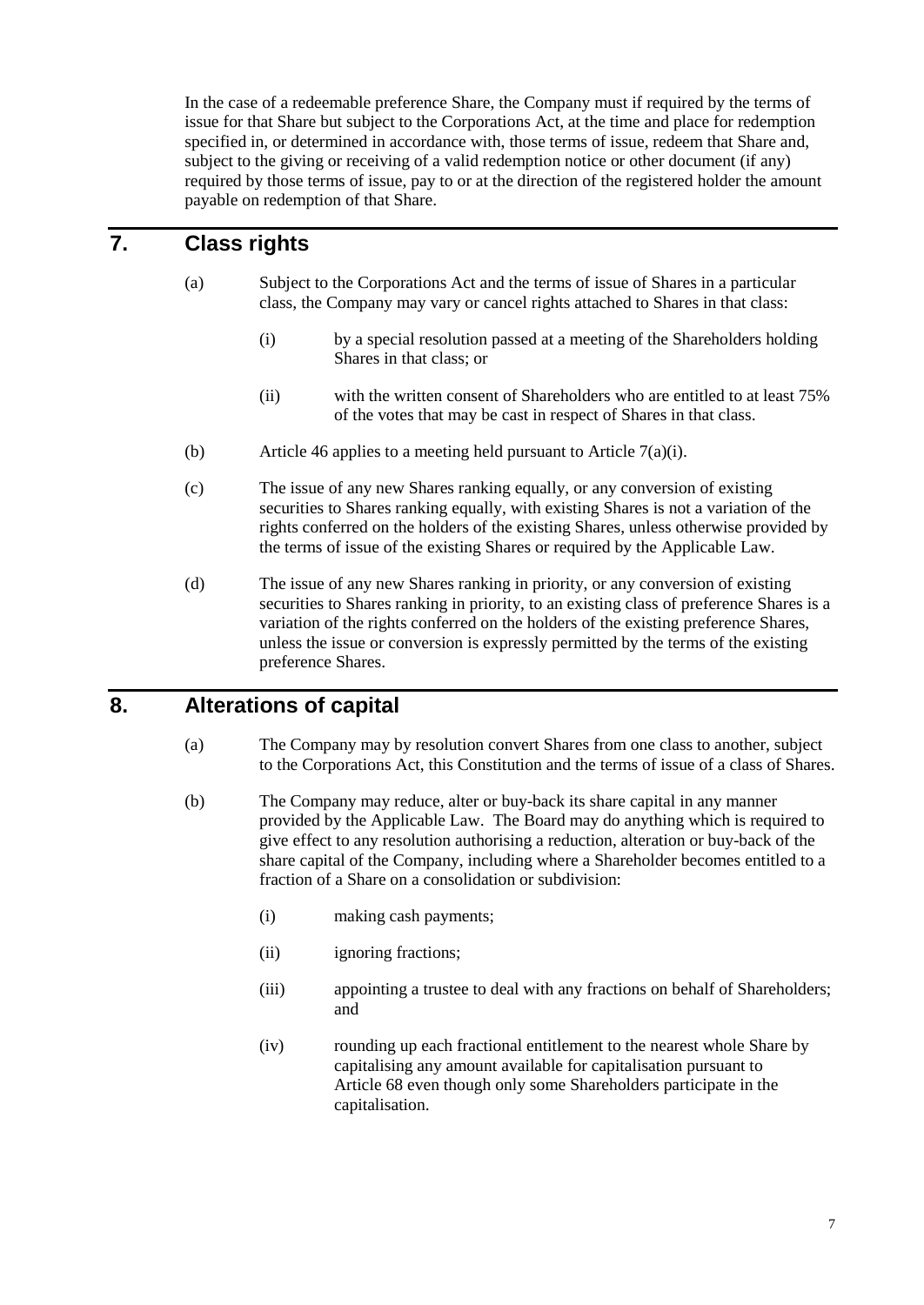In the case of a redeemable preference Share, the Company must if required by the terms of issue for that Share but subject to the Corporations Act, at the time and place for redemption specified in, or determined in accordance with, those terms of issue, redeem that Share and, subject to the giving or receiving of a valid redemption notice or other document (if any) required by those terms of issue, pay to or at the direction of the registered holder the amount payable on redemption of that Share.

## 7. Class rights

(a) Subject to the Corporations Act and the terms of issue of Shares in a particular class, the Company may vary or cancel rights attached to Shares in that class:

  (i) by a special resolution passed at a meeting of the Shareholders holding Shares in that class; or

  (ii) with the written consent of Shareholders who are entitled to at least 75% of the votes that may be cast in respect of Shares in that class.

(b) Article 46 applies to a meeting held pursuant to Article 7(a)(i).

(c) The issue of any new Shares ranking equally, or any conversion of existing securities to Shares ranking equally, with existing Shares is not a variation of the rights conferred on the holders of the existing Shares, unless otherwise provided by the terms of issue of the existing Shares or required by the Applicable Law.

(d) The issue of any new Shares ranking in priority, or any conversion of existing securities to Shares ranking in priority, to an existing class of preference Shares is a variation of the rights conferred on the holders of the existing preference Shares, unless the issue or conversion is expressly permitted by the terms of the existing preference Shares.

## 8. Alterations of capital

(a) The Company may by resolution convert Shares from one class to another, subject to the Corporations Act, this Constitution and the terms of issue of a class of Shares.

(b) The Company may reduce, alter or buy-back its share capital in any manner provided by the Applicable Law. The Board may do anything which is required to give effect to any resolution authorising a reduction, alteration or buy-back of the share capital of the Company, including where a Shareholder becomes entitled to a fraction of a Share on a consolidation or subdivision:

  (i) making cash payments;

  (ii) ignoring fractions;

  (iii) appointing a trustee to deal with any fractions on behalf of Shareholders; and

  (iv) rounding up each fractional entitlement to the nearest whole Share by capitalising any amount available for capitalisation pursuant to Article 68 even though only some Shareholders participate in the capitalisation.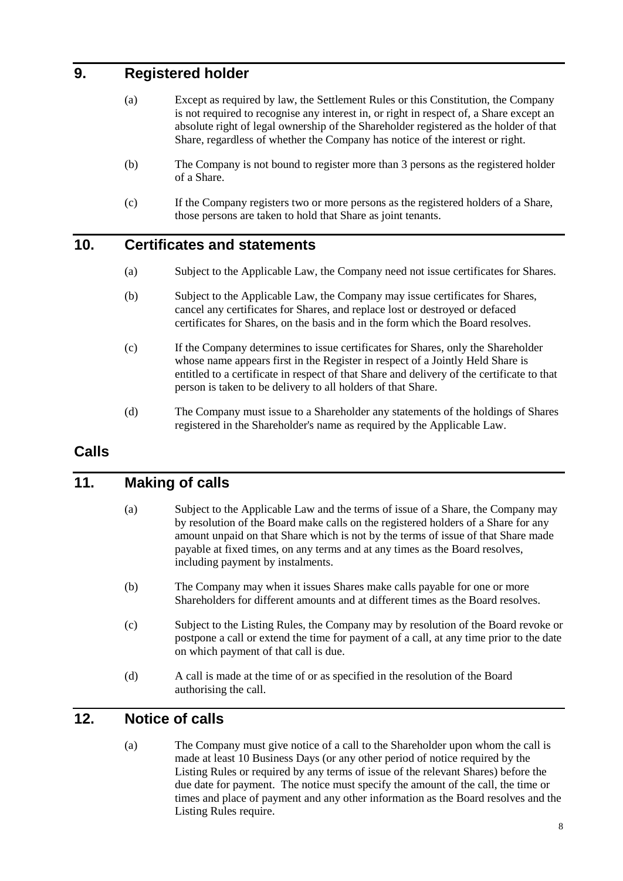## 9. Registered holder

(a) Except as required by law, the Settlement Rules or this Constitution, the Company is not required to recognise any interest in, or right in respect of, a Share except an absolute right of legal ownership of the Shareholder registered as the holder of that Share, regardless of whether the Company has notice of the interest or right.

(b) The Company is not bound to register more than 3 persons as the registered holder of a Share.

(c) If the Company registers two or more persons as the registered holders of a Share, those persons are taken to hold that Share as joint tenants.

## 10. Certificates and statements

(a) Subject to the Applicable Law, the Company need not issue certificates for Shares.

(b) Subject to the Applicable Law, the Company may issue certificates for Shares, cancel any certificates for Shares, and replace lost or destroyed or defaced certificates for Shares, on the basis and in the form which the Board resolves.

(c) If the Company determines to issue certificates for Shares, only the Shareholder whose name appears first in the Register in respect of a Jointly Held Share is entitled to a certificate in respect of that Share and delivery of the certificate to that person is taken to be delivery to all holders of that Share.

(d) The Company must issue to a Shareholder any statements of the holdings of Shares registered in the Shareholder's name as required by the Applicable Law.

# Calls

## 11. Making of calls

(a) Subject to the Applicable Law and the terms of issue of a Share, the Company may by resolution of the Board make calls on the registered holders of a Share for any amount unpaid on that Share which is not by the terms of issue of that Share made payable at fixed times, on any terms and at any times as the Board resolves, including payment by instalments.

(b) The Company may when it issues Shares make calls payable for one or more Shareholders for different amounts and at different times as the Board resolves.

(c) Subject to the Listing Rules, the Company may by resolution of the Board revoke or postpone a call or extend the time for payment of a call, at any time prior to the date on which payment of that call is due.

(d) A call is made at the time of or as specified in the resolution of the Board authorising the call.

## 12. Notice of calls

(a) The Company must give notice of a call to the Shareholder upon whom the call is made at least 10 Business Days (or any other period of notice required by the Listing Rules or required by any terms of issue of the relevant Shares) before the due date for payment. The notice must specify the amount of the call, the time or times and place of payment and any other information as the Board resolves and the Listing Rules require.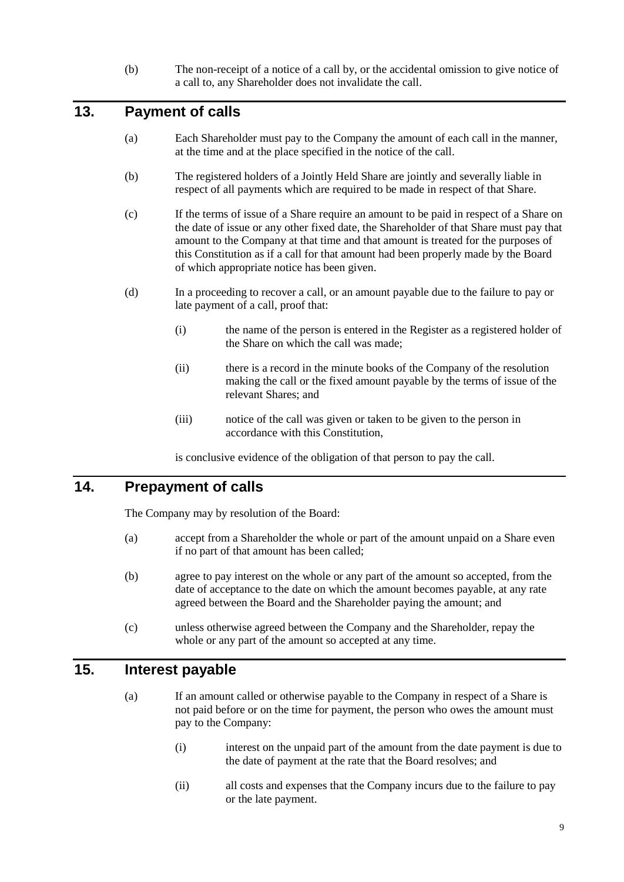(b) The non-receipt of a notice of a call by, or the accidental omission to give notice of a call to, any Shareholder does not invalidate the call.

## 13. Payment of calls

(a) Each Shareholder must pay to the Company the amount of each call in the manner, at the time and at the place specified in the notice of the call.

(b) The registered holders of a Jointly Held Share are jointly and severally liable in respect of all payments which are required to be made in respect of that Share.

(c) If the terms of issue of a Share require an amount to be paid in respect of a Share on the date of issue or any other fixed date, the Shareholder of that Share must pay that amount to the Company at that time and that amount is treated for the purposes of this Constitution as if a call for that amount had been properly made by the Board of which appropriate notice has been given.

(d) In a proceeding to recover a call, or an amount payable due to the failure to pay or late payment of a call, proof that:

   (i) the name of the person is entered in the Register as a registered holder of the Share on which the call was made;

   (ii) there is a record in the minute books of the Company of the resolution making the call or the fixed amount payable by the terms of issue of the relevant Shares; and

   (iii) notice of the call was given or taken to be given to the person in accordance with this Constitution,

   is conclusive evidence of the obligation of that person to pay the call.

## 14. Prepayment of calls

The Company may by resolution of the Board:

(a) accept from a Shareholder the whole or part of the amount unpaid on a Share even if no part of that amount has been called;

(b) agree to pay interest on the whole or any part of the amount so accepted, from the date of acceptance to the date on which the amount becomes payable, at any rate agreed between the Board and the Shareholder paying the amount; and

(c) unless otherwise agreed between the Company and the Shareholder, repay the whole or any part of the amount so accepted at any time.

## 15. Interest payable

(a) If an amount called or otherwise payable to the Company in respect of a Share is not paid before or on the time for payment, the person who owes the amount must pay to the Company:

   (i) interest on the unpaid part of the amount from the date payment is due to the date of payment at the rate that the Board resolves; and

   (ii) all costs and expenses that the Company incurs due to the failure to pay or the late payment.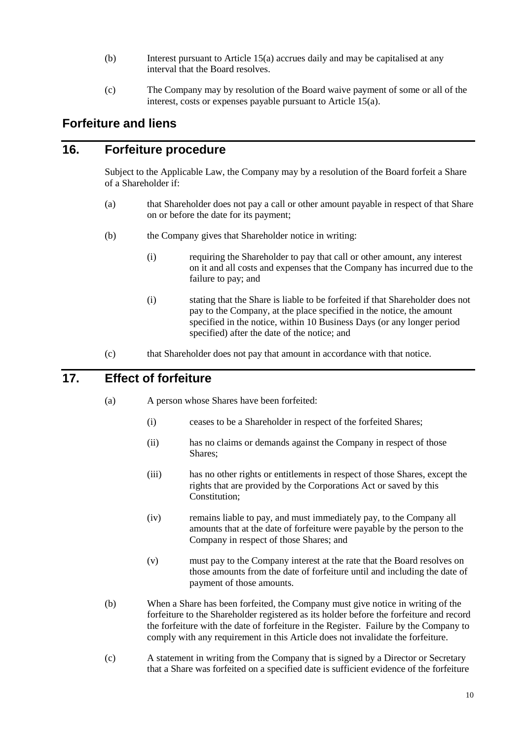(b) Interest pursuant to Article 15(a) accrues daily and may be capitalised at any interval that the Board resolves.

(c) The Company may by resolution of the Board waive payment of some or all of the interest, costs or expenses payable pursuant to Article 15(a).

## Forfeiture and liens

## 16. Forfeiture procedure

Subject to the Applicable Law, the Company may by a resolution of the Board forfeit a Share of a Shareholder if:

(a) that Shareholder does not pay a call or other amount payable in respect of that Share on or before the date for its payment;

(b) the Company gives that Shareholder notice in writing:

(i) requiring the Shareholder to pay that call or other amount, any interest on it and all costs and expenses that the Company has incurred due to the failure to pay; and

(i) stating that the Share is liable to be forfeited if that Shareholder does not pay to the Company, at the place specified in the notice, the amount specified in the notice, within 10 Business Days (or any longer period specified) after the date of the notice; and

(c) that Shareholder does not pay that amount in accordance with that notice.

## 17. Effect of forfeiture

(a) A person whose Shares have been forfeited:

(i) ceases to be a Shareholder in respect of the forfeited Shares;

(ii) has no claims or demands against the Company in respect of those Shares;

(iii) has no other rights or entitlements in respect of those Shares, except the rights that are provided by the Corporations Act or saved by this Constitution;

(iv) remains liable to pay, and must immediately pay, to the Company all amounts that at the date of forfeiture were payable by the person to the Company in respect of those Shares; and

(v) must pay to the Company interest at the rate that the Board resolves on those amounts from the date of forfeiture until and including the date of payment of those amounts.

(b) When a Share has been forfeited, the Company must give notice in writing of the forfeiture to the Shareholder registered as its holder before the forfeiture and record the forfeiture with the date of forfeiture in the Register. Failure by the Company to comply with any requirement in this Article does not invalidate the forfeiture.

(c) A statement in writing from the Company that is signed by a Director or Secretary that a Share was forfeited on a specified date is sufficient evidence of the forfeiture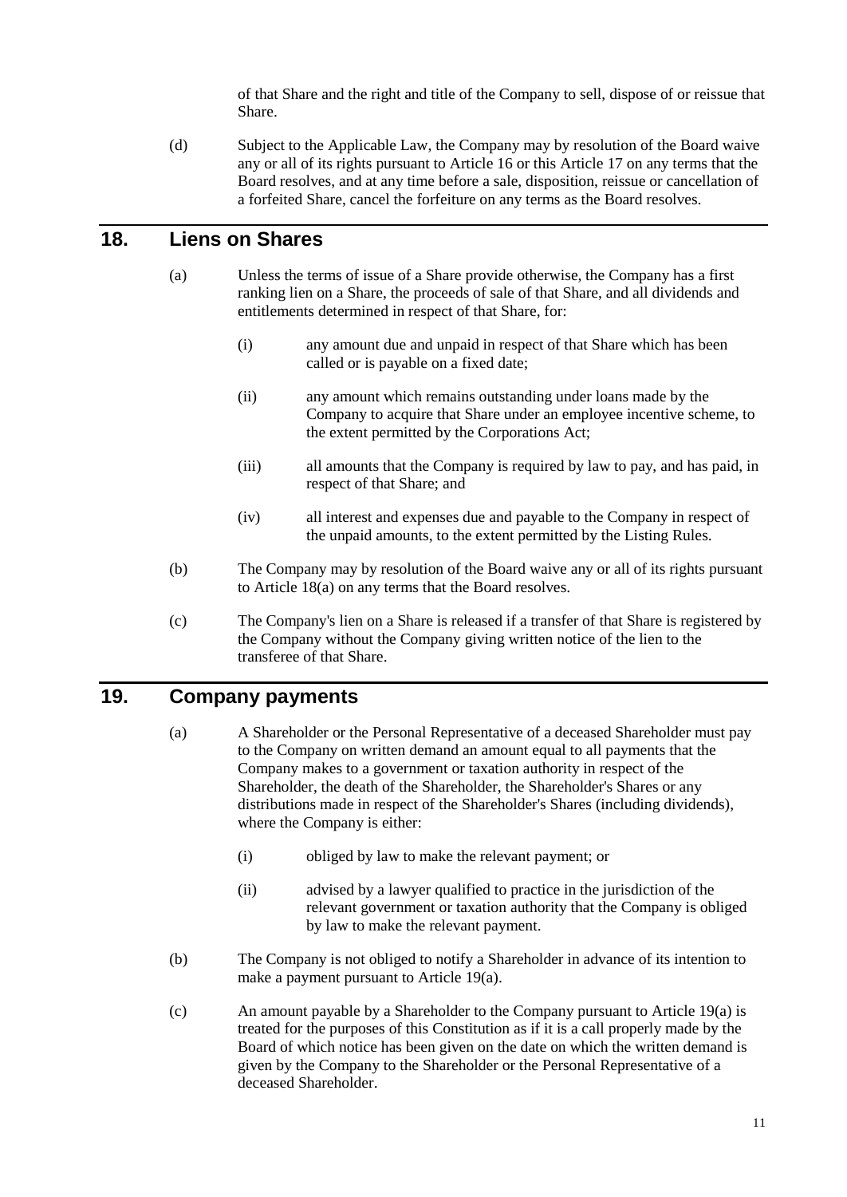of that Share and the right and title of the Company to sell, dispose of or reissue that Share.

(d) Subject to the Applicable Law, the Company may by resolution of the Board waive any or all of its rights pursuant to Article 16 or this Article 17 on any terms that the Board resolves, and at any time before a sale, disposition, reissue or cancellation of a forfeited Share, cancel the forfeiture on any terms as the Board resolves.

## 18. Liens on Shares

(a) Unless the terms of issue of a Share provide otherwise, the Company has a first ranking lien on a Share, the proceeds of sale of that Share, and all dividends and entitlements determined in respect of that Share, for:

  (i) any amount due and unpaid in respect of that Share which has been called or is payable on a fixed date;

  (ii) any amount which remains outstanding under loans made by the Company to acquire that Share under an employee incentive scheme, to the extent permitted by the Corporations Act;

  (iii) all amounts that the Company is required by law to pay, and has paid, in respect of that Share; and

  (iv) all interest and expenses due and payable to the Company in respect of the unpaid amounts, to the extent permitted by the Listing Rules.

(b) The Company may by resolution of the Board waive any or all of its rights pursuant to Article 18(a) on any terms that the Board resolves.

(c) The Company's lien on a Share is released if a transfer of that Share is registered by the Company without the Company giving written notice of the lien to the transferee of that Share.

## 19. Company payments

(a) A Shareholder or the Personal Representative of a deceased Shareholder must pay to the Company on written demand an amount equal to all payments that the Company makes to a government or taxation authority in respect of the Shareholder, the death of the Shareholder, the Shareholder's Shares or any distributions made in respect of the Shareholder's Shares (including dividends), where the Company is either:

  (i) obliged by law to make the relevant payment; or

  (ii) advised by a lawyer qualified to practice in the jurisdiction of the relevant government or taxation authority that the Company is obliged by law to make the relevant payment.

(b) The Company is not obliged to notify a Shareholder in advance of its intention to make a payment pursuant to Article 19(a).

(c) An amount payable by a Shareholder to the Company pursuant to Article 19(a) is treated for the purposes of this Constitution as if it is a call properly made by the Board of which notice has been given on the date on which the written demand is given by the Company to the Shareholder or the Personal Representative of a deceased Shareholder.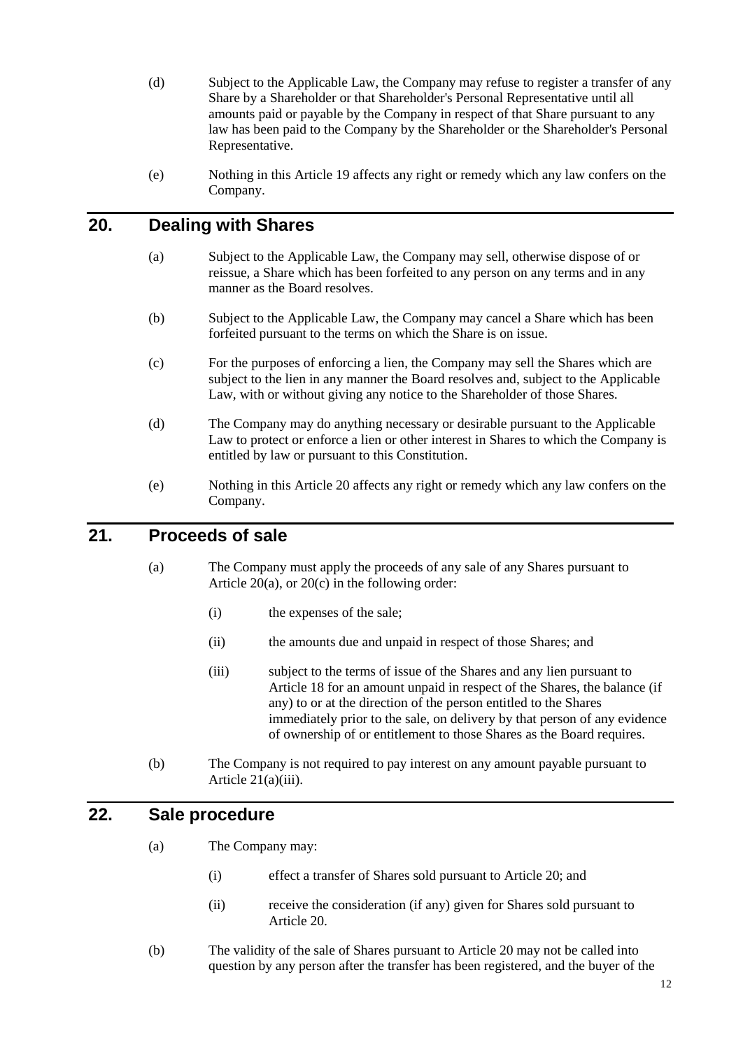(d) Subject to the Applicable Law, the Company may refuse to register a transfer of any Share by a Shareholder or that Shareholder's Personal Representative until all amounts paid or payable by the Company in respect of that Share pursuant to any law has been paid to the Company by the Shareholder or the Shareholder's Personal Representative.

(e) Nothing in this Article 19 affects any right or remedy which any law confers on the Company.

## 20. Dealing with Shares

(a) Subject to the Applicable Law, the Company may sell, otherwise dispose of or reissue, a Share which has been forfeited to any person on any terms and in any manner as the Board resolves.

(b) Subject to the Applicable Law, the Company may cancel a Share which has been forfeited pursuant to the terms on which the Share is on issue.

(c) For the purposes of enforcing a lien, the Company may sell the Shares which are subject to the lien in any manner the Board resolves and, subject to the Applicable Law, with or without giving any notice to the Shareholder of those Shares.

(d) The Company may do anything necessary or desirable pursuant to the Applicable Law to protect or enforce a lien or other interest in Shares to which the Company is entitled by law or pursuant to this Constitution.

(e) Nothing in this Article 20 affects any right or remedy which any law confers on the Company.

## 21. Proceeds of sale

(a) The Company must apply the proceeds of any sale of any Shares pursuant to Article 20(a), or 20(c) in the following order:

  (i) the expenses of the sale;

  (ii) the amounts due and unpaid in respect of those Shares; and

  (iii) subject to the terms of issue of the Shares and any lien pursuant to Article 18 for an amount unpaid in respect of the Shares, the balance (if any) to or at the direction of the person entitled to the Shares immediately prior to the sale, on delivery by that person of any evidence of ownership of or entitlement to those Shares as the Board requires.

(b) The Company is not required to pay interest on any amount payable pursuant to Article 21(a)(iii).

## 22. Sale procedure

(a) The Company may:

  (i) effect a transfer of Shares sold pursuant to Article 20; and

  (ii) receive the consideration (if any) given for Shares sold pursuant to Article 20.

(b) The validity of the sale of Shares pursuant to Article 20 may not be called into question by any person after the transfer has been registered, and the buyer of the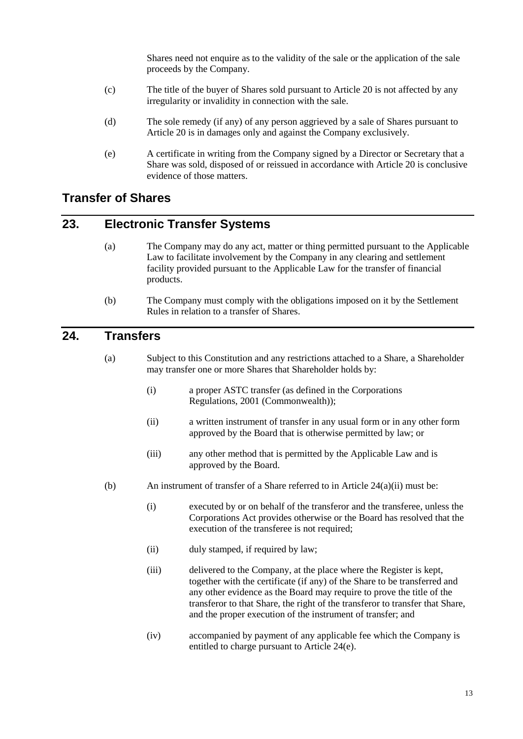Shares need not enquire as to the validity of the sale or the application of the sale proceeds by the Company.

(c) The title of the buyer of Shares sold pursuant to Article 20 is not affected by any irregularity or invalidity in connection with the sale.

(d) The sole remedy (if any) of any person aggrieved by a sale of Shares pursuant to Article 20 is in damages only and against the Company exclusively.

(e) A certificate in writing from the Company signed by a Director or Secretary that a Share was sold, disposed of or reissued in accordance with Article 20 is conclusive evidence of those matters.

## Transfer of Shares

## 23. Electronic Transfer Systems

(a) The Company may do any act, matter or thing permitted pursuant to the Applicable Law to facilitate involvement by the Company in any clearing and settlement facility provided pursuant to the Applicable Law for the transfer of financial products.

(b) The Company must comply with the obligations imposed on it by the Settlement Rules in relation to a transfer of Shares.

## 24. Transfers

(a) Subject to this Constitution and any restrictions attached to a Share, a Shareholder may transfer one or more Shares that Shareholder holds by:

  (i) a proper ASTC transfer (as defined in the Corporations Regulations, 2001 (Commonwealth));

  (ii) a written instrument of transfer in any usual form or in any other form approved by the Board that is otherwise permitted by law; or

  (iii) any other method that is permitted by the Applicable Law and is approved by the Board.

(b) An instrument of transfer of a Share referred to in Article 24(a)(ii) must be:

  (i) executed by or on behalf of the transferor and the transferee, unless the Corporations Act provides otherwise or the Board has resolved that the execution of the transferee is not required;

  (ii) duly stamped, if required by law;

  (iii) delivered to the Company, at the place where the Register is kept, together with the certificate (if any) of the Share to be transferred and any other evidence as the Board may require to prove the title of the transferor to that Share, the right of the transferor to transfer that Share, and the proper execution of the instrument of transfer; and

  (iv) accompanied by payment of any applicable fee which the Company is entitled to charge pursuant to Article 24(e).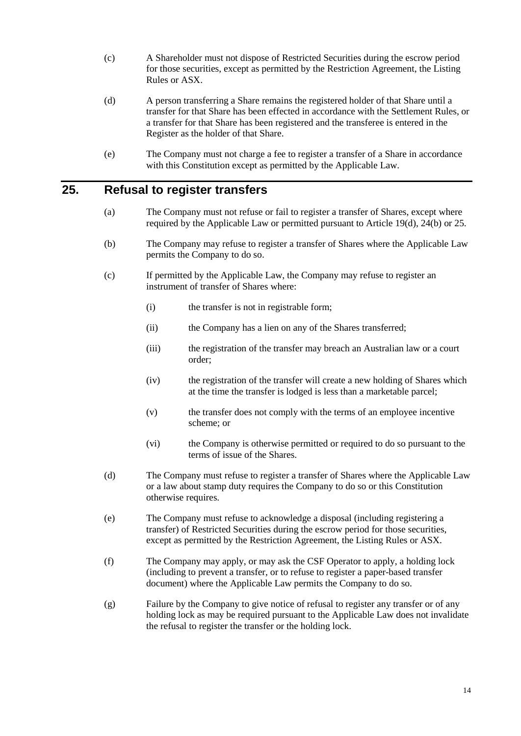(c) A Shareholder must not dispose of Restricted Securities during the escrow period for those securities, except as permitted by the Restriction Agreement, the Listing Rules or ASX.

(d) A person transferring a Share remains the registered holder of that Share until a transfer for that Share has been effected in accordance with the Settlement Rules, or a transfer for that Share has been registered and the transferee is entered in the Register as the holder of that Share.

(e) The Company must not charge a fee to register a transfer of a Share in accordance with this Constitution except as permitted by the Applicable Law.

## 25. Refusal to register transfers

(a) The Company must not refuse or fail to register a transfer of Shares, except where required by the Applicable Law or permitted pursuant to Article 19(d), 24(b) or 25.

(b) The Company may refuse to register a transfer of Shares where the Applicable Law permits the Company to do so.

(c) If permitted by the Applicable Law, the Company may refuse to register an instrument of transfer of Shares where:

(i) the transfer is not in registrable form;

(ii) the Company has a lien on any of the Shares transferred;

(iii) the registration of the transfer may breach an Australian law or a court order;

(iv) the registration of the transfer will create a new holding of Shares which at the time the transfer is lodged is less than a marketable parcel;

(v) the transfer does not comply with the terms of an employee incentive scheme; or

(vi) the Company is otherwise permitted or required to do so pursuant to the terms of issue of the Shares.

(d) The Company must refuse to register a transfer of Shares where the Applicable Law or a law about stamp duty requires the Company to do so or this Constitution otherwise requires.

(e) The Company must refuse to acknowledge a disposal (including registering a transfer) of Restricted Securities during the escrow period for those securities, except as permitted by the Restriction Agreement, the Listing Rules or ASX.

(f) The Company may apply, or may ask the CSF Operator to apply, a holding lock (including to prevent a transfer, or to refuse to register a paper-based transfer document) where the Applicable Law permits the Company to do so.

(g) Failure by the Company to give notice of refusal to register any transfer or of any holding lock as may be required pursuant to the Applicable Law does not invalidate the refusal to register the transfer or the holding lock.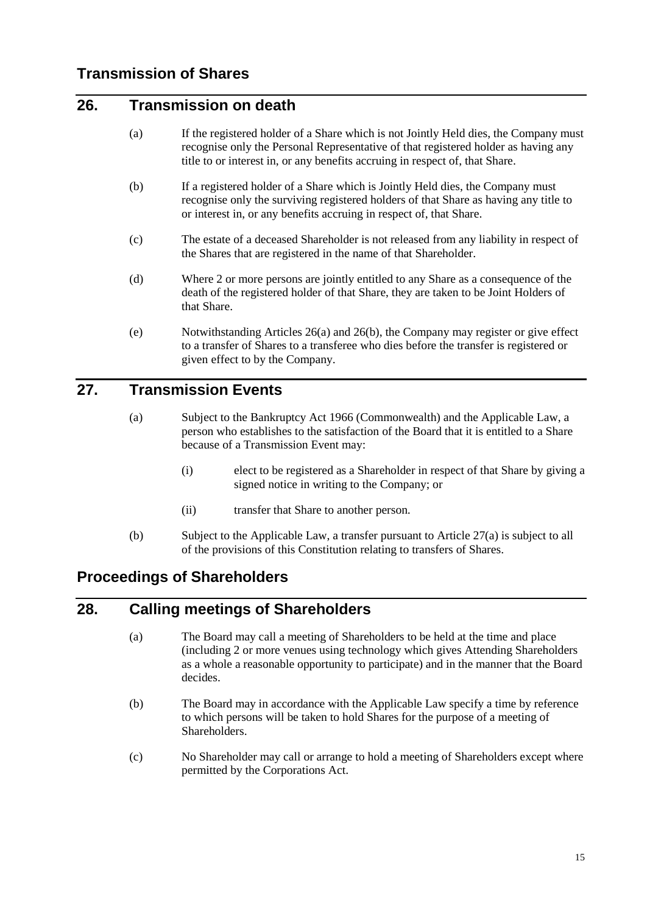## Transmission of Shares

## 26. Transmission on death

(a) If the registered holder of a Share which is not Jointly Held dies, the Company must recognise only the Personal Representative of that registered holder as having any title to or interest in, or any benefits accruing in respect of, that Share.

(b) If a registered holder of a Share which is Jointly Held dies, the Company must recognise only the surviving registered holders of that Share as having any title to or interest in, or any benefits accruing in respect of, that Share.

(c) The estate of a deceased Shareholder is not released from any liability in respect of the Shares that are registered in the name of that Shareholder.

(d) Where 2 or more persons are jointly entitled to any Share as a consequence of the death of the registered holder of that Share, they are taken to be Joint Holders of that Share.

(e) Notwithstanding Articles 26(a) and 26(b), the Company may register or give effect to a transfer of Shares to a transferee who dies before the transfer is registered or given effect to by the Company.

## 27. Transmission Events

(a) Subject to the Bankruptcy Act 1966 (Commonwealth) and the Applicable Law, a person who establishes to the satisfaction of the Board that it is entitled to a Share because of a Transmission Event may:

   (i) elect to be registered as a Shareholder in respect of that Share by giving a signed notice in writing to the Company; or

   (ii) transfer that Share to another person.

(b) Subject to the Applicable Law, a transfer pursuant to Article 27(a) is subject to all of the provisions of this Constitution relating to transfers of Shares.

## Proceedings of Shareholders

## 28. Calling meetings of Shareholders

(a) The Board may call a meeting of Shareholders to be held at the time and place (including 2 or more venues using technology which gives Attending Shareholders as a whole a reasonable opportunity to participate) and in the manner that the Board decides.

(b) The Board may in accordance with the Applicable Law specify a time by reference to which persons will be taken to hold Shares for the purpose of a meeting of Shareholders.

(c) No Shareholder may call or arrange to hold a meeting of Shareholders except where permitted by the Corporations Act.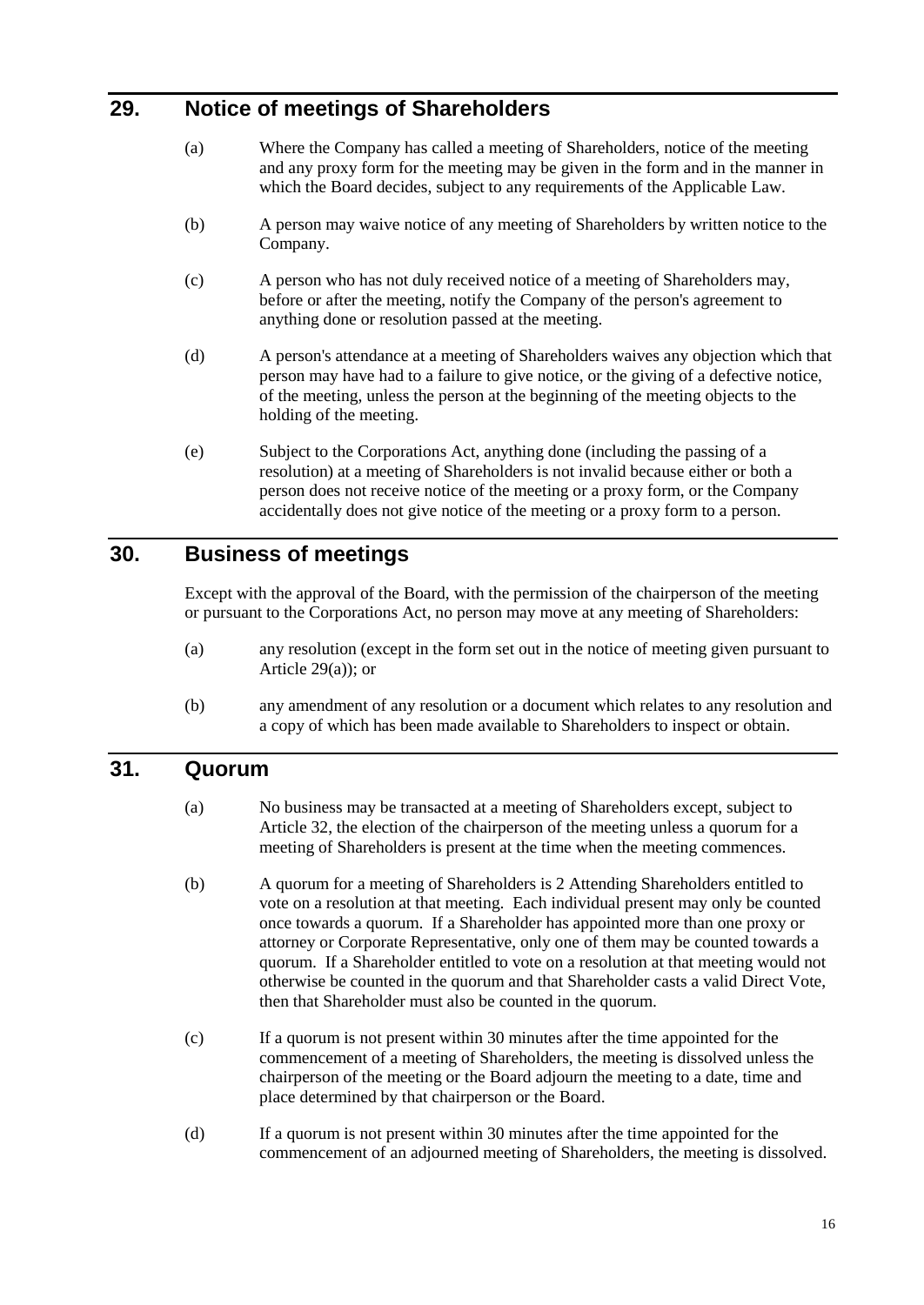## 29. Notice of meetings of Shareholders

(a) Where the Company has called a meeting of Shareholders, notice of the meeting and any proxy form for the meeting may be given in the form and in the manner in which the Board decides, subject to any requirements of the Applicable Law.

(b) A person may waive notice of any meeting of Shareholders by written notice to the Company.

(c) A person who has not duly received notice of a meeting of Shareholders may, before or after the meeting, notify the Company of the person's agreement to anything done or resolution passed at the meeting.

(d) A person's attendance at a meeting of Shareholders waives any objection which that person may have had to a failure to give notice, or the giving of a defective notice, of the meeting, unless the person at the beginning of the meeting objects to the holding of the meeting.

(e) Subject to the Corporations Act, anything done (including the passing of a resolution) at a meeting of Shareholders is not invalid because either or both a person does not receive notice of the meeting or a proxy form, or the Company accidentally does not give notice of the meeting or a proxy form to a person.

## 30. Business of meetings

Except with the approval of the Board, with the permission of the chairperson of the meeting or pursuant to the Corporations Act, no person may move at any meeting of Shareholders:

(a) any resolution (except in the form set out in the notice of meeting given pursuant to Article 29(a)); or

(b) any amendment of any resolution or a document which relates to any resolution and a copy of which has been made available to Shareholders to inspect or obtain.

## 31. Quorum

(a) No business may be transacted at a meeting of Shareholders except, subject to Article 32, the election of the chairperson of the meeting unless a quorum for a meeting of Shareholders is present at the time when the meeting commences.

(b) A quorum for a meeting of Shareholders is 2 Attending Shareholders entitled to vote on a resolution at that meeting. Each individual present may only be counted once towards a quorum. If a Shareholder has appointed more than one proxy or attorney or Corporate Representative, only one of them may be counted towards a quorum. If a Shareholder entitled to vote on a resolution at that meeting would not otherwise be counted in the quorum and that Shareholder casts a valid Direct Vote, then that Shareholder must also be counted in the quorum.

(c) If a quorum is not present within 30 minutes after the time appointed for the commencement of a meeting of Shareholders, the meeting is dissolved unless the chairperson of the meeting or the Board adjourn the meeting to a date, time and place determined by that chairperson or the Board.

(d) If a quorum is not present within 30 minutes after the time appointed for the commencement of an adjourned meeting of Shareholders, the meeting is dissolved.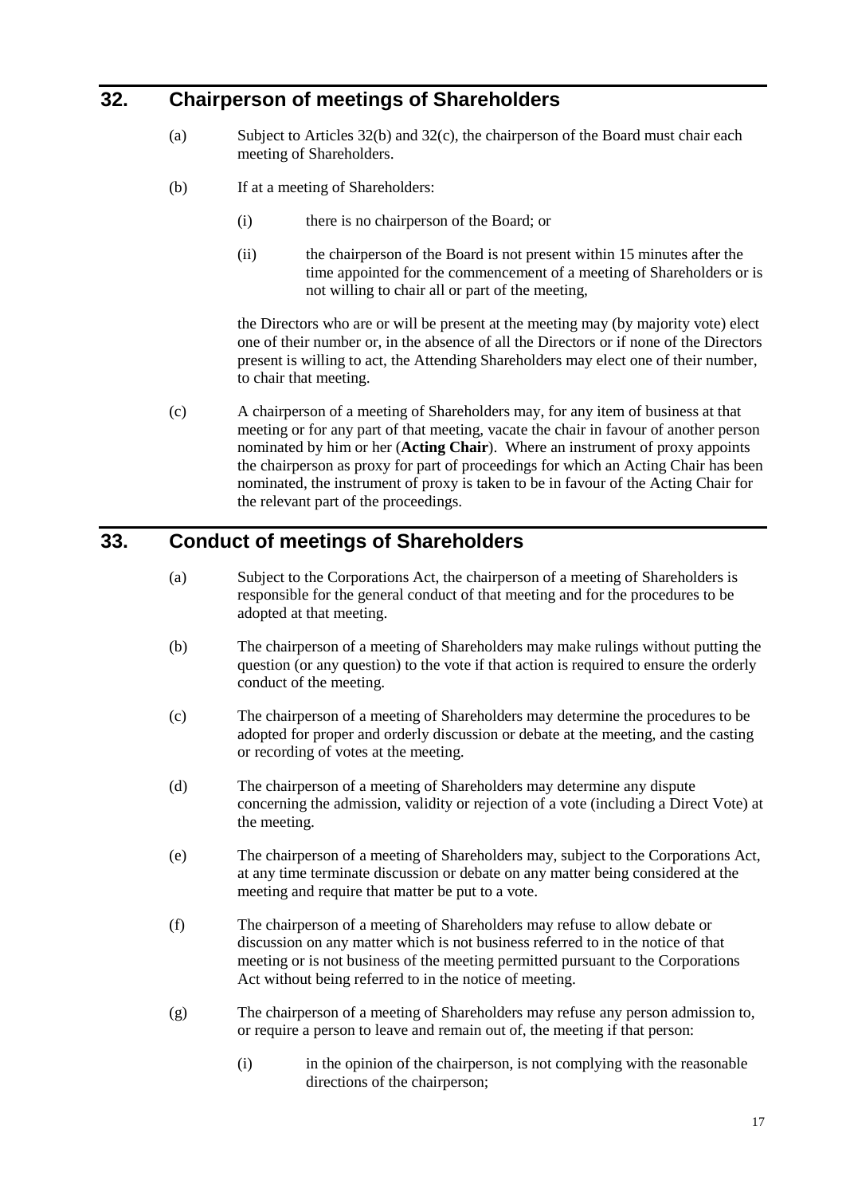## 32. Chairperson of meetings of Shareholders

(a) Subject to Articles 32(b) and 32(c), the chairperson of the Board must chair each meeting of Shareholders.

(b) If at a meeting of Shareholders:

(i) there is no chairperson of the Board; or

(ii) the chairperson of the Board is not present within 15 minutes after the time appointed for the commencement of a meeting of Shareholders or is not willing to chair all or part of the meeting,

the Directors who are or will be present at the meeting may (by majority vote) elect one of their number or, in the absence of all the Directors or if none of the Directors present is willing to act, the Attending Shareholders may elect one of their number, to chair that meeting.

(c) A chairperson of a meeting of Shareholders may, for any item of business at that meeting or for any part of that meeting, vacate the chair in favour of another person nominated by him or her (**Acting Chair**). Where an instrument of proxy appoints the chairperson as proxy for part of proceedings for which an Acting Chair has been nominated, the instrument of proxy is taken to be in favour of the Acting Chair for the relevant part of the proceedings.

## 33. Conduct of meetings of Shareholders

(a) Subject to the Corporations Act, the chairperson of a meeting of Shareholders is responsible for the general conduct of that meeting and for the procedures to be adopted at that meeting.

(b) The chairperson of a meeting of Shareholders may make rulings without putting the question (or any question) to the vote if that action is required to ensure the orderly conduct of the meeting.

(c) The chairperson of a meeting of Shareholders may determine the procedures to be adopted for proper and orderly discussion or debate at the meeting, and the casting or recording of votes at the meeting.

(d) The chairperson of a meeting of Shareholders may determine any dispute concerning the admission, validity or rejection of a vote (including a Direct Vote) at the meeting.

(e) The chairperson of a meeting of Shareholders may, subject to the Corporations Act, at any time terminate discussion or debate on any matter being considered at the meeting and require that matter be put to a vote.

(f) The chairperson of a meeting of Shareholders may refuse to allow debate or discussion on any matter which is not business referred to in the notice of that meeting or is not business of the meeting permitted pursuant to the Corporations Act without being referred to in the notice of meeting.

(g) The chairperson of a meeting of Shareholders may refuse any person admission to, or require a person to leave and remain out of, the meeting if that person:

(i) in the opinion of the chairperson, is not complying with the reasonable directions of the chairperson;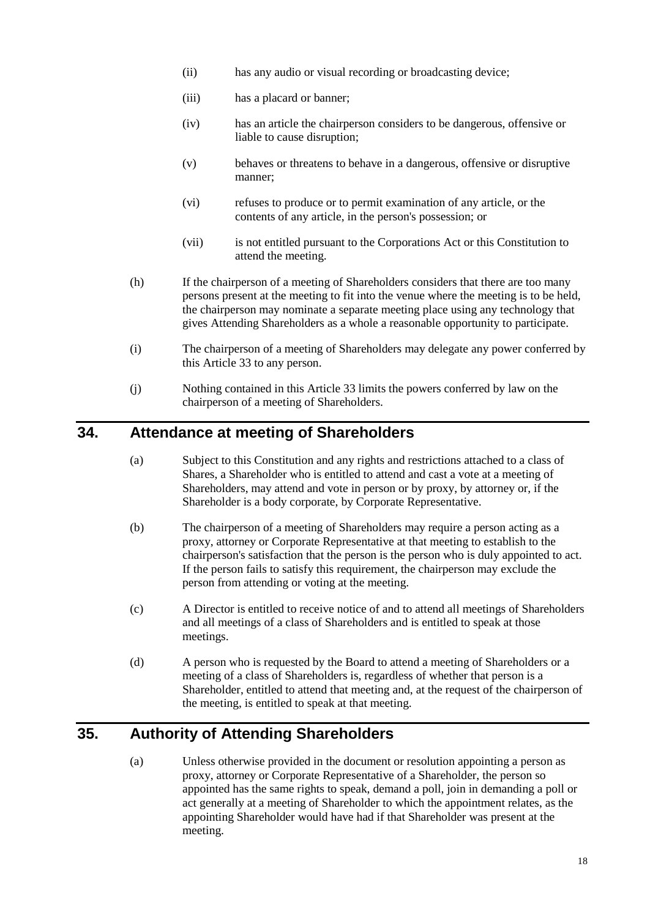(ii) has any audio or visual recording or broadcasting device;

(iii) has a placard or banner;

(iv) has an article the chairperson considers to be dangerous, offensive or liable to cause disruption;

(v) behaves or threatens to behave in a dangerous, offensive or disruptive manner;

(vi) refuses to produce or to permit examination of any article, or the contents of any article, in the person's possession; or

(vii) is not entitled pursuant to the Corporations Act or this Constitution to attend the meeting.

(h) If the chairperson of a meeting of Shareholders considers that there are too many persons present at the meeting to fit into the venue where the meeting is to be held, the chairperson may nominate a separate meeting place using any technology that gives Attending Shareholders as a whole a reasonable opportunity to participate.

(i) The chairperson of a meeting of Shareholders may delegate any power conferred by this Article 33 to any person.

(j) Nothing contained in this Article 33 limits the powers conferred by law on the chairperson of a meeting of Shareholders.

## 34. Attendance at meeting of Shareholders

(a) Subject to this Constitution and any rights and restrictions attached to a class of Shares, a Shareholder who is entitled to attend and cast a vote at a meeting of Shareholders, may attend and vote in person or by proxy, by attorney or, if the Shareholder is a body corporate, by Corporate Representative.

(b) The chairperson of a meeting of Shareholders may require a person acting as a proxy, attorney or Corporate Representative at that meeting to establish to the chairperson's satisfaction that the person is the person who is duly appointed to act. If the person fails to satisfy this requirement, the chairperson may exclude the person from attending or voting at the meeting.

(c) A Director is entitled to receive notice of and to attend all meetings of Shareholders and all meetings of a class of Shareholders and is entitled to speak at those meetings.

(d) A person who is requested by the Board to attend a meeting of Shareholders or a meeting of a class of Shareholders is, regardless of whether that person is a Shareholder, entitled to attend that meeting and, at the request of the chairperson of the meeting, is entitled to speak at that meeting.

## 35. Authority of Attending Shareholders

(a) Unless otherwise provided in the document or resolution appointing a person as proxy, attorney or Corporate Representative of a Shareholder, the person so appointed has the same rights to speak, demand a poll, join in demanding a poll or act generally at a meeting of Shareholder to which the appointment relates, as the appointing Shareholder would have had if that Shareholder was present at the meeting.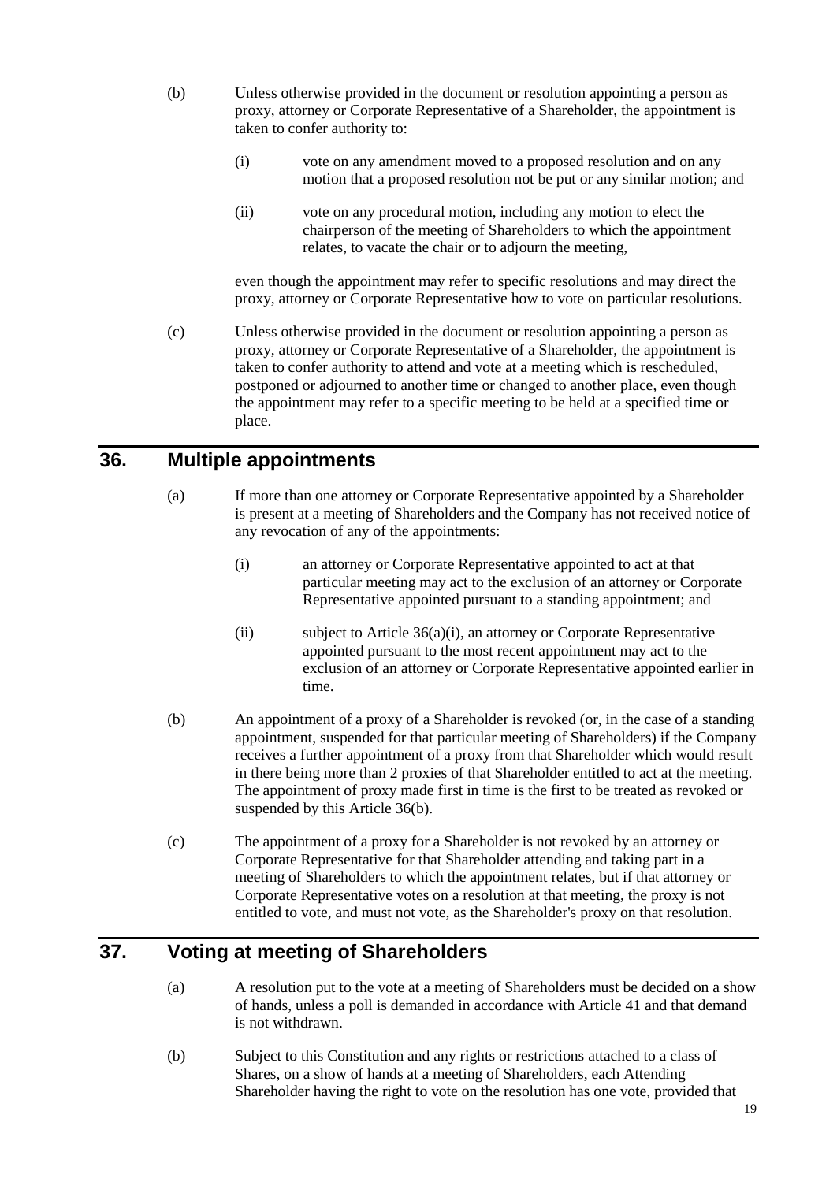(b) Unless otherwise provided in the document or resolution appointing a person as proxy, attorney or Corporate Representative of a Shareholder, the appointment is taken to confer authority to:

   (i) vote on any amendment moved to a proposed resolution and on any motion that a proposed resolution not be put or any similar motion; and

   (ii) vote on any procedural motion, including any motion to elect the chairperson of the meeting of Shareholders to which the appointment relates, to vacate the chair or to adjourn the meeting,

   even though the appointment may refer to specific resolutions and may direct the proxy, attorney or Corporate Representative how to vote on particular resolutions.

(c) Unless otherwise provided in the document or resolution appointing a person as proxy, attorney or Corporate Representative of a Shareholder, the appointment is taken to confer authority to attend and vote at a meeting which is rescheduled, postponed or adjourned to another time or changed to another place, even though the appointment may refer to a specific meeting to be held at a specified time or place.

## 36. Multiple appointments

(a) If more than one attorney or Corporate Representative appointed by a Shareholder is present at a meeting of Shareholders and the Company has not received notice of any revocation of any of the appointments:

   (i) an attorney or Corporate Representative appointed to act at that particular meeting may act to the exclusion of an attorney or Corporate Representative appointed pursuant to a standing appointment; and

   (ii) subject to Article 36(a)(i), an attorney or Corporate Representative appointed pursuant to the most recent appointment may act to the exclusion of an attorney or Corporate Representative appointed earlier in time.

(b) An appointment of a proxy of a Shareholder is revoked (or, in the case of a standing appointment, suspended for that particular meeting of Shareholders) if the Company receives a further appointment of a proxy from that Shareholder which would result in there being more than 2 proxies of that Shareholder entitled to act at the meeting. The appointment of proxy made first in time is the first to be treated as revoked or suspended by this Article 36(b).

(c) The appointment of a proxy for a Shareholder is not revoked by an attorney or Corporate Representative for that Shareholder attending and taking part in a meeting of Shareholders to which the appointment relates, but if that attorney or Corporate Representative votes on a resolution at that meeting, the proxy is not entitled to vote, and must not vote, as the Shareholder's proxy on that resolution.

## 37. Voting at meeting of Shareholders

(a) A resolution put to the vote at a meeting of Shareholders must be decided on a show of hands, unless a poll is demanded in accordance with Article 41 and that demand is not withdrawn.

(b) Subject to this Constitution and any rights or restrictions attached to a class of Shares, on a show of hands at a meeting of Shareholders, each Attending Shareholder having the right to vote on the resolution has one vote, provided that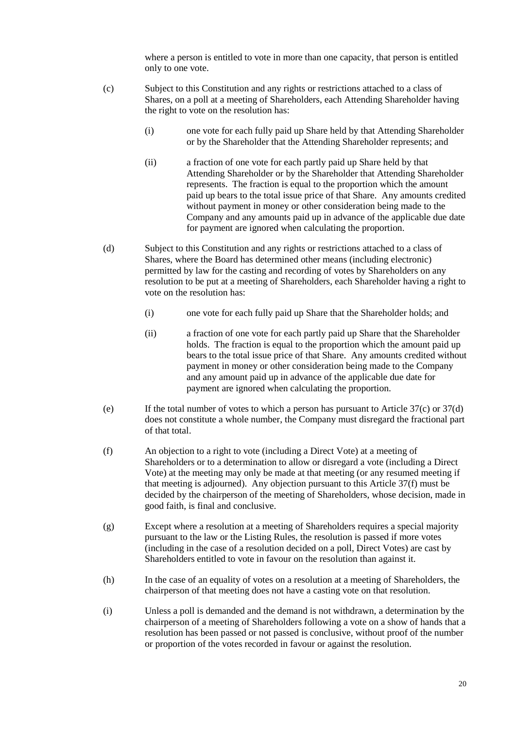where a person is entitled to vote in more than one capacity, that person is entitled only to one vote.

(c) Subject to this Constitution and any rights or restrictions attached to a class of Shares, on a poll at a meeting of Shareholders, each Attending Shareholder having the right to vote on the resolution has:

(i) one vote for each fully paid up Share held by that Attending Shareholder or by the Shareholder that the Attending Shareholder represents; and

(ii) a fraction of one vote for each partly paid up Share held by that Attending Shareholder or by the Shareholder that Attending Shareholder represents. The fraction is equal to the proportion which the amount paid up bears to the total issue price of that Share. Any amounts credited without payment in money or other consideration being made to the Company and any amounts paid up in advance of the applicable due date for payment are ignored when calculating the proportion.

(d) Subject to this Constitution and any rights or restrictions attached to a class of Shares, where the Board has determined other means (including electronic) permitted by law for the casting and recording of votes by Shareholders on any resolution to be put at a meeting of Shareholders, each Shareholder having a right to vote on the resolution has:

(i) one vote for each fully paid up Share that the Shareholder holds; and

(ii) a fraction of one vote for each partly paid up Share that the Shareholder holds. The fraction is equal to the proportion which the amount paid up bears to the total issue price of that Share. Any amounts credited without payment in money or other consideration being made to the Company and any amount paid up in advance of the applicable due date for payment are ignored when calculating the proportion.

(e) If the total number of votes to which a person has pursuant to Article 37(c) or 37(d) does not constitute a whole number, the Company must disregard the fractional part of that total.

(f) An objection to a right to vote (including a Direct Vote) at a meeting of Shareholders or to a determination to allow or disregard a vote (including a Direct Vote) at the meeting may only be made at that meeting (or any resumed meeting if that meeting is adjourned). Any objection pursuant to this Article 37(f) must be decided by the chairperson of the meeting of Shareholders, whose decision, made in good faith, is final and conclusive.

(g) Except where a resolution at a meeting of Shareholders requires a special majority pursuant to the law or the Listing Rules, the resolution is passed if more votes (including in the case of a resolution decided on a poll, Direct Votes) are cast by Shareholders entitled to vote in favour on the resolution than against it.

(h) In the case of an equality of votes on a resolution at a meeting of Shareholders, the chairperson of that meeting does not have a casting vote on that resolution.

(i) Unless a poll is demanded and the demand is not withdrawn, a determination by the chairperson of a meeting of Shareholders following a vote on a show of hands that a resolution has been passed or not passed is conclusive, without proof of the number or proportion of the votes recorded in favour or against the resolution.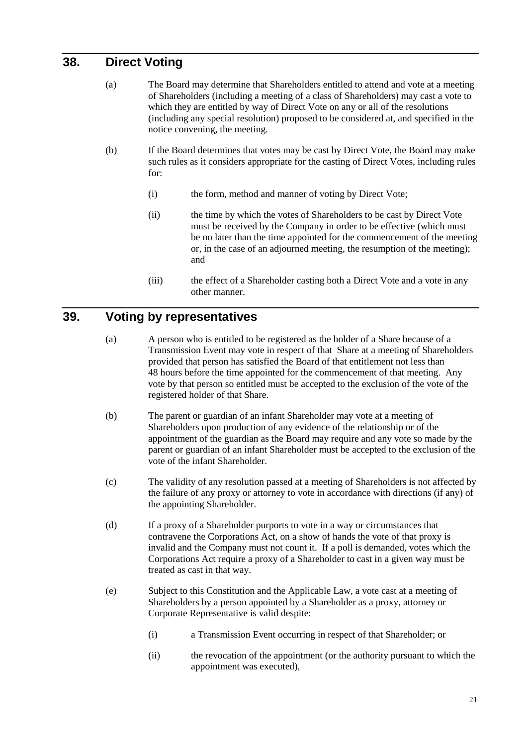## 38. Direct Voting

(a) The Board may determine that Shareholders entitled to attend and vote at a meeting of Shareholders (including a meeting of a class of Shareholders) may cast a vote to which they are entitled by way of Direct Vote on any or all of the resolutions (including any special resolution) proposed to be considered at, and specified in the notice convening, the meeting.

(b) If the Board determines that votes may be cast by Direct Vote, the Board may make such rules as it considers appropriate for the casting of Direct Votes, including rules for:

(i) the form, method and manner of voting by Direct Vote;

(ii) the time by which the votes of Shareholders to be cast by Direct Vote must be received by the Company in order to be effective (which must be no later than the time appointed for the commencement of the meeting or, in the case of an adjourned meeting, the resumption of the meeting); and

(iii) the effect of a Shareholder casting both a Direct Vote and a vote in any other manner.

## 39. Voting by representatives

(a) A person who is entitled to be registered as the holder of a Share because of a Transmission Event may vote in respect of that Share at a meeting of Shareholders provided that person has satisfied the Board of that entitlement not less than 48 hours before the time appointed for the commencement of that meeting. Any vote by that person so entitled must be accepted to the exclusion of the vote of the registered holder of that Share.

(b) The parent or guardian of an infant Shareholder may vote at a meeting of Shareholders upon production of any evidence of the relationship or of the appointment of the guardian as the Board may require and any vote so made by the parent or guardian of an infant Shareholder must be accepted to the exclusion of the vote of the infant Shareholder.

(c) The validity of any resolution passed at a meeting of Shareholders is not affected by the failure of any proxy or attorney to vote in accordance with directions (if any) of the appointing Shareholder.

(d) If a proxy of a Shareholder purports to vote in a way or circumstances that contravene the Corporations Act, on a show of hands the vote of that proxy is invalid and the Company must not count it. If a poll is demanded, votes which the Corporations Act require a proxy of a Shareholder to cast in a given way must be treated as cast in that way.

(e) Subject to this Constitution and the Applicable Law, a vote cast at a meeting of Shareholders by a person appointed by a Shareholder as a proxy, attorney or Corporate Representative is valid despite:

(i) a Transmission Event occurring in respect of that Shareholder; or

(ii) the revocation of the appointment (or the authority pursuant to which the appointment was executed),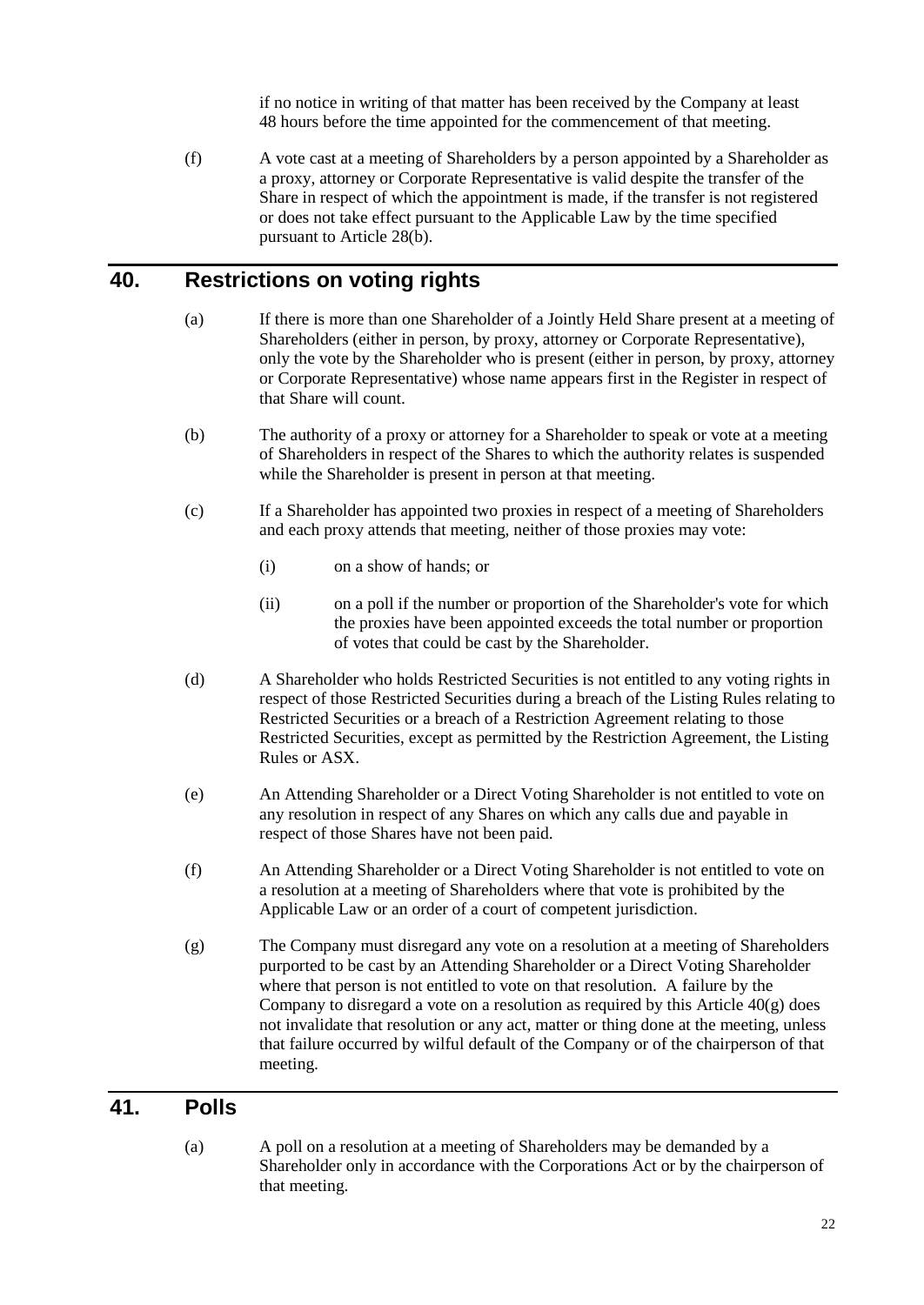if no notice in writing of that matter has been received by the Company at least 48 hours before the time appointed for the commencement of that meeting.

(f) A vote cast at a meeting of Shareholders by a person appointed by a Shareholder as a proxy, attorney or Corporate Representative is valid despite the transfer of the Share in respect of which the appointment is made, if the transfer is not registered or does not take effect pursuant to the Applicable Law by the time specified pursuant to Article 28(b).

## 40. Restrictions on voting rights

(a) If there is more than one Shareholder of a Jointly Held Share present at a meeting of Shareholders (either in person, by proxy, attorney or Corporate Representative), only the vote by the Shareholder who is present (either in person, by proxy, attorney or Corporate Representative) whose name appears first in the Register in respect of that Share will count.

(b) The authority of a proxy or attorney for a Shareholder to speak or vote at a meeting of Shareholders in respect of the Shares to which the authority relates is suspended while the Shareholder is present in person at that meeting.

(c) If a Shareholder has appointed two proxies in respect of a meeting of Shareholders and each proxy attends that meeting, neither of those proxies may vote:

(i) on a show of hands; or

(ii) on a poll if the number or proportion of the Shareholder's vote for which the proxies have been appointed exceeds the total number or proportion of votes that could be cast by the Shareholder.

(d) A Shareholder who holds Restricted Securities is not entitled to any voting rights in respect of those Restricted Securities during a breach of the Listing Rules relating to Restricted Securities or a breach of a Restriction Agreement relating to those Restricted Securities, except as permitted by the Restriction Agreement, the Listing Rules or ASX.

(e) An Attending Shareholder or a Direct Voting Shareholder is not entitled to vote on any resolution in respect of any Shares on which any calls due and payable in respect of those Shares have not been paid.

(f) An Attending Shareholder or a Direct Voting Shareholder is not entitled to vote on a resolution at a meeting of Shareholders where that vote is prohibited by the Applicable Law or an order of a court of competent jurisdiction.

(g) The Company must disregard any vote on a resolution at a meeting of Shareholders purported to be cast by an Attending Shareholder or a Direct Voting Shareholder where that person is not entitled to vote on that resolution. A failure by the Company to disregard a vote on a resolution as required by this Article 40(g) does not invalidate that resolution or any act, matter or thing done at the meeting, unless that failure occurred by wilful default of the Company or of the chairperson of that meeting.

## 41. Polls

(a) A poll on a resolution at a meeting of Shareholders may be demanded by a Shareholder only in accordance with the Corporations Act or by the chairperson of that meeting.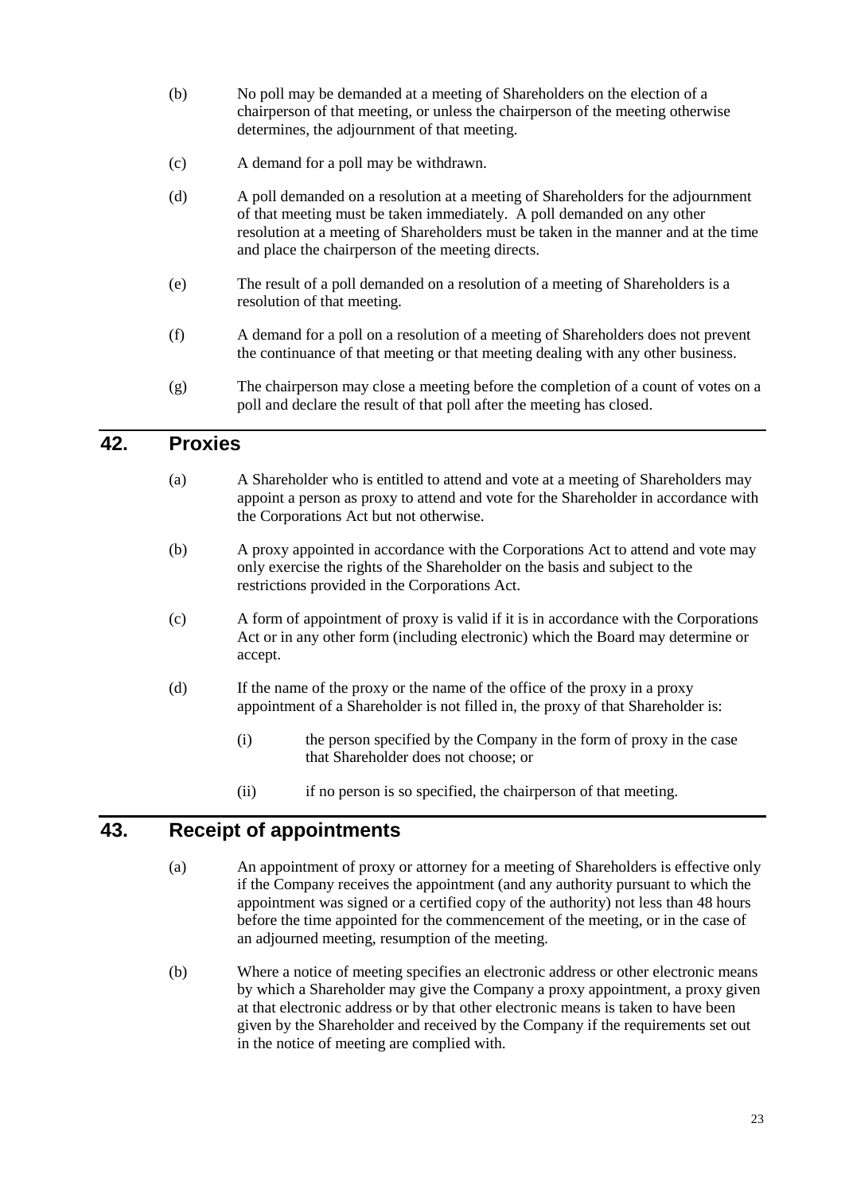(b) No poll may be demanded at a meeting of Shareholders on the election of a chairperson of that meeting, or unless the chairperson of the meeting otherwise determines, the adjournment of that meeting.

(c) A demand for a poll may be withdrawn.

(d) A poll demanded on a resolution at a meeting of Shareholders for the adjournment of that meeting must be taken immediately. A poll demanded on any other resolution at a meeting of Shareholders must be taken in the manner and at the time and place the chairperson of the meeting directs.

(e) The result of a poll demanded on a resolution of a meeting of Shareholders is a resolution of that meeting.

(f) A demand for a poll on a resolution of a meeting of Shareholders does not prevent the continuance of that meeting or that meeting dealing with any other business.

(g) The chairperson may close a meeting before the completion of a count of votes on a poll and declare the result of that poll after the meeting has closed.

## 42. Proxies

(a) A Shareholder who is entitled to attend and vote at a meeting of Shareholders may appoint a person as proxy to attend and vote for the Shareholder in accordance with the Corporations Act but not otherwise.

(b) A proxy appointed in accordance with the Corporations Act to attend and vote may only exercise the rights of the Shareholder on the basis and subject to the restrictions provided in the Corporations Act.

(c) A form of appointment of proxy is valid if it is in accordance with the Corporations Act or in any other form (including electronic) which the Board may determine or accept.

(d) If the name of the proxy or the name of the office of the proxy in a proxy appointment of a Shareholder is not filled in, the proxy of that Shareholder is:

(i) the person specified by the Company in the form of proxy in the case that Shareholder does not choose; or

(ii) if no person is so specified, the chairperson of that meeting.

## 43. Receipt of appointments

(a) An appointment of proxy or attorney for a meeting of Shareholders is effective only if the Company receives the appointment (and any authority pursuant to which the appointment was signed or a certified copy of the authority) not less than 48 hours before the time appointed for the commencement of the meeting, or in the case of an adjourned meeting, resumption of the meeting.

(b) Where a notice of meeting specifies an electronic address or other electronic means by which a Shareholder may give the Company a proxy appointment, a proxy given at that electronic address or by that other electronic means is taken to have been given by the Shareholder and received by the Company if the requirements set out in the notice of meeting are complied with.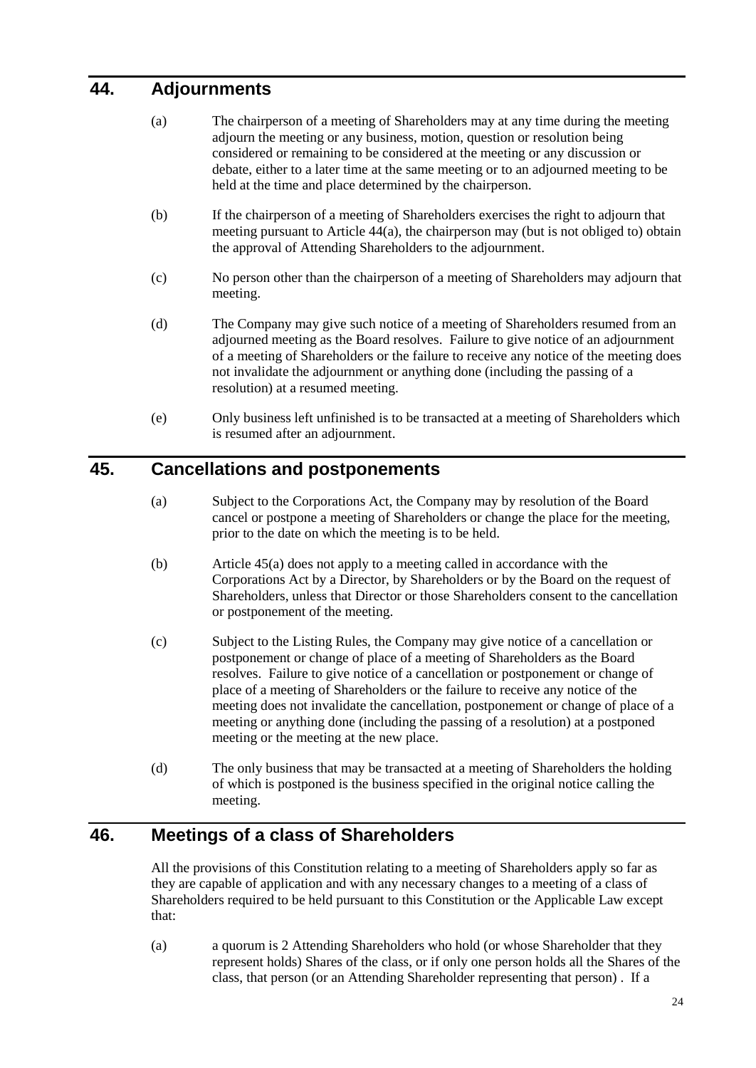## 44. Adjournments

(a) The chairperson of a meeting of Shareholders may at any time during the meeting adjourn the meeting or any business, motion, question or resolution being considered or remaining to be considered at the meeting or any discussion or debate, either to a later time at the same meeting or to an adjourned meeting to be held at the time and place determined by the chairperson.

(b) If the chairperson of a meeting of Shareholders exercises the right to adjourn that meeting pursuant to Article 44(a), the chairperson may (but is not obliged to) obtain the approval of Attending Shareholders to the adjournment.

(c) No person other than the chairperson of a meeting of Shareholders may adjourn that meeting.

(d) The Company may give such notice of a meeting of Shareholders resumed from an adjourned meeting as the Board resolves. Failure to give notice of an adjournment of a meeting of Shareholders or the failure to receive any notice of the meeting does not invalidate the adjournment or anything done (including the passing of a resolution) at a resumed meeting.

(e) Only business left unfinished is to be transacted at a meeting of Shareholders which is resumed after an adjournment.

## 45. Cancellations and postponements

(a) Subject to the Corporations Act, the Company may by resolution of the Board cancel or postpone a meeting of Shareholders or change the place for the meeting, prior to the date on which the meeting is to be held.

(b) Article 45(a) does not apply to a meeting called in accordance with the Corporations Act by a Director, by Shareholders or by the Board on the request of Shareholders, unless that Director or those Shareholders consent to the cancellation or postponement of the meeting.

(c) Subject to the Listing Rules, the Company may give notice of a cancellation or postponement or change of place of a meeting of Shareholders as the Board resolves. Failure to give notice of a cancellation or postponement or change of place of a meeting of Shareholders or the failure to receive any notice of the meeting does not invalidate the cancellation, postponement or change of place of a meeting or anything done (including the passing of a resolution) at a postponed meeting or the meeting at the new place.

(d) The only business that may be transacted at a meeting of Shareholders the holding of which is postponed is the business specified in the original notice calling the meeting.

## 46. Meetings of a class of Shareholders

All the provisions of this Constitution relating to a meeting of Shareholders apply so far as they are capable of application and with any necessary changes to a meeting of a class of Shareholders required to be held pursuant to this Constitution or the Applicable Law except that:

(a) a quorum is 2 Attending Shareholders who hold (or whose Shareholder that they represent holds) Shares of the class, or if only one person holds all the Shares of the class, that person (or an Attending Shareholder representing that person) . If a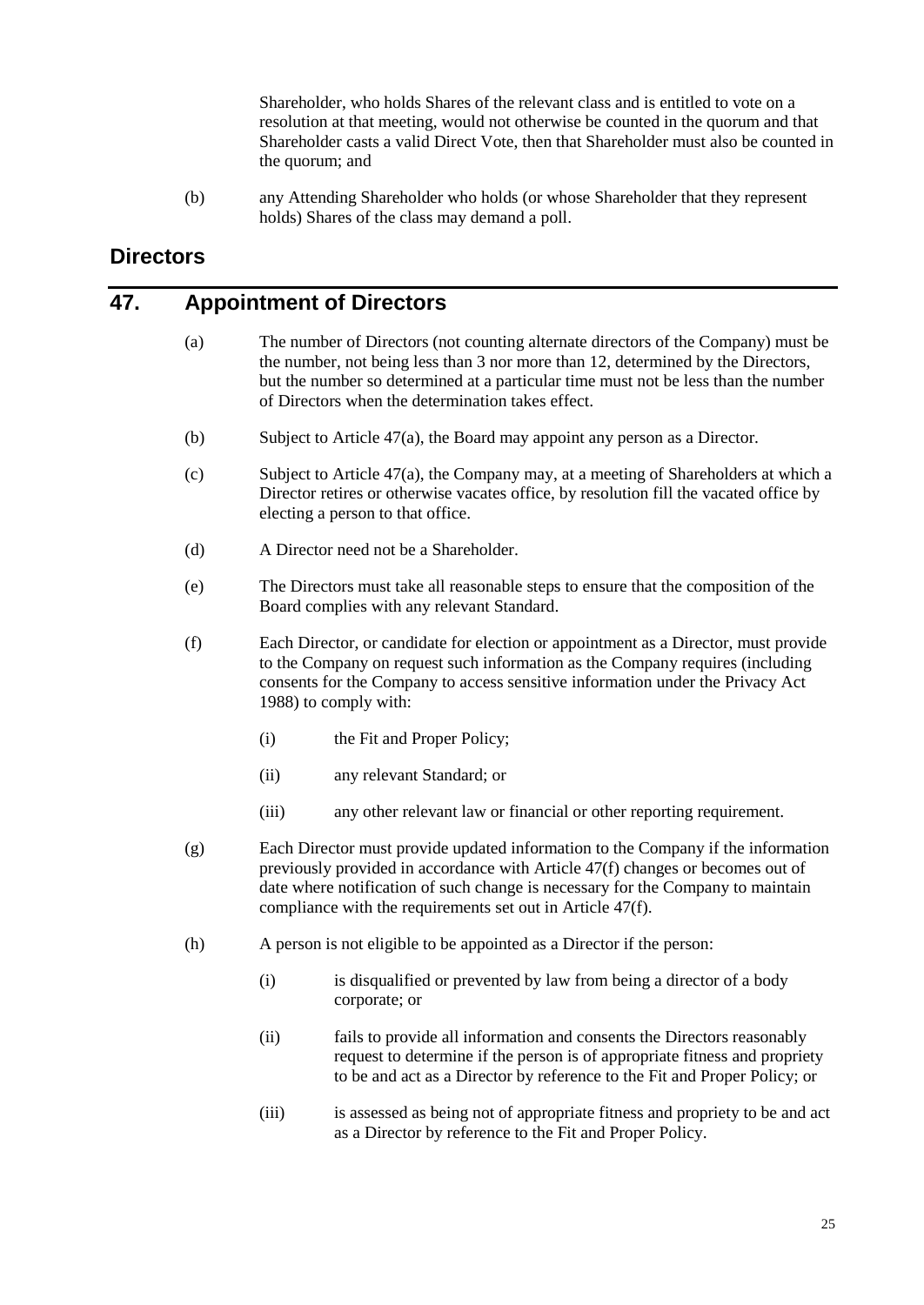Shareholder, who holds Shares of the relevant class and is entitled to vote on a resolution at that meeting, would not otherwise be counted in the quorum and that Shareholder casts a valid Direct Vote, then that Shareholder must also be counted in the quorum; and

(b) any Attending Shareholder who holds (or whose Shareholder that they represent holds) Shares of the class may demand a poll.

## Directors

## 47. Appointment of Directors

(a) The number of Directors (not counting alternate directors of the Company) must be the number, not being less than 3 nor more than 12, determined by the Directors, but the number so determined at a particular time must not be less than the number of Directors when the determination takes effect.

(b) Subject to Article 47(a), the Board may appoint any person as a Director.

(c) Subject to Article 47(a), the Company may, at a meeting of Shareholders at which a Director retires or otherwise vacates office, by resolution fill the vacated office by electing a person to that office.

(d) A Director need not be a Shareholder.

(e) The Directors must take all reasonable steps to ensure that the composition of the Board complies with any relevant Standard.

(f) Each Director, or candidate for election or appointment as a Director, must provide to the Company on request such information as the Company requires (including consents for the Company to access sensitive information under the Privacy Act 1988) to comply with:

(i) the Fit and Proper Policy;

(ii) any relevant Standard; or

(iii) any other relevant law or financial or other reporting requirement.

(g) Each Director must provide updated information to the Company if the information previously provided in accordance with Article 47(f) changes or becomes out of date where notification of such change is necessary for the Company to maintain compliance with the requirements set out in Article 47(f).

(h) A person is not eligible to be appointed as a Director if the person:

(i) is disqualified or prevented by law from being a director of a body corporate; or

(ii) fails to provide all information and consents the Directors reasonably request to determine if the person is of appropriate fitness and propriety to be and act as a Director by reference to the Fit and Proper Policy; or

(iii) is assessed as being not of appropriate fitness and propriety to be and act as a Director by reference to the Fit and Proper Policy.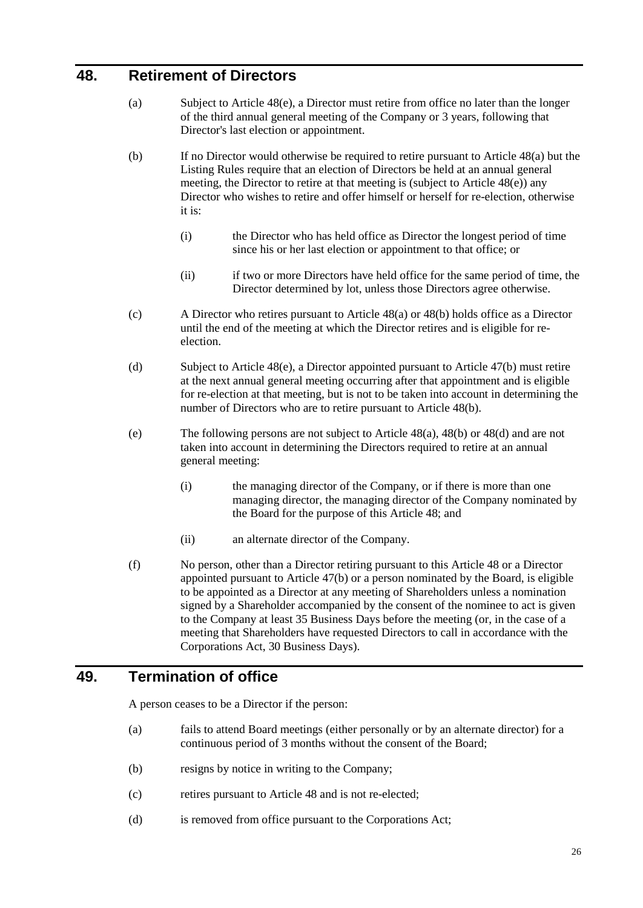## 48. Retirement of Directors

(a) Subject to Article 48(e), a Director must retire from office no later than the longer of the third annual general meeting of the Company or 3 years, following that Director's last election or appointment.

(b) If no Director would otherwise be required to retire pursuant to Article 48(a) but the Listing Rules require that an election of Directors be held at an annual general meeting, the Director to retire at that meeting is (subject to Article 48(e)) any Director who wishes to retire and offer himself or herself for re-election, otherwise it is:

(i) the Director who has held office as Director the longest period of time since his or her last election or appointment to that office; or

(ii) if two or more Directors have held office for the same period of time, the Director determined by lot, unless those Directors agree otherwise.

(c) A Director who retires pursuant to Article 48(a) or 48(b) holds office as a Director until the end of the meeting at which the Director retires and is eligible for re-election.

(d) Subject to Article 48(e), a Director appointed pursuant to Article 47(b) must retire at the next annual general meeting occurring after that appointment and is eligible for re-election at that meeting, but is not to be taken into account in determining the number of Directors who are to retire pursuant to Article 48(b).

(e) The following persons are not subject to Article 48(a), 48(b) or 48(d) and are not taken into account in determining the Directors required to retire at an annual general meeting:

(i) the managing director of the Company, or if there is more than one managing director, the managing director of the Company nominated by the Board for the purpose of this Article 48; and

(ii) an alternate director of the Company.

(f) No person, other than a Director retiring pursuant to this Article 48 or a Director appointed pursuant to Article 47(b) or a person nominated by the Board, is eligible to be appointed as a Director at any meeting of Shareholders unless a nomination signed by a Shareholder accompanied by the consent of the nominee to act is given to the Company at least 35 Business Days before the meeting (or, in the case of a meeting that Shareholders have requested Directors to call in accordance with the Corporations Act, 30 Business Days).

## 49. Termination of office

A person ceases to be a Director if the person:

(a) fails to attend Board meetings (either personally or by an alternate director) for a continuous period of 3 months without the consent of the Board;

(b) resigns by notice in writing to the Company;

(c) retires pursuant to Article 48 and is not re-elected;

(d) is removed from office pursuant to the Corporations Act;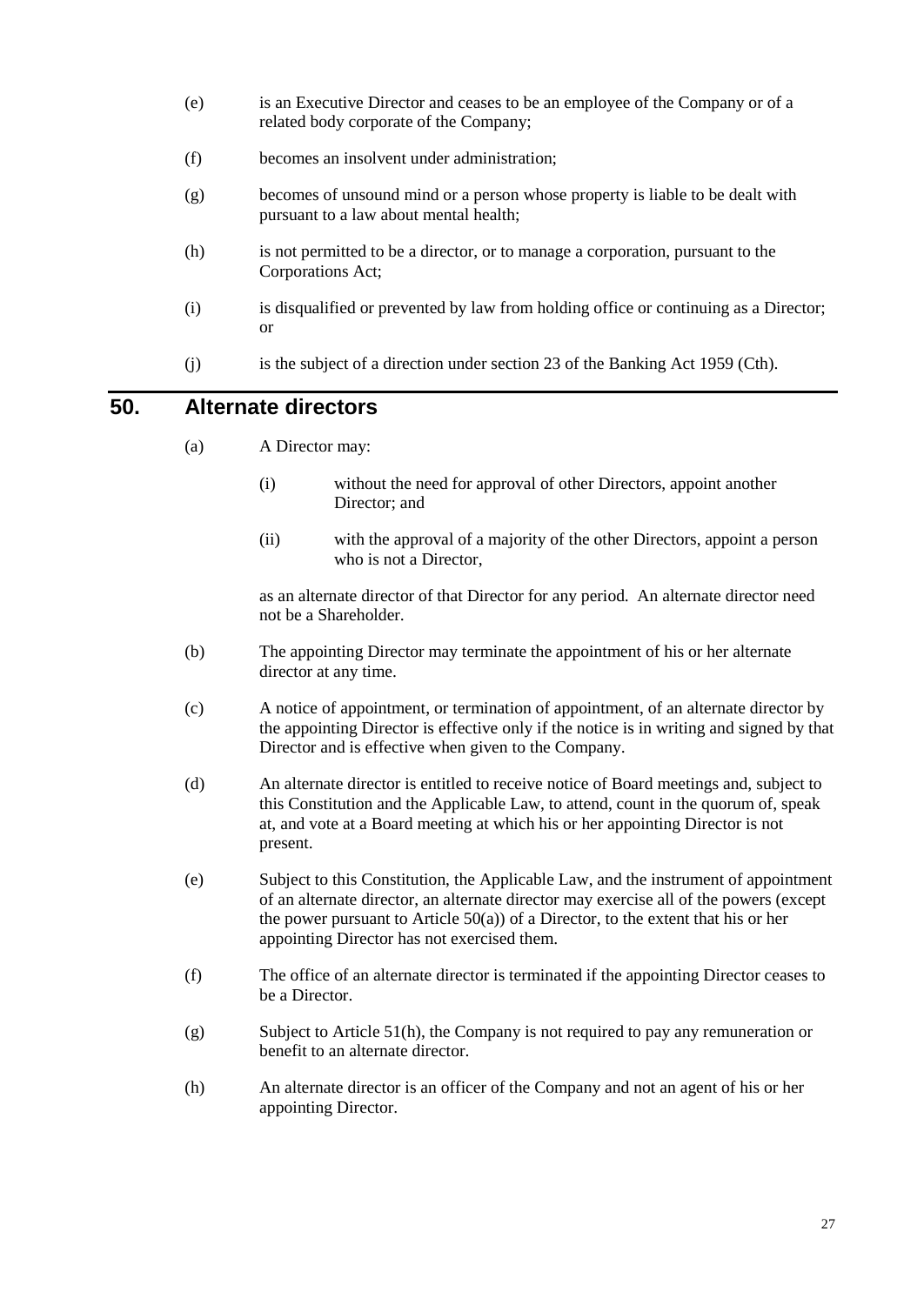(e) is an Executive Director and ceases to be an employee of the Company or of a related body corporate of the Company;

(f) becomes an insolvent under administration;

(g) becomes of unsound mind or a person whose property is liable to be dealt with pursuant to a law about mental health;

(h) is not permitted to be a director, or to manage a corporation, pursuant to the Corporations Act;

(i) is disqualified or prevented by law from holding office or continuing as a Director; or

(j) is the subject of a direction under section 23 of the Banking Act 1959 (Cth).

## 50. Alternate directors

(a) A Director may:

 (i) without the need for approval of other Directors, appoint another Director; and

 (ii) with the approval of a majority of the other Directors, appoint a person who is not a Director,

 as an alternate director of that Director for any period. An alternate director need not be a Shareholder.

(b) The appointing Director may terminate the appointment of his or her alternate director at any time.

(c) A notice of appointment, or termination of appointment, of an alternate director by the appointing Director is effective only if the notice is in writing and signed by that Director and is effective when given to the Company.

(d) An alternate director is entitled to receive notice of Board meetings and, subject to this Constitution and the Applicable Law, to attend, count in the quorum of, speak at, and vote at a Board meeting at which his or her appointing Director is not present.

(e) Subject to this Constitution, the Applicable Law, and the instrument of appointment of an alternate director, an alternate director may exercise all of the powers (except the power pursuant to Article 50(a)) of a Director, to the extent that his or her appointing Director has not exercised them.

(f) The office of an alternate director is terminated if the appointing Director ceases to be a Director.

(g) Subject to Article 51(h), the Company is not required to pay any remuneration or benefit to an alternate director.

(h) An alternate director is an officer of the Company and not an agent of his or her appointing Director.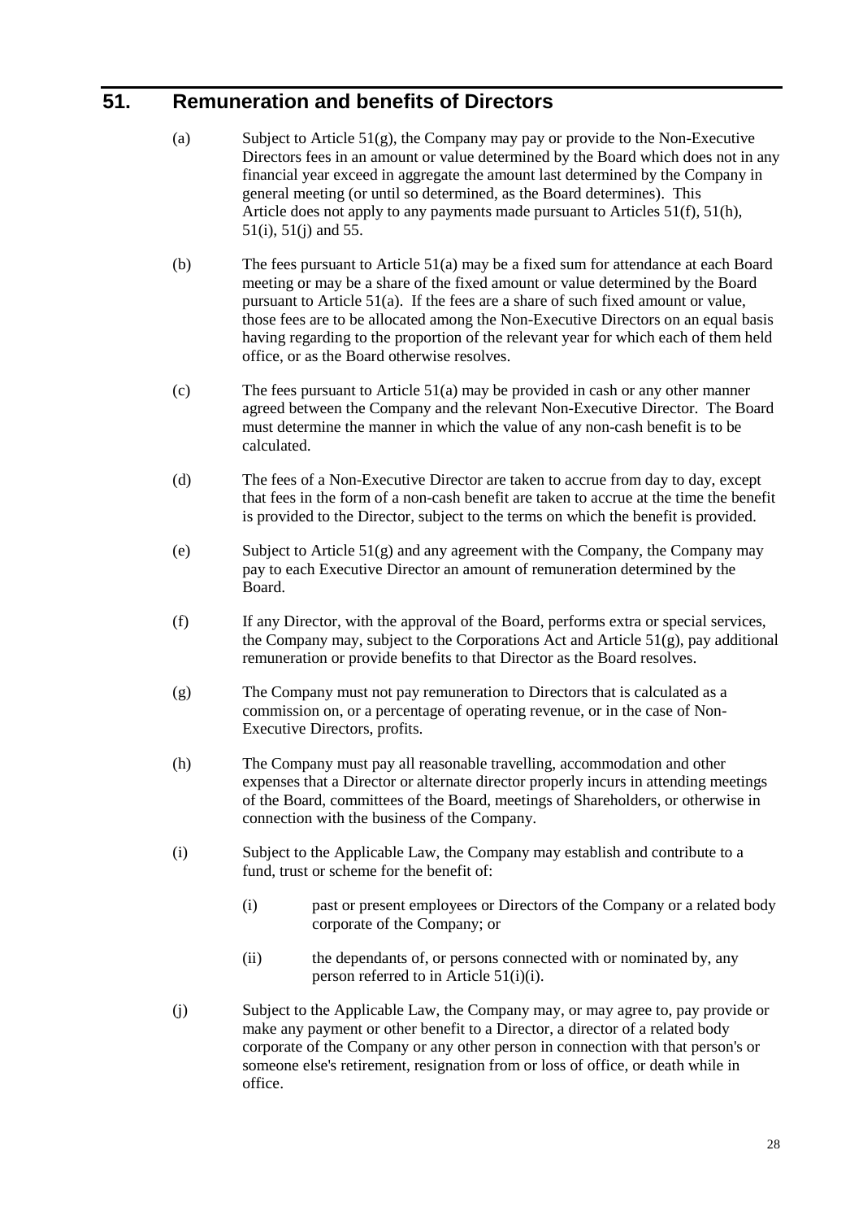## 51. Remuneration and benefits of Directors

(a) Subject to Article 51(g), the Company may pay or provide to the Non-Executive Directors fees in an amount or value determined by the Board which does not in any financial year exceed in aggregate the amount last determined by the Company in general meeting (or until so determined, as the Board determines). This Article does not apply to any payments made pursuant to Articles 51(f), 51(h), 51(i), 51(j) and 55.

(b) The fees pursuant to Article 51(a) may be a fixed sum for attendance at each Board meeting or may be a share of the fixed amount or value determined by the Board pursuant to Article 51(a). If the fees are a share of such fixed amount or value, those fees are to be allocated among the Non-Executive Directors on an equal basis having regarding to the proportion of the relevant year for which each of them held office, or as the Board otherwise resolves.

(c) The fees pursuant to Article 51(a) may be provided in cash or any other manner agreed between the Company and the relevant Non-Executive Director. The Board must determine the manner in which the value of any non-cash benefit is to be calculated.

(d) The fees of a Non-Executive Director are taken to accrue from day to day, except that fees in the form of a non-cash benefit are taken to accrue at the time the benefit is provided to the Director, subject to the terms on which the benefit is provided.

(e) Subject to Article 51(g) and any agreement with the Company, the Company may pay to each Executive Director an amount of remuneration determined by the Board.

(f) If any Director, with the approval of the Board, performs extra or special services, the Company may, subject to the Corporations Act and Article 51(g), pay additional remuneration or provide benefits to that Director as the Board resolves.

(g) The Company must not pay remuneration to Directors that is calculated as a commission on, or a percentage of operating revenue, or in the case of Non-Executive Directors, profits.

(h) The Company must pay all reasonable travelling, accommodation and other expenses that a Director or alternate director properly incurs in attending meetings of the Board, committees of the Board, meetings of Shareholders, or otherwise in connection with the business of the Company.

(i) Subject to the Applicable Law, the Company may establish and contribute to a fund, trust or scheme for the benefit of:

   (i) past or present employees or Directors of the Company or a related body corporate of the Company; or

   (ii) the dependants of, or persons connected with or nominated by, any person referred to in Article 51(i)(i).

(j) Subject to the Applicable Law, the Company may, or may agree to, pay provide or make any payment or other benefit to a Director, a director of a related body corporate of the Company or any other person in connection with that person's or someone else's retirement, resignation from or loss of office, or death while in office.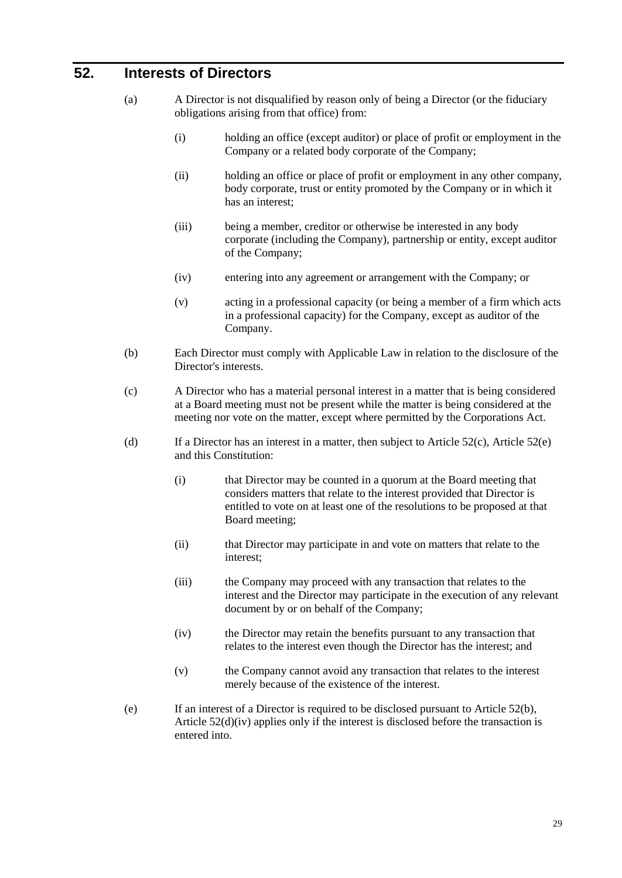## 52. Interests of Directors

(a) A Director is not disqualified by reason only of being a Director (or the fiduciary obligations arising from that office) from:

(i) holding an office (except auditor) or place of profit or employment in the Company or a related body corporate of the Company;

(ii) holding an office or place of profit or employment in any other company, body corporate, trust or entity promoted by the Company or in which it has an interest;

(iii) being a member, creditor or otherwise be interested in any body corporate (including the Company), partnership or entity, except auditor of the Company;

(iv) entering into any agreement or arrangement with the Company; or

(v) acting in a professional capacity (or being a member of a firm which acts in a professional capacity) for the Company, except as auditor of the Company.

(b) Each Director must comply with Applicable Law in relation to the disclosure of the Director's interests.

(c) A Director who has a material personal interest in a matter that is being considered at a Board meeting must not be present while the matter is being considered at the meeting nor vote on the matter, except where permitted by the Corporations Act.

(d) If a Director has an interest in a matter, then subject to Article 52(c), Article 52(e) and this Constitution:

(i) that Director may be counted in a quorum at the Board meeting that considers matters that relate to the interest provided that Director is entitled to vote on at least one of the resolutions to be proposed at that Board meeting;

(ii) that Director may participate in and vote on matters that relate to the interest;

(iii) the Company may proceed with any transaction that relates to the interest and the Director may participate in the execution of any relevant document by or on behalf of the Company;

(iv) the Director may retain the benefits pursuant to any transaction that relates to the interest even though the Director has the interest; and

(v) the Company cannot avoid any transaction that relates to the interest merely because of the existence of the interest.

(e) If an interest of a Director is required to be disclosed pursuant to Article 52(b), Article 52(d)(iv) applies only if the interest is disclosed before the transaction is entered into.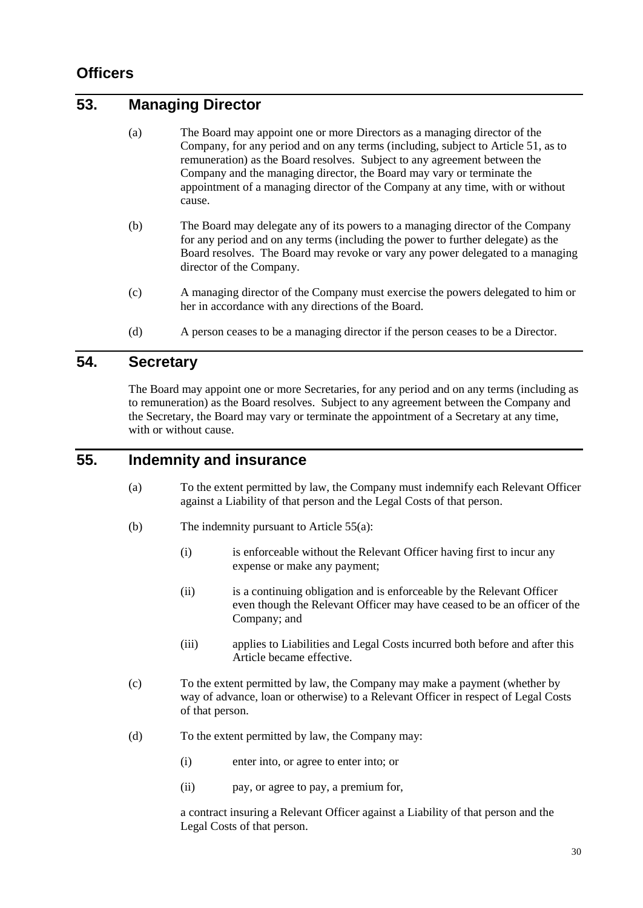## Officers

## 53. Managing Director

(a) The Board may appoint one or more Directors as a managing director of the Company, for any period and on any terms (including, subject to Article 51, as to remuneration) as the Board resolves. Subject to any agreement between the Company and the managing director, the Board may vary or terminate the appointment of a managing director of the Company at any time, with or without cause.

(b) The Board may delegate any of its powers to a managing director of the Company for any period and on any terms (including the power to further delegate) as the Board resolves. The Board may revoke or vary any power delegated to a managing director of the Company.

(c) A managing director of the Company must exercise the powers delegated to him or her in accordance with any directions of the Board.

(d) A person ceases to be a managing director if the person ceases to be a Director.

## 54. Secretary

The Board may appoint one or more Secretaries, for any period and on any terms (including as to remuneration) as the Board resolves. Subject to any agreement between the Company and the Secretary, the Board may vary or terminate the appointment of a Secretary at any time, with or without cause.

## 55. Indemnity and insurance

(a) To the extent permitted by law, the Company must indemnify each Relevant Officer against a Liability of that person and the Legal Costs of that person.

(b) The indemnity pursuant to Article 55(a):

  (i) is enforceable without the Relevant Officer having first to incur any expense or make any payment;

  (ii) is a continuing obligation and is enforceable by the Relevant Officer even though the Relevant Officer may have ceased to be an officer of the Company; and

  (iii) applies to Liabilities and Legal Costs incurred both before and after this Article became effective.

(c) To the extent permitted by law, the Company may make a payment (whether by way of advance, loan or otherwise) to a Relevant Officer in respect of Legal Costs of that person.

(d) To the extent permitted by law, the Company may:

  (i) enter into, or agree to enter into; or

  (ii) pay, or agree to pay, a premium for,

  a contract insuring a Relevant Officer against a Liability of that person and the Legal Costs of that person.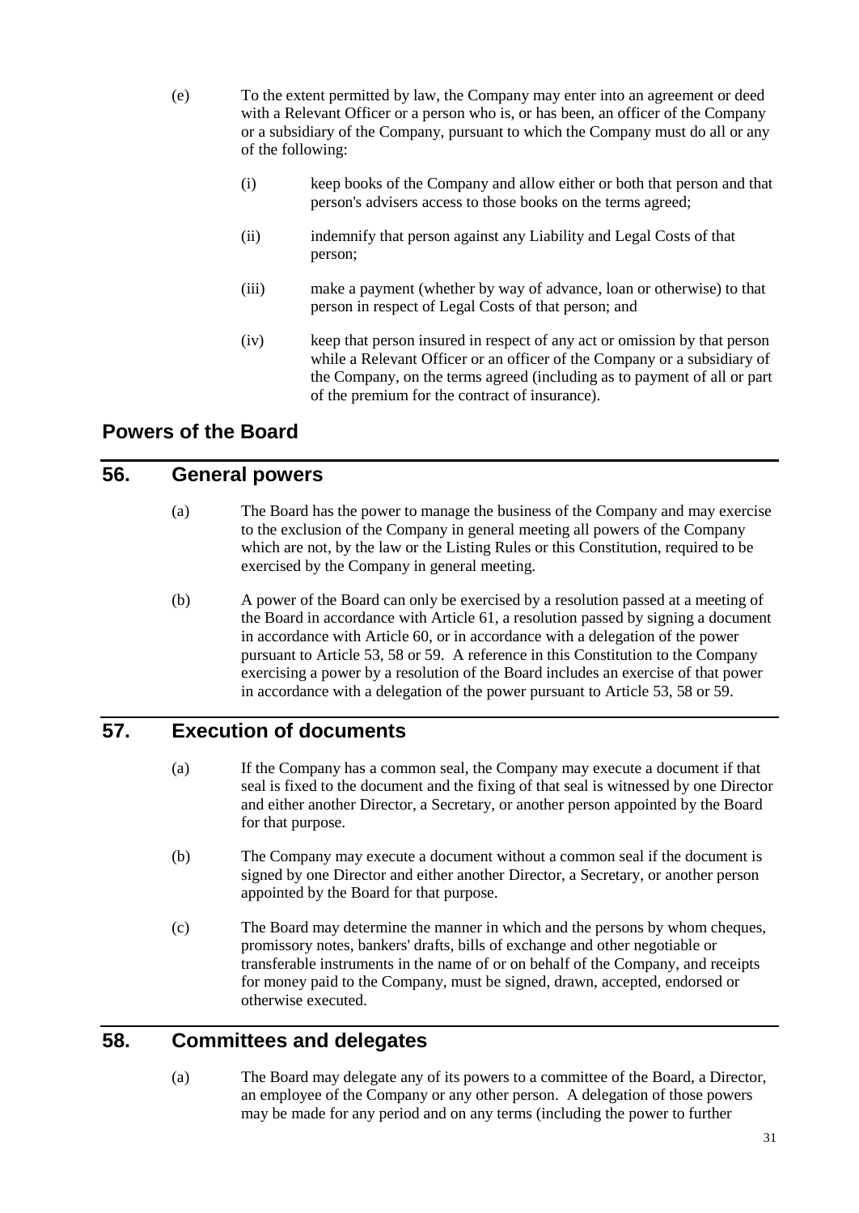(e) To the extent permitted by law, the Company may enter into an agreement or deed with a Relevant Officer or a person who is, or has been, an officer of the Company or a subsidiary of the Company, pursuant to which the Company must do all or any of the following:

   (i) keep books of the Company and allow either or both that person and that person's advisers access to those books on the terms agreed;

   (ii) indemnify that person against any Liability and Legal Costs of that person;

   (iii) make a payment (whether by way of advance, loan or otherwise) to that person in respect of Legal Costs of that person; and

   (iv) keep that person insured in respect of any act or omission by that person while a Relevant Officer or an officer of the Company or a subsidiary of the Company, on the terms agreed (including as to payment of all or part of the premium for the contract of insurance).

# Powers of the Board

## 56. General powers

(a) The Board has the power to manage the business of the Company and may exercise to the exclusion of the Company in general meeting all powers of the Company which are not, by the law or the Listing Rules or this Constitution, required to be exercised by the Company in general meeting.

(b) A power of the Board can only be exercised by a resolution passed at a meeting of the Board in accordance with Article 61, a resolution passed by signing a document in accordance with Article 60, or in accordance with a delegation of the power pursuant to Article 53, 58 or 59. A reference in this Constitution to the Company exercising a power by a resolution of the Board includes an exercise of that power in accordance with a delegation of the power pursuant to Article 53, 58 or 59.

## 57. Execution of documents

(a) If the Company has a common seal, the Company may execute a document if that seal is fixed to the document and the fixing of that seal is witnessed by one Director and either another Director, a Secretary, or another person appointed by the Board for that purpose.

(b) The Company may execute a document without a common seal if the document is signed by one Director and either another Director, a Secretary, or another person appointed by the Board for that purpose.

(c) The Board may determine the manner in which and the persons by whom cheques, promissory notes, bankers' drafts, bills of exchange and other negotiable or transferable instruments in the name of or on behalf of the Company, and receipts for money paid to the Company, must be signed, drawn, accepted, endorsed or otherwise executed.

## 58. Committees and delegates

(a) The Board may delegate any of its powers to a committee of the Board, a Director, an employee of the Company or any other person. A delegation of those powers may be made for any period and on any terms (including the power to further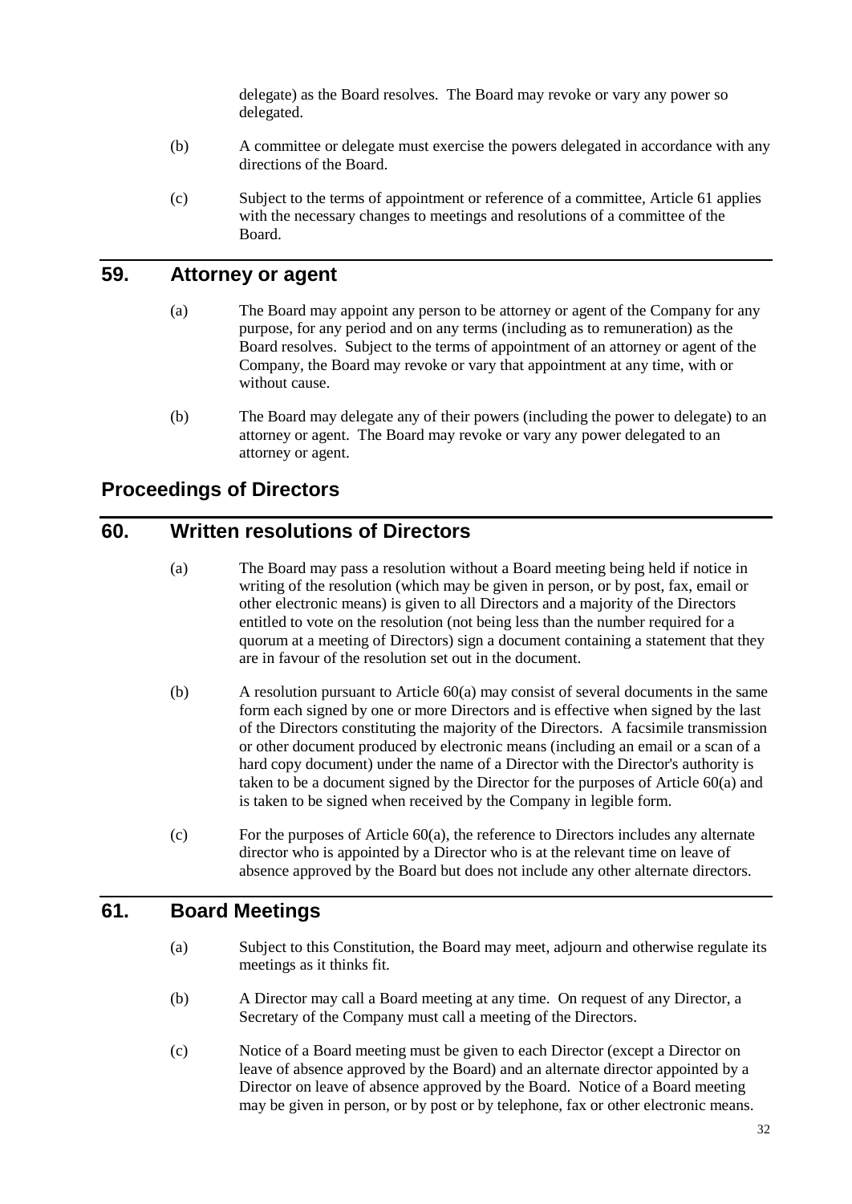delegate) as the Board resolves. The Board may revoke or vary any power so delegated.

(b) A committee or delegate must exercise the powers delegated in accordance with any directions of the Board.

(c) Subject to the terms of appointment or reference of a committee, Article 61 applies with the necessary changes to meetings and resolutions of a committee of the Board.

## 59. Attorney or agent

(a) The Board may appoint any person to be attorney or agent of the Company for any purpose, for any period and on any terms (including as to remuneration) as the Board resolves. Subject to the terms of appointment of an attorney or agent of the Company, the Board may revoke or vary that appointment at any time, with or without cause.

(b) The Board may delegate any of their powers (including the power to delegate) to an attorney or agent. The Board may revoke or vary any power delegated to an attorney or agent.

# Proceedings of Directors

## 60. Written resolutions of Directors

(a) The Board may pass a resolution without a Board meeting being held if notice in writing of the resolution (which may be given in person, or by post, fax, email or other electronic means) is given to all Directors and a majority of the Directors entitled to vote on the resolution (not being less than the number required for a quorum at a meeting of Directors) sign a document containing a statement that they are in favour of the resolution set out in the document.

(b) A resolution pursuant to Article 60(a) may consist of several documents in the same form each signed by one or more Directors and is effective when signed by the last of the Directors constituting the majority of the Directors. A facsimile transmission or other document produced by electronic means (including an email or a scan of a hard copy document) under the name of a Director with the Director's authority is taken to be a document signed by the Director for the purposes of Article 60(a) and is taken to be signed when received by the Company in legible form.

(c) For the purposes of Article 60(a), the reference to Directors includes any alternate director who is appointed by a Director who is at the relevant time on leave of absence approved by the Board but does not include any other alternate directors.

## 61. Board Meetings

(a) Subject to this Constitution, the Board may meet, adjourn and otherwise regulate its meetings as it thinks fit.

(b) A Director may call a Board meeting at any time. On request of any Director, a Secretary of the Company must call a meeting of the Directors.

(c) Notice of a Board meeting must be given to each Director (except a Director on leave of absence approved by the Board) and an alternate director appointed by a Director on leave of absence approved by the Board. Notice of a Board meeting may be given in person, or by post or by telephone, fax or other electronic means.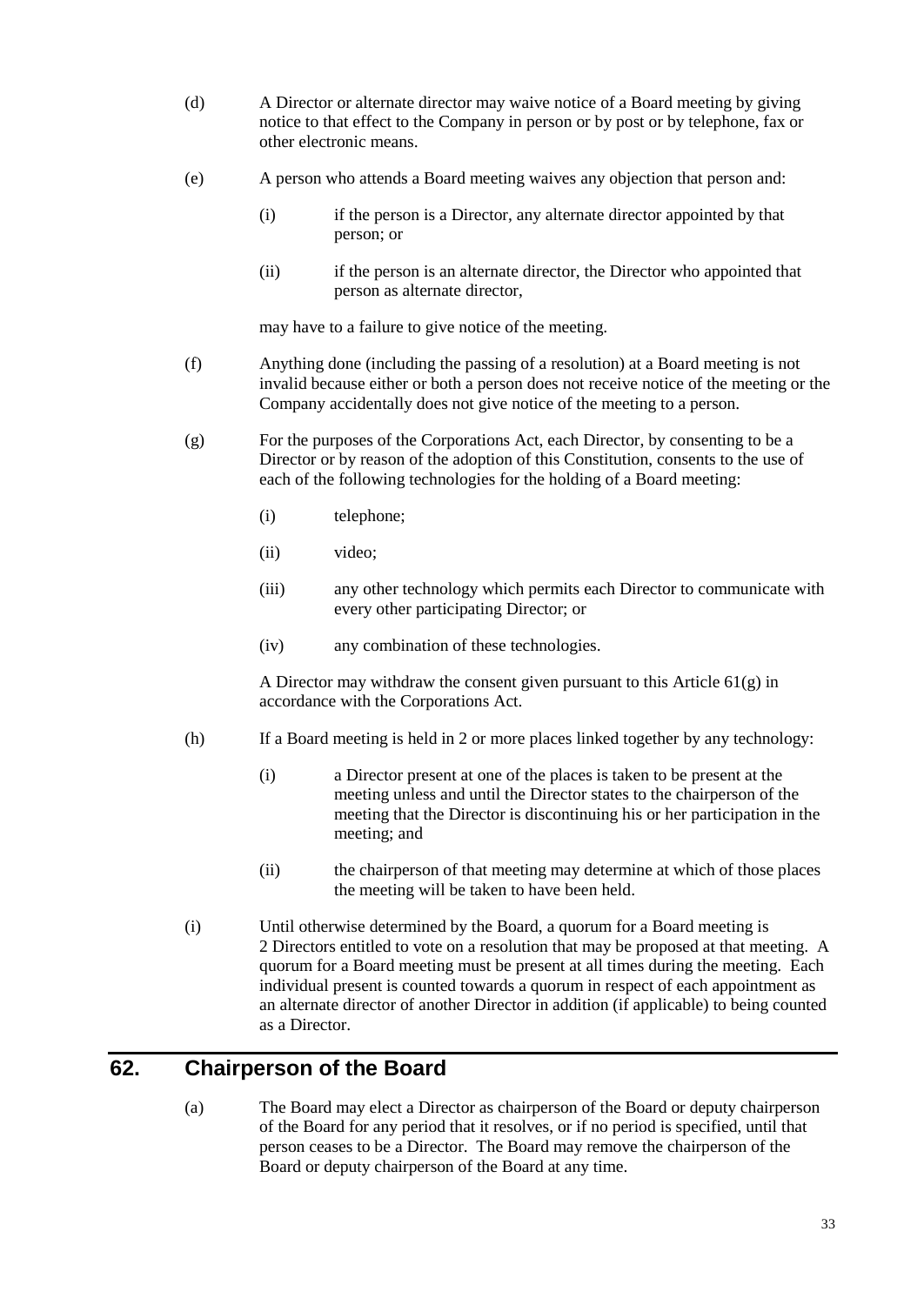(d) A Director or alternate director may waive notice of a Board meeting by giving notice to that effect to the Company in person or by post or by telephone, fax or other electronic means.

(e) A person who attends a Board meeting waives any objection that person and:

  (i) if the person is a Director, any alternate director appointed by that person; or

  (ii) if the person is an alternate director, the Director who appointed that person as alternate director,

  may have to a failure to give notice of the meeting.

(f) Anything done (including the passing of a resolution) at a Board meeting is not invalid because either or both a person does not receive notice of the meeting or the Company accidentally does not give notice of the meeting to a person.

(g) For the purposes of the Corporations Act, each Director, by consenting to be a Director or by reason of the adoption of this Constitution, consents to the use of each of the following technologies for the holding of a Board meeting:

  (i) telephone;

  (ii) video;

  (iii) any other technology which permits each Director to communicate with every other participating Director; or

  (iv) any combination of these technologies.

  A Director may withdraw the consent given pursuant to this Article 61(g) in accordance with the Corporations Act.

(h) If a Board meeting is held in 2 or more places linked together by any technology:

  (i) a Director present at one of the places is taken to be present at the meeting unless and until the Director states to the chairperson of the meeting that the Director is discontinuing his or her participation in the meeting; and

  (ii) the chairperson of that meeting may determine at which of those places the meeting will be taken to have been held.

(i) Until otherwise determined by the Board, a quorum for a Board meeting is 2 Directors entitled to vote on a resolution that may be proposed at that meeting. A quorum for a Board meeting must be present at all times during the meeting. Each individual present is counted towards a quorum in respect of each appointment as an alternate director of another Director in addition (if applicable) to being counted as a Director.

## 62. Chairperson of the Board

(a) The Board may elect a Director as chairperson of the Board or deputy chairperson of the Board for any period that it resolves, or if no period is specified, until that person ceases to be a Director. The Board may remove the chairperson of the Board or deputy chairperson of the Board at any time.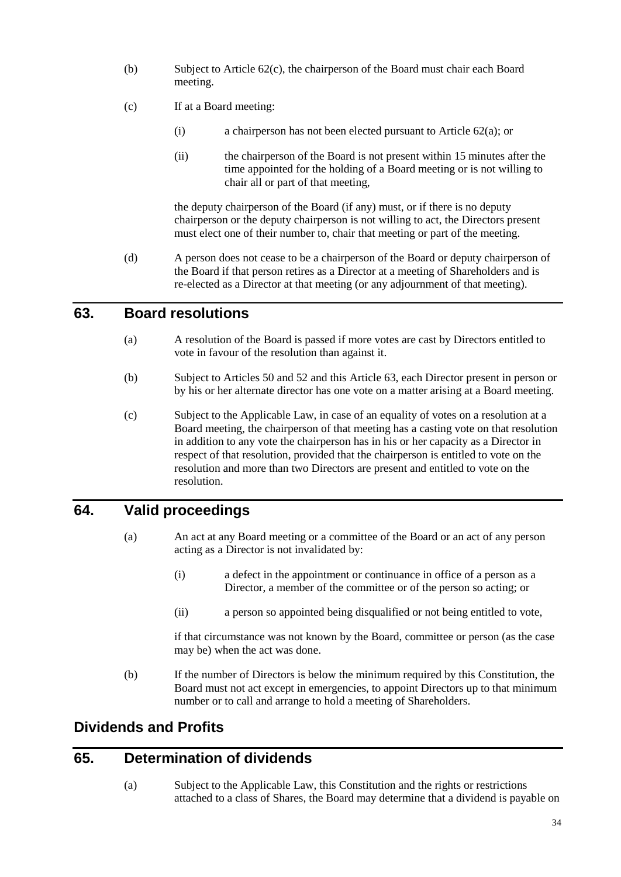(b) Subject to Article 62(c), the chairperson of the Board must chair each Board meeting.

(c) If at a Board meeting:

  (i) a chairperson has not been elected pursuant to Article 62(a); or

  (ii) the chairperson of the Board is not present within 15 minutes after the time appointed for the holding of a Board meeting or is not willing to chair all or part of that meeting,

  the deputy chairperson of the Board (if any) must, or if there is no deputy chairperson or the deputy chairperson is not willing to act, the Directors present must elect one of their number to, chair that meeting or part of the meeting.

(d) A person does not cease to be a chairperson of the Board or deputy chairperson of the Board if that person retires as a Director at a meeting of Shareholders and is re-elected as a Director at that meeting (or any adjournment of that meeting).

## 63. Board resolutions

(a) A resolution of the Board is passed if more votes are cast by Directors entitled to vote in favour of the resolution than against it.

(b) Subject to Articles 50 and 52 and this Article 63, each Director present in person or by his or her alternate director has one vote on a matter arising at a Board meeting.

(c) Subject to the Applicable Law, in case of an equality of votes on a resolution at a Board meeting, the chairperson of that meeting has a casting vote on that resolution in addition to any vote the chairperson has in his or her capacity as a Director in respect of that resolution, provided that the chairperson is entitled to vote on the resolution and more than two Directors are present and entitled to vote on the resolution.

## 64. Valid proceedings

(a) An act at any Board meeting or a committee of the Board or an act of any person acting as a Director is not invalidated by:

  (i) a defect in the appointment or continuance in office of a person as a Director, a member of the committee or of the person so acting; or

  (ii) a person so appointed being disqualified or not being entitled to vote,

  if that circumstance was not known by the Board, committee or person (as the case may be) when the act was done.

(b) If the number of Directors is below the minimum required by this Constitution, the Board must not act except in emergencies, to appoint Directors up to that minimum number or to call and arrange to hold a meeting of Shareholders.

# Dividends and Profits

## 65. Determination of dividends

(a) Subject to the Applicable Law, this Constitution and the rights or restrictions attached to a class of Shares, the Board may determine that a dividend is payable on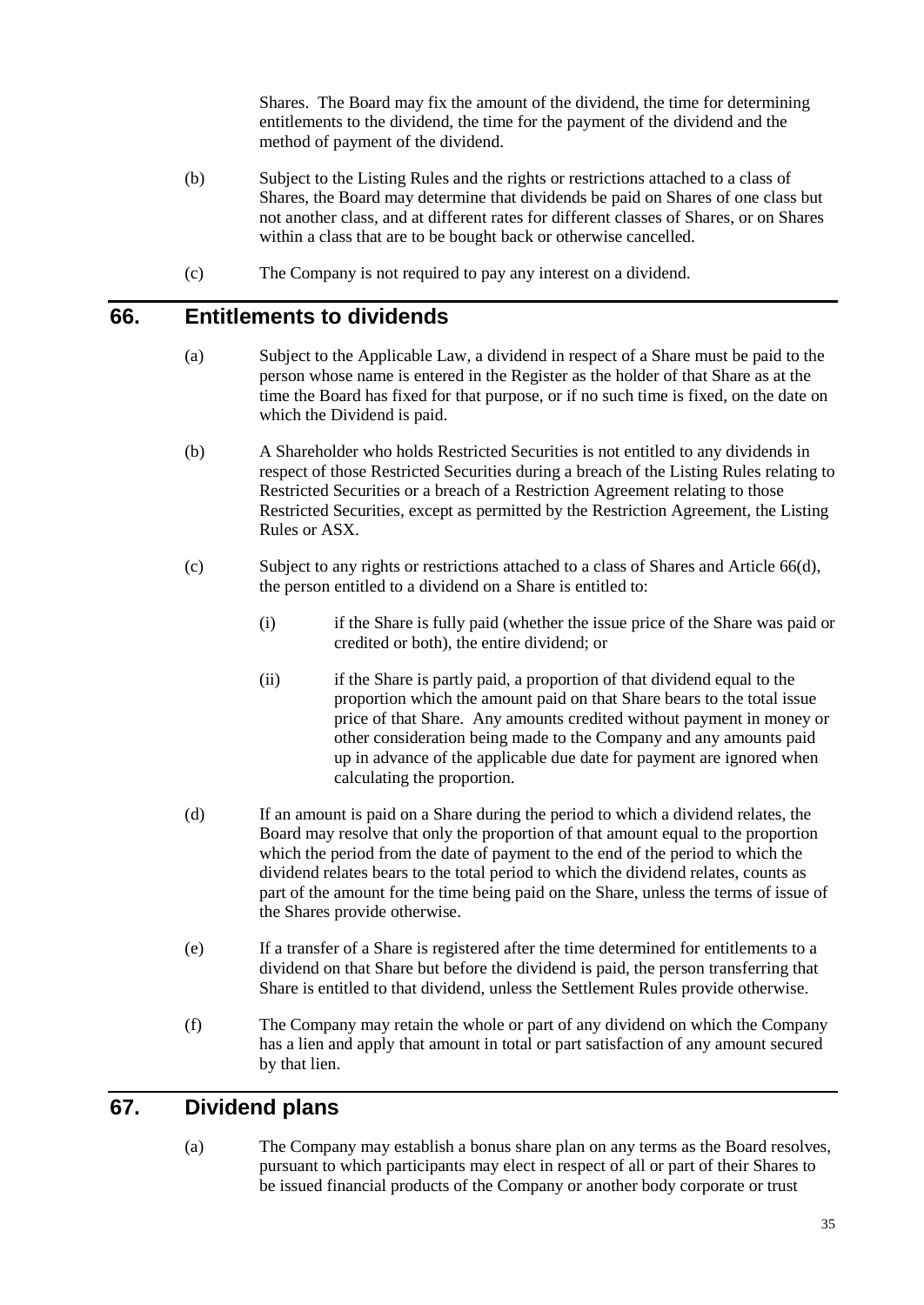Shares. The Board may fix the amount of the dividend, the time for determining entitlements to the dividend, the time for the payment of the dividend and the method of payment of the dividend.

(b) Subject to the Listing Rules and the rights or restrictions attached to a class of Shares, the Board may determine that dividends be paid on Shares of one class but not another class, and at different rates for different classes of Shares, or on Shares within a class that are to be bought back or otherwise cancelled.

(c) The Company is not required to pay any interest on a dividend.

## 66. Entitlements to dividends

(a) Subject to the Applicable Law, a dividend in respect of a Share must be paid to the person whose name is entered in the Register as the holder of that Share as at the time the Board has fixed for that purpose, or if no such time is fixed, on the date on which the Dividend is paid.

(b) A Shareholder who holds Restricted Securities is not entitled to any dividends in respect of those Restricted Securities during a breach of the Listing Rules relating to Restricted Securities or a breach of a Restriction Agreement relating to those Restricted Securities, except as permitted by the Restriction Agreement, the Listing Rules or ASX.

(c) Subject to any rights or restrictions attached to a class of Shares and Article 66(d), the person entitled to a dividend on a Share is entitled to:

(i) if the Share is fully paid (whether the issue price of the Share was paid or credited or both), the entire dividend; or

(ii) if the Share is partly paid, a proportion of that dividend equal to the proportion which the amount paid on that Share bears to the total issue price of that Share. Any amounts credited without payment in money or other consideration being made to the Company and any amounts paid up in advance of the applicable due date for payment are ignored when calculating the proportion.

(d) If an amount is paid on a Share during the period to which a dividend relates, the Board may resolve that only the proportion of that amount equal to the proportion which the period from the date of payment to the end of the period to which the dividend relates bears to the total period to which the dividend relates, counts as part of the amount for the time being paid on the Share, unless the terms of issue of the Shares provide otherwise.

(e) If a transfer of a Share is registered after the time determined for entitlements to a dividend on that Share but before the dividend is paid, the person transferring that Share is entitled to that dividend, unless the Settlement Rules provide otherwise.

(f) The Company may retain the whole or part of any dividend on which the Company has a lien and apply that amount in total or part satisfaction of any amount secured by that lien.

## 67. Dividend plans

(a) The Company may establish a bonus share plan on any terms as the Board resolves, pursuant to which participants may elect in respect of all or part of their Shares to be issued financial products of the Company or another body corporate or trust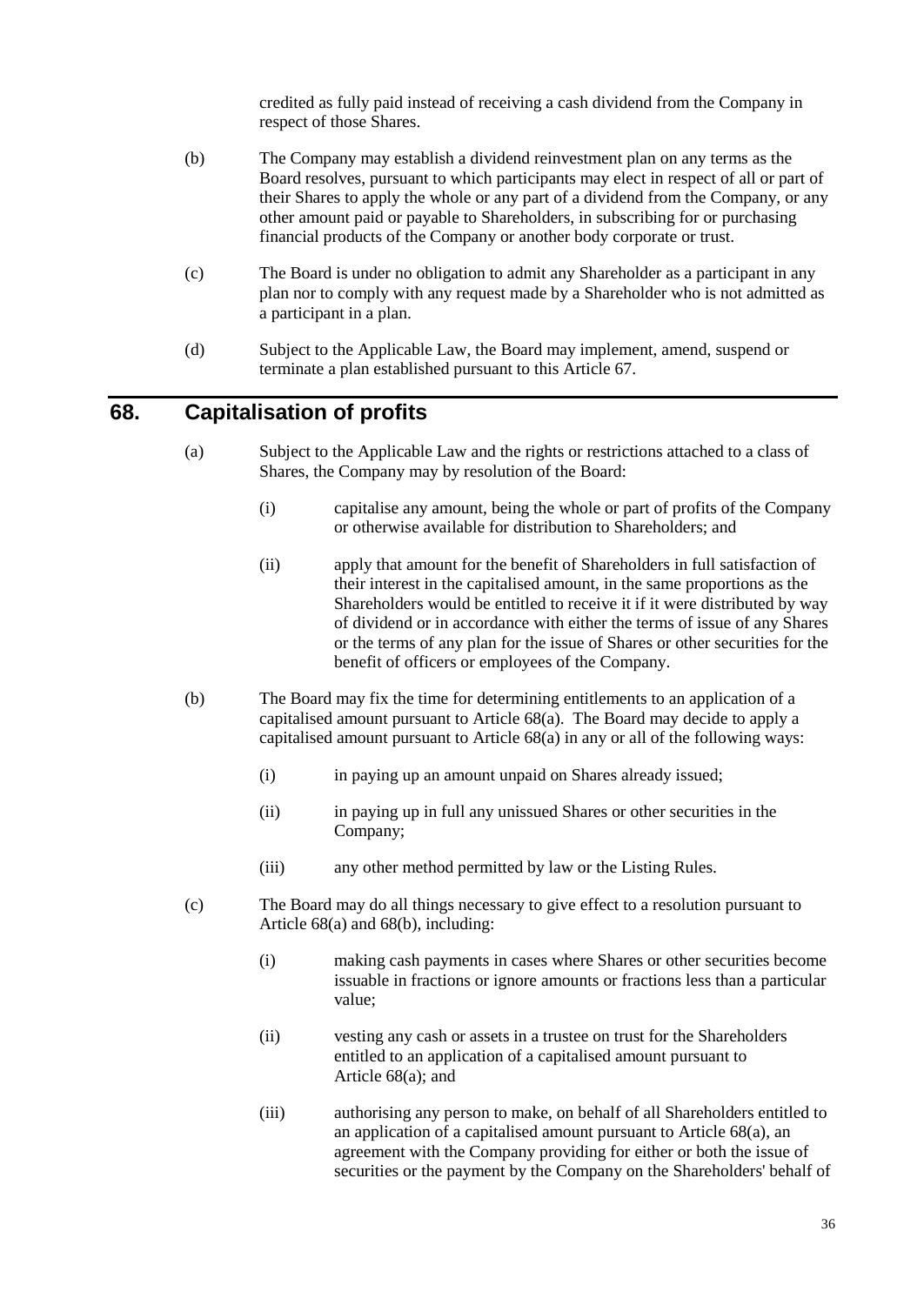credited as fully paid instead of receiving a cash dividend from the Company in respect of those Shares.

(b) The Company may establish a dividend reinvestment plan on any terms as the Board resolves, pursuant to which participants may elect in respect of all or part of their Shares to apply the whole or any part of a dividend from the Company, or any other amount paid or payable to Shareholders, in subscribing for or purchasing financial products of the Company or another body corporate or trust.

(c) The Board is under no obligation to admit any Shareholder as a participant in any plan nor to comply with any request made by a Shareholder who is not admitted as a participant in a plan.

(d) Subject to the Applicable Law, the Board may implement, amend, suspend or terminate a plan established pursuant to this Article 67.

## 68. Capitalisation of profits

(a) Subject to the Applicable Law and the rights or restrictions attached to a class of Shares, the Company may by resolution of the Board:

(i) capitalise any amount, being the whole or part of profits of the Company or otherwise available for distribution to Shareholders; and

(ii) apply that amount for the benefit of Shareholders in full satisfaction of their interest in the capitalised amount, in the same proportions as the Shareholders would be entitled to receive it if it were distributed by way of dividend or in accordance with either the terms of issue of any Shares or the terms of any plan for the issue of Shares or other securities for the benefit of officers or employees of the Company.

(b) The Board may fix the time for determining entitlements to an application of a capitalised amount pursuant to Article 68(a). The Board may decide to apply a capitalised amount pursuant to Article 68(a) in any or all of the following ways:

(i) in paying up an amount unpaid on Shares already issued;

(ii) in paying up in full any unissued Shares or other securities in the Company;

(iii) any other method permitted by law or the Listing Rules.

(c) The Board may do all things necessary to give effect to a resolution pursuant to Article 68(a) and 68(b), including:

(i) making cash payments in cases where Shares or other securities become issuable in fractions or ignore amounts or fractions less than a particular value;

(ii) vesting any cash or assets in a trustee on trust for the Shareholders entitled to an application of a capitalised amount pursuant to Article 68(a); and

(iii) authorising any person to make, on behalf of all Shareholders entitled to an application of a capitalised amount pursuant to Article 68(a), an agreement with the Company providing for either or both the issue of securities or the payment by the Company on the Shareholders' behalf of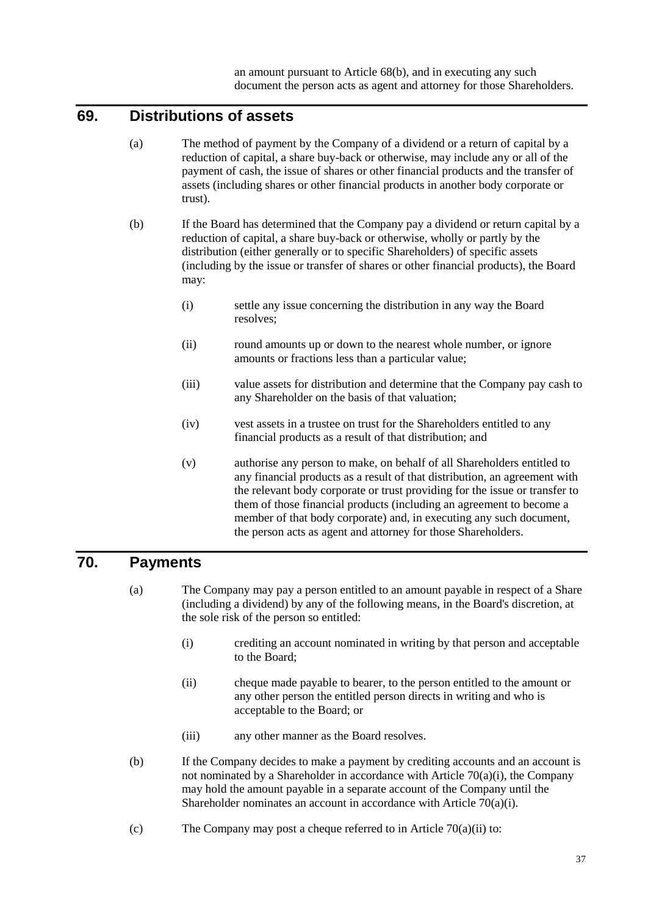an amount pursuant to Article 68(b), and in executing any such document the person acts as agent and attorney for those Shareholders.

## 69. Distributions of assets

(a) The method of payment by the Company of a dividend or a return of capital by a reduction of capital, a share buy-back or otherwise, may include any or all of the payment of cash, the issue of shares or other financial products and the transfer of assets (including shares or other financial products in another body corporate or trust).

(b) If the Board has determined that the Company pay a dividend or return capital by a reduction of capital, a share buy-back or otherwise, wholly or partly by the distribution (either generally or to specific Shareholders) of specific assets (including by the issue or transfer of shares or other financial products), the Board may:

  (i) settle any issue concerning the distribution in any way the Board resolves;

  (ii) round amounts up or down to the nearest whole number, or ignore amounts or fractions less than a particular value;

  (iii) value assets for distribution and determine that the Company pay cash to any Shareholder on the basis of that valuation;

  (iv) vest assets in a trustee on trust for the Shareholders entitled to any financial products as a result of that distribution; and

  (v) authorise any person to make, on behalf of all Shareholders entitled to any financial products as a result of that distribution, an agreement with the relevant body corporate or trust providing for the issue or transfer to them of those financial products (including an agreement to become a member of that body corporate) and, in executing any such document, the person acts as agent and attorney for those Shareholders.

## 70. Payments

(a) The Company may pay a person entitled to an amount payable in respect of a Share (including a dividend) by any of the following means, in the Board's discretion, at the sole risk of the person so entitled:

  (i) crediting an account nominated in writing by that person and acceptable to the Board;

  (ii) cheque made payable to bearer, to the person entitled to the amount or any other person the entitled person directs in writing and who is acceptable to the Board; or

  (iii) any other manner as the Board resolves.

(b) If the Company decides to make a payment by crediting accounts and an account is not nominated by a Shareholder in accordance with Article 70(a)(i), the Company may hold the amount payable in a separate account of the Company until the Shareholder nominates an account in accordance with Article 70(a)(i).

(c) The Company may post a cheque referred to in Article 70(a)(ii) to: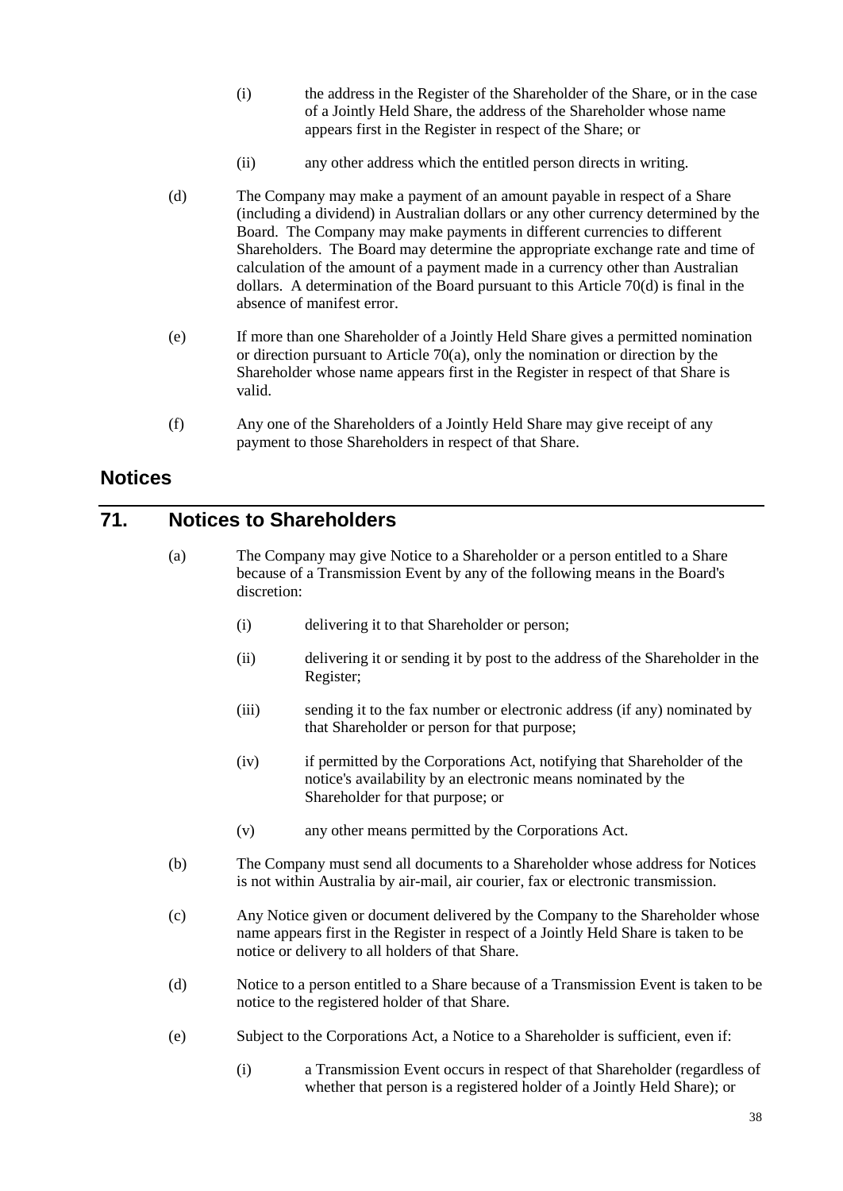(i) the address in the Register of the Shareholder of the Share, or in the case of a Jointly Held Share, the address of the Shareholder whose name appears first in the Register in respect of the Share; or

(ii) any other address which the entitled person directs in writing.

(d) The Company may make a payment of an amount payable in respect of a Share (including a dividend) in Australian dollars or any other currency determined by the Board. The Company may make payments in different currencies to different Shareholders. The Board may determine the appropriate exchange rate and time of calculation of the amount of a payment made in a currency other than Australian dollars. A determination of the Board pursuant to this Article 70(d) is final in the absence of manifest error.

(e) If more than one Shareholder of a Jointly Held Share gives a permitted nomination or direction pursuant to Article 70(a), only the nomination or direction by the Shareholder whose name appears first in the Register in respect of that Share is valid.

(f) Any one of the Shareholders of a Jointly Held Share may give receipt of any payment to those Shareholders in respect of that Share.

## Notices

## 71. Notices to Shareholders

(a) The Company may give Notice to a Shareholder or a person entitled to a Share because of a Transmission Event by any of the following means in the Board's discretion:

(i) delivering it to that Shareholder or person;

(ii) delivering it or sending it by post to the address of the Shareholder in the Register;

(iii) sending it to the fax number or electronic address (if any) nominated by that Shareholder or person for that purpose;

(iv) if permitted by the Corporations Act, notifying that Shareholder of the notice's availability by an electronic means nominated by the Shareholder for that purpose; or

(v) any other means permitted by the Corporations Act.

(b) The Company must send all documents to a Shareholder whose address for Notices is not within Australia by air-mail, air courier, fax or electronic transmission.

(c) Any Notice given or document delivered by the Company to the Shareholder whose name appears first in the Register in respect of a Jointly Held Share is taken to be notice or delivery to all holders of that Share.

(d) Notice to a person entitled to a Share because of a Transmission Event is taken to be notice to the registered holder of that Share.

(e) Subject to the Corporations Act, a Notice to a Shareholder is sufficient, even if:

(i) a Transmission Event occurs in respect of that Shareholder (regardless of whether that person is a registered holder of a Jointly Held Share); or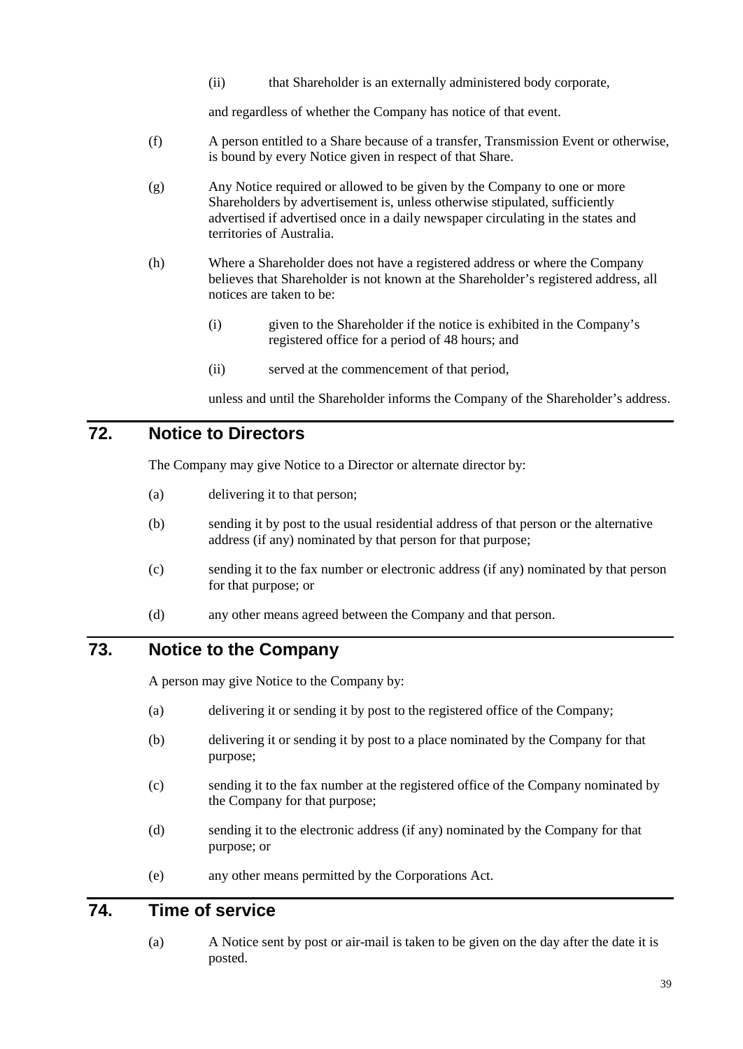(ii) that Shareholder is an externally administered body corporate,

and regardless of whether the Company has notice of that event.

(f) A person entitled to a Share because of a transfer, Transmission Event or otherwise, is bound by every Notice given in respect of that Share.

(g) Any Notice required or allowed to be given by the Company to one or more Shareholders by advertisement is, unless otherwise stipulated, sufficiently advertised if advertised once in a daily newspaper circulating in the states and territories of Australia.

(h) Where a Shareholder does not have a registered address or where the Company believes that Shareholder is not known at the Shareholder's registered address, all notices are taken to be:

(i) given to the Shareholder if the notice is exhibited in the Company's registered office for a period of 48 hours; and

(ii) served at the commencement of that period,

unless and until the Shareholder informs the Company of the Shareholder's address.

## 72. Notice to Directors

The Company may give Notice to a Director or alternate director by:

(a) delivering it to that person;

(b) sending it by post to the usual residential address of that person or the alternative address (if any) nominated by that person for that purpose;

(c) sending it to the fax number or electronic address (if any) nominated by that person for that purpose; or

(d) any other means agreed between the Company and that person.

## 73. Notice to the Company

A person may give Notice to the Company by:

(a) delivering it or sending it by post to the registered office of the Company;

(b) delivering it or sending it by post to a place nominated by the Company for that purpose;

(c) sending it to the fax number at the registered office of the Company nominated by the Company for that purpose;

(d) sending it to the electronic address (if any) nominated by the Company for that purpose; or

(e) any other means permitted by the Corporations Act.

## 74. Time of service

(a) A Notice sent by post or air-mail is taken to be given on the day after the date it is posted.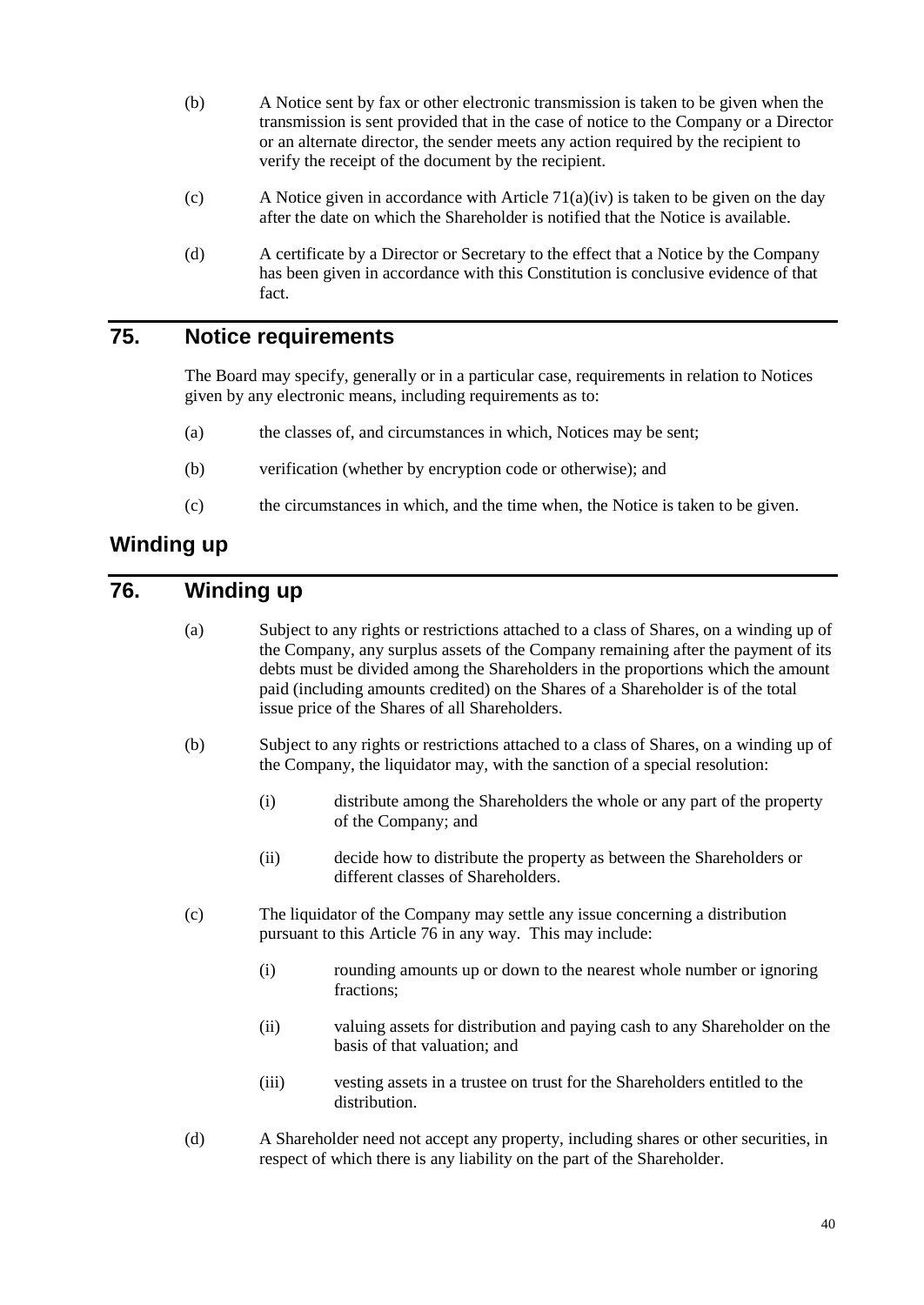(b) A Notice sent by fax or other electronic transmission is taken to be given when the transmission is sent provided that in the case of notice to the Company or a Director or an alternate director, the sender meets any action required by the recipient to verify the receipt of the document by the recipient.

(c) A Notice given in accordance with Article 71(a)(iv) is taken to be given on the day after the date on which the Shareholder is notified that the Notice is available.

(d) A certificate by a Director or Secretary to the effect that a Notice by the Company has been given in accordance with this Constitution is conclusive evidence of that fact.

## 75. Notice requirements

The Board may specify, generally or in a particular case, requirements in relation to Notices given by any electronic means, including requirements as to:

(a) the classes of, and circumstances in which, Notices may be sent;

(b) verification (whether by encryption code or otherwise); and

(c) the circumstances in which, and the time when, the Notice is taken to be given.

# Winding up

## 76. Winding up

(a) Subject to any rights or restrictions attached to a class of Shares, on a winding up of the Company, any surplus assets of the Company remaining after the payment of its debts must be divided among the Shareholders in the proportions which the amount paid (including amounts credited) on the Shares of a Shareholder is of the total issue price of the Shares of all Shareholders.

(b) Subject to any rights or restrictions attached to a class of Shares, on a winding up of the Company, the liquidator may, with the sanction of a special resolution:

   (i) distribute among the Shareholders the whole or any part of the property of the Company; and

   (ii) decide how to distribute the property as between the Shareholders or different classes of Shareholders.

(c) The liquidator of the Company may settle any issue concerning a distribution pursuant to this Article 76 in any way. This may include:

   (i) rounding amounts up or down to the nearest whole number or ignoring fractions;

   (ii) valuing assets for distribution and paying cash to any Shareholder on the basis of that valuation; and

   (iii) vesting assets in a trustee on trust for the Shareholders entitled to the distribution.

(d) A Shareholder need not accept any property, including shares or other securities, in respect of which there is any liability on the part of the Shareholder.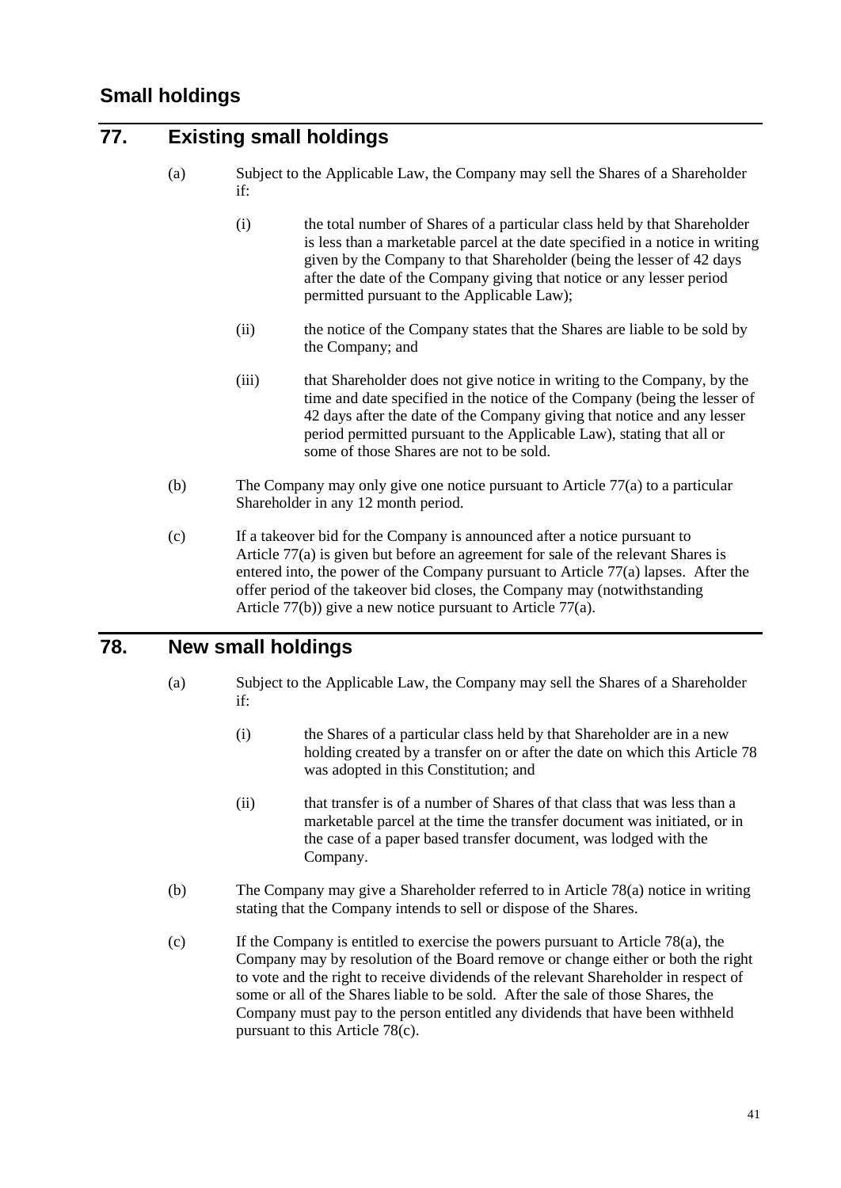## Small holdings

## 77. Existing small holdings

(a) Subject to the Applicable Law, the Company may sell the Shares of a Shareholder if:

  (i) the total number of Shares of a particular class held by that Shareholder is less than a marketable parcel at the date specified in a notice in writing given by the Company to that Shareholder (being the lesser of 42 days after the date of the Company giving that notice or any lesser period permitted pursuant to the Applicable Law);

  (ii) the notice of the Company states that the Shares are liable to be sold by the Company; and

  (iii) that Shareholder does not give notice in writing to the Company, by the time and date specified in the notice of the Company (being the lesser of 42 days after the date of the Company giving that notice and any lesser period permitted pursuant to the Applicable Law), stating that all or some of those Shares are not to be sold.

(b) The Company may only give one notice pursuant to Article 77(a) to a particular Shareholder in any 12 month period.

(c) If a takeover bid for the Company is announced after a notice pursuant to Article 77(a) is given but before an agreement for sale of the relevant Shares is entered into, the power of the Company pursuant to Article 77(a) lapses. After the offer period of the takeover bid closes, the Company may (notwithstanding Article 77(b)) give a new notice pursuant to Article 77(a).

## 78. New small holdings

(a) Subject to the Applicable Law, the Company may sell the Shares of a Shareholder if:

  (i) the Shares of a particular class held by that Shareholder are in a new holding created by a transfer on or after the date on which this Article 78 was adopted in this Constitution; and

  (ii) that transfer is of a number of Shares of that class that was less than a marketable parcel at the time the transfer document was initiated, or in the case of a paper based transfer document, was lodged with the Company.

(b) The Company may give a Shareholder referred to in Article 78(a) notice in writing stating that the Company intends to sell or dispose of the Shares.

(c) If the Company is entitled to exercise the powers pursuant to Article 78(a), the Company may by resolution of the Board remove or change either or both the right to vote and the right to receive dividends of the relevant Shareholder in respect of some or all of the Shares liable to be sold. After the sale of those Shares, the Company must pay to the person entitled any dividends that have been withheld pursuant to this Article 78(c).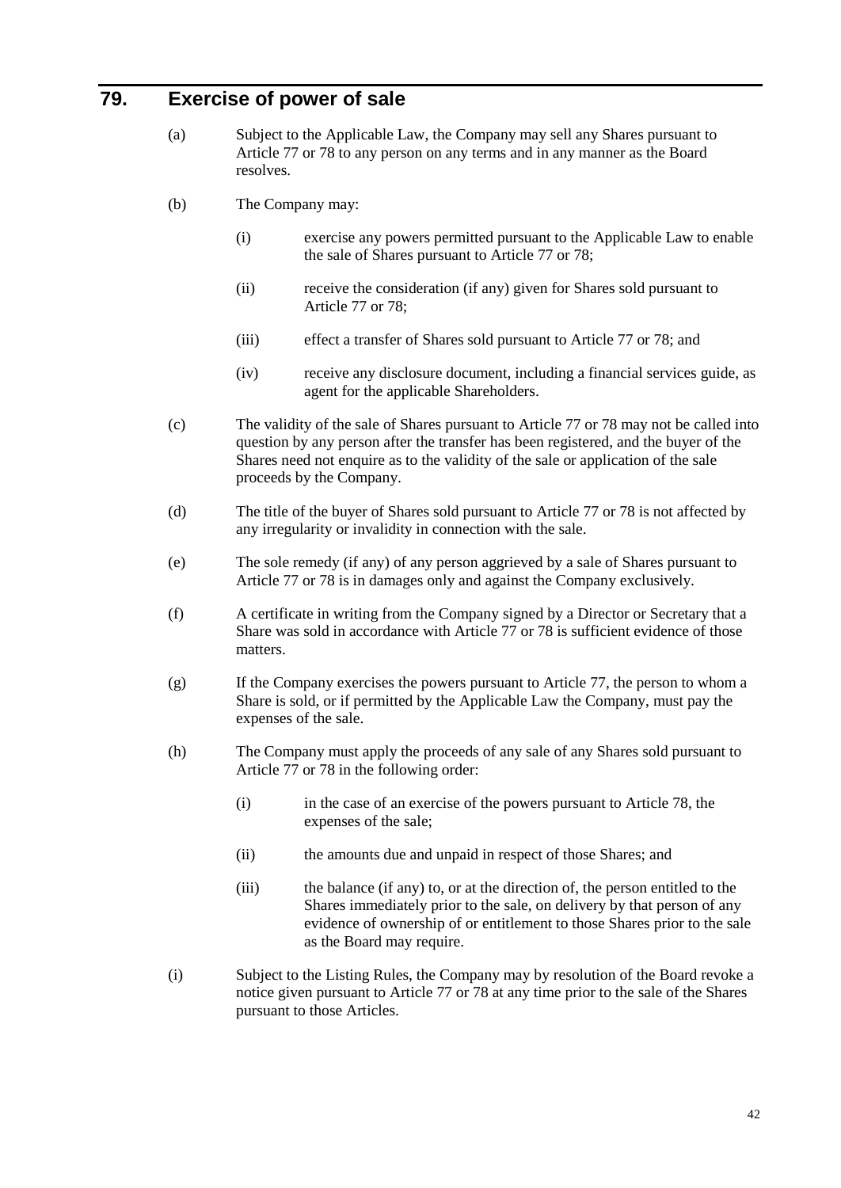## 79. Exercise of power of sale

(a) Subject to the Applicable Law, the Company may sell any Shares pursuant to Article 77 or 78 to any person on any terms and in any manner as the Board resolves.

(b) The Company may:

  (i) exercise any powers permitted pursuant to the Applicable Law to enable the sale of Shares pursuant to Article 77 or 78;

  (ii) receive the consideration (if any) given for Shares sold pursuant to Article 77 or 78;

  (iii) effect a transfer of Shares sold pursuant to Article 77 or 78; and

  (iv) receive any disclosure document, including a financial services guide, as agent for the applicable Shareholders.

(c) The validity of the sale of Shares pursuant to Article 77 or 78 may not be called into question by any person after the transfer has been registered, and the buyer of the Shares need not enquire as to the validity of the sale or application of the sale proceeds by the Company.

(d) The title of the buyer of Shares sold pursuant to Article 77 or 78 is not affected by any irregularity or invalidity in connection with the sale.

(e) The sole remedy (if any) of any person aggrieved by a sale of Shares pursuant to Article 77 or 78 is in damages only and against the Company exclusively.

(f) A certificate in writing from the Company signed by a Director or Secretary that a Share was sold in accordance with Article 77 or 78 is sufficient evidence of those matters.

(g) If the Company exercises the powers pursuant to Article 77, the person to whom a Share is sold, or if permitted by the Applicable Law the Company, must pay the expenses of the sale.

(h) The Company must apply the proceeds of any sale of any Shares sold pursuant to Article 77 or 78 in the following order:

  (i) in the case of an exercise of the powers pursuant to Article 78, the expenses of the sale;

  (ii) the amounts due and unpaid in respect of those Shares; and

  (iii) the balance (if any) to, or at the direction of, the person entitled to the Shares immediately prior to the sale, on delivery by that person of any evidence of ownership of or entitlement to those Shares prior to the sale as the Board may require.

(i) Subject to the Listing Rules, the Company may by resolution of the Board revoke a notice given pursuant to Article 77 or 78 at any time prior to the sale of the Shares pursuant to those Articles.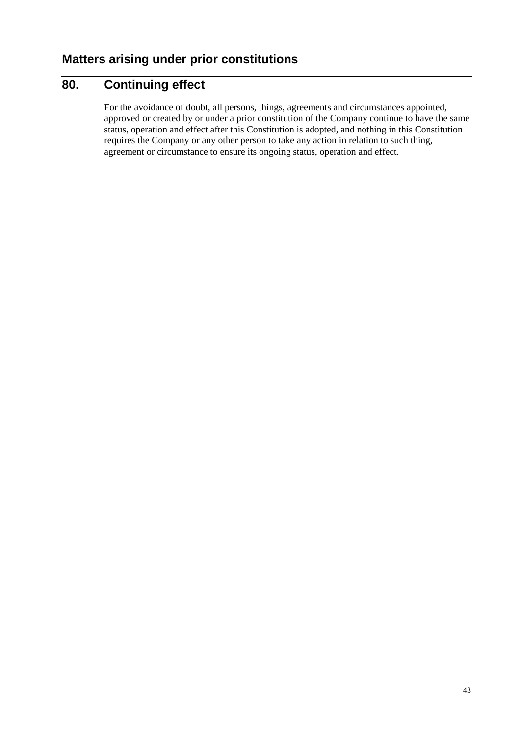## Matters arising under prior constitutions

## 80. Continuing effect

For the avoidance of doubt, all persons, things, agreements and circumstances appointed, approved or created by or under a prior constitution of the Company continue to have the same status, operation and effect after this Constitution is adopted, and nothing in this Constitution requires the Company or any other person to take any action in relation to such thing, agreement or circumstance to ensure its ongoing status, operation and effect.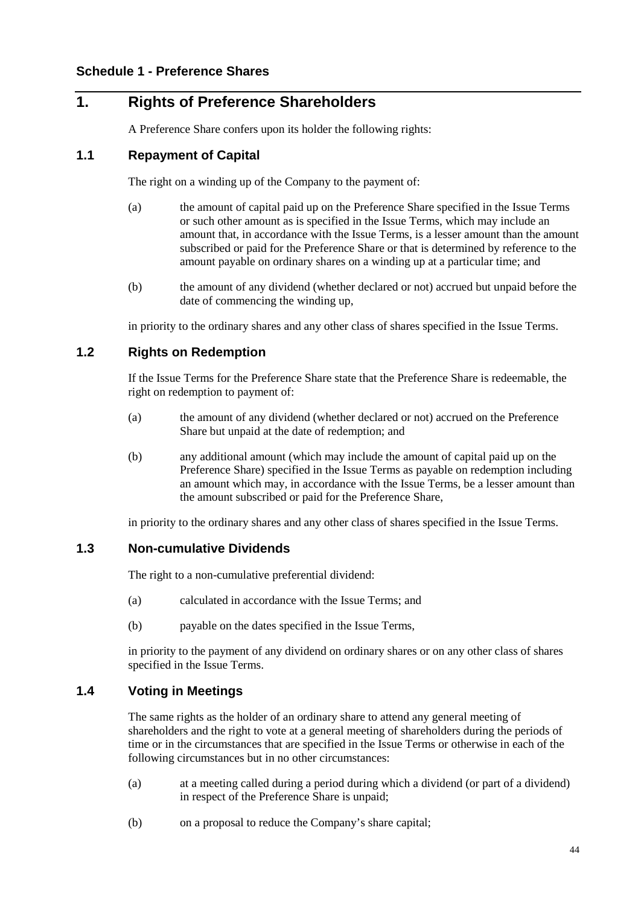### Schedule 1 - Preference Shares

## 1. Rights of Preference Shareholders

A Preference Share confers upon its holder the following rights:

### 1.1 Repayment of Capital

The right on a winding up of the Company to the payment of:

(a) the amount of capital paid up on the Preference Share specified in the Issue Terms or such other amount as is specified in the Issue Terms, which may include an amount that, in accordance with the Issue Terms, is a lesser amount than the amount subscribed or paid for the Preference Share or that is determined by reference to the amount payable on ordinary shares on a winding up at a particular time; and

(b) the amount of any dividend (whether declared or not) accrued but unpaid before the date of commencing the winding up,

in priority to the ordinary shares and any other class of shares specified in the Issue Terms.

### 1.2 Rights on Redemption

If the Issue Terms for the Preference Share state that the Preference Share is redeemable, the right on redemption to payment of:

(a) the amount of any dividend (whether declared or not) accrued on the Preference Share but unpaid at the date of redemption; and

(b) any additional amount (which may include the amount of capital paid up on the Preference Share) specified in the Issue Terms as payable on redemption including an amount which may, in accordance with the Issue Terms, be a lesser amount than the amount subscribed or paid for the Preference Share,

in priority to the ordinary shares and any other class of shares specified in the Issue Terms.

### 1.3 Non-cumulative Dividends

The right to a non-cumulative preferential dividend:

(a) calculated in accordance with the Issue Terms; and

(b) payable on the dates specified in the Issue Terms,

in priority to the payment of any dividend on ordinary shares or on any other class of shares specified in the Issue Terms.

### 1.4 Voting in Meetings

The same rights as the holder of an ordinary share to attend any general meeting of shareholders and the right to vote at a general meeting of shareholders during the periods of time or in the circumstances that are specified in the Issue Terms or otherwise in each of the following circumstances but in no other circumstances:

(a) at a meeting called during a period during which a dividend (or part of a dividend) in respect of the Preference Share is unpaid;

(b) on a proposal to reduce the Company's share capital;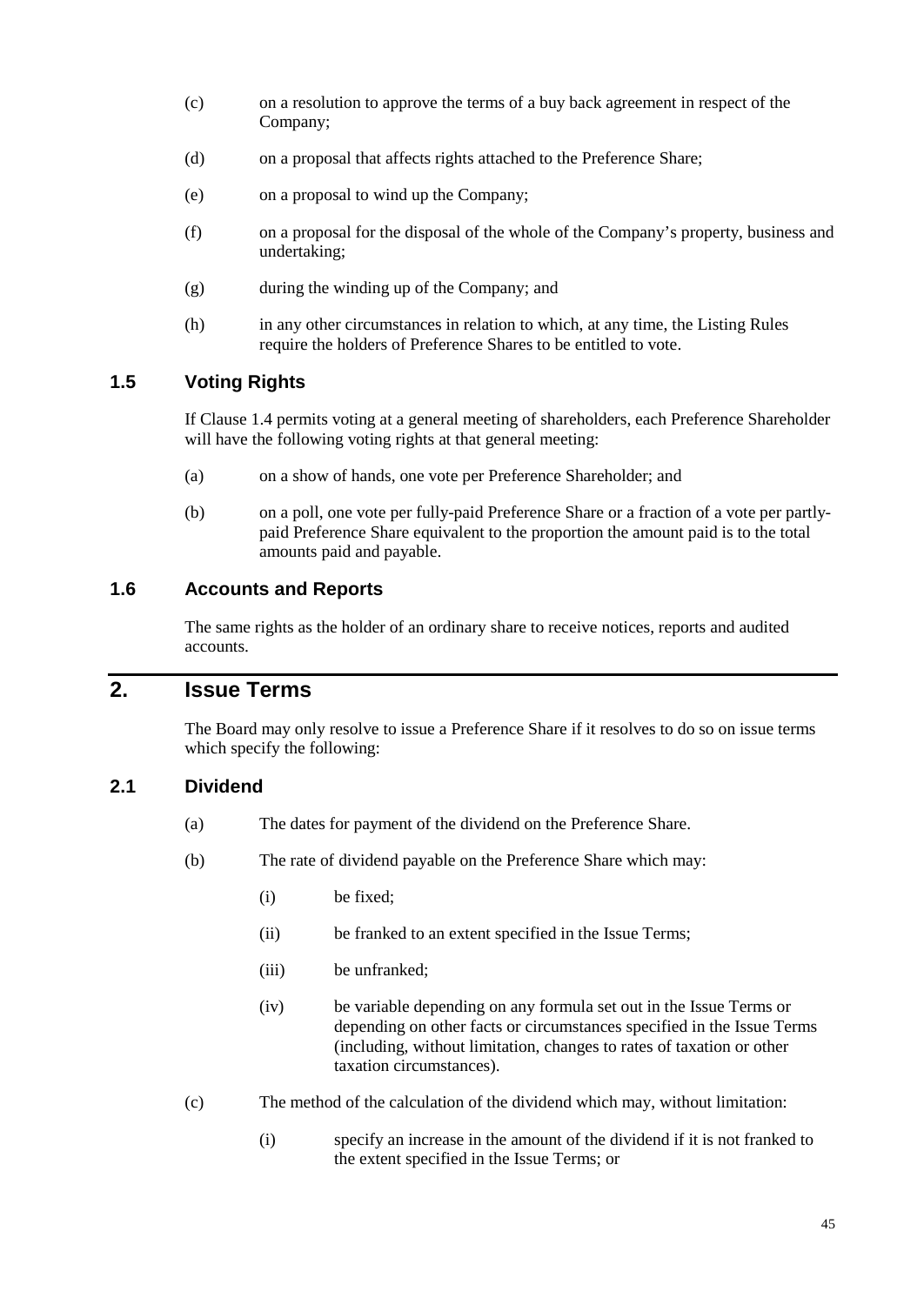(c) on a resolution to approve the terms of a buy back agreement in respect of the Company;

(d) on a proposal that affects rights attached to the Preference Share;

(e) on a proposal to wind up the Company;

(f) on a proposal for the disposal of the whole of the Company's property, business and undertaking;

(g) during the winding up of the Company; and

(h) in any other circumstances in relation to which, at any time, the Listing Rules require the holders of Preference Shares to be entitled to vote.

### 1.5 Voting Rights

If Clause 1.4 permits voting at a general meeting of shareholders, each Preference Shareholder will have the following voting rights at that general meeting:

(a) on a show of hands, one vote per Preference Shareholder; and

(b) on a poll, one vote per fully-paid Preference Share or a fraction of a vote per partly-paid Preference Share equivalent to the proportion the amount paid is to the total amounts paid and payable.

### 1.6 Accounts and Reports

The same rights as the holder of an ordinary share to receive notices, reports and audited accounts.

## 2. Issue Terms

The Board may only resolve to issue a Preference Share if it resolves to do so on issue terms which specify the following:

### 2.1 Dividend

(a) The dates for payment of the dividend on the Preference Share.

(b) The rate of dividend payable on the Preference Share which may:

   (i) be fixed;

   (ii) be franked to an extent specified in the Issue Terms;

   (iii) be unfranked;

   (iv) be variable depending on any formula set out in the Issue Terms or depending on other facts or circumstances specified in the Issue Terms (including, without limitation, changes to rates of taxation or other taxation circumstances).

(c) The method of the calculation of the dividend which may, without limitation:

   (i) specify an increase in the amount of the dividend if it is not franked to the extent specified in the Issue Terms; or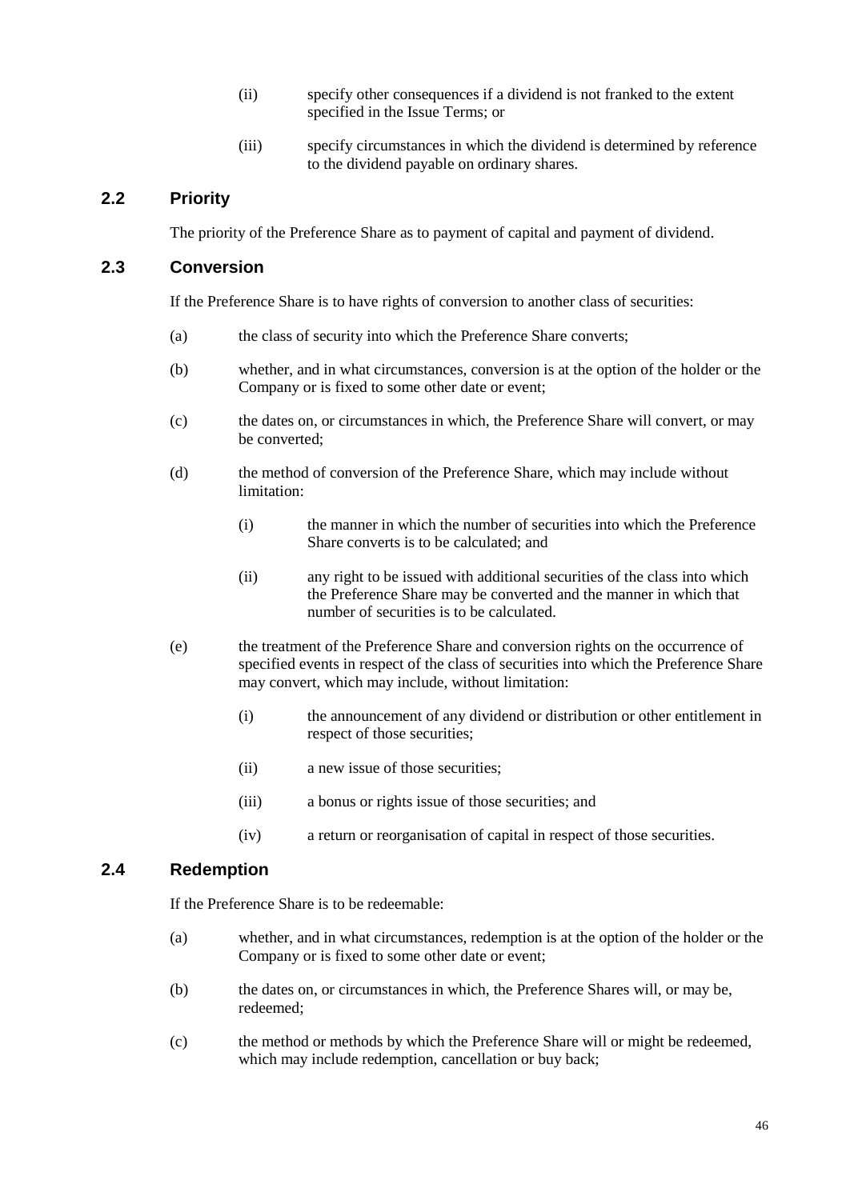(ii) specify other consequences if a dividend is not franked to the extent specified in the Issue Terms; or

(iii) specify circumstances in which the dividend is determined by reference to the dividend payable on ordinary shares.

## 2.2 Priority

The priority of the Preference Share as to payment of capital and payment of dividend.

## 2.3 Conversion

If the Preference Share is to have rights of conversion to another class of securities:

(a) the class of security into which the Preference Share converts;

(b) whether, and in what circumstances, conversion is at the option of the holder or the Company or is fixed to some other date or event;

(c) the dates on, or circumstances in which, the Preference Share will convert, or may be converted;

(d) the method of conversion of the Preference Share, which may include without limitation:

   (i) the manner in which the number of securities into which the Preference Share converts is to be calculated; and

   (ii) any right to be issued with additional securities of the class into which the Preference Share may be converted and the manner in which that number of securities is to be calculated.

(e) the treatment of the Preference Share and conversion rights on the occurrence of specified events in respect of the class of securities into which the Preference Share may convert, which may include, without limitation:

   (i) the announcement of any dividend or distribution or other entitlement in respect of those securities;

   (ii) a new issue of those securities;

   (iii) a bonus or rights issue of those securities; and

   (iv) a return or reorganisation of capital in respect of those securities.

## 2.4 Redemption

If the Preference Share is to be redeemable:

(a) whether, and in what circumstances, redemption is at the option of the holder or the Company or is fixed to some other date or event;

(b) the dates on, or circumstances in which, the Preference Shares will, or may be, redeemed;

(c) the method or methods by which the Preference Share will or might be redeemed, which may include redemption, cancellation or buy back;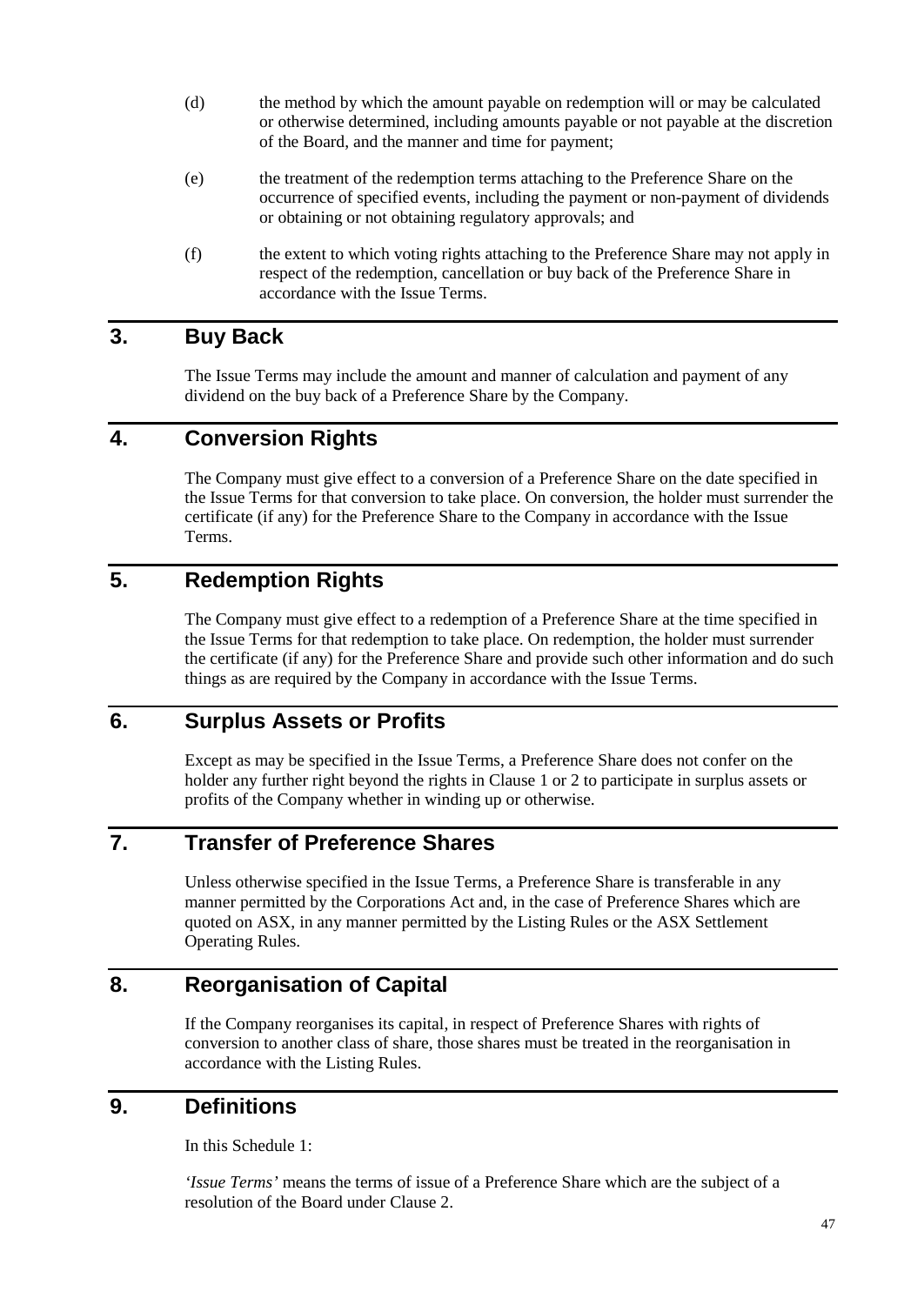(d) the method by which the amount payable on redemption will or may be calculated or otherwise determined, including amounts payable or not payable at the discretion of the Board, and the manner and time for payment;

(e) the treatment of the redemption terms attaching to the Preference Share on the occurrence of specified events, including the payment or non-payment of dividends or obtaining or not obtaining regulatory approvals; and

(f) the extent to which voting rights attaching to the Preference Share may not apply in respect of the redemption, cancellation or buy back of the Preference Share in accordance with the Issue Terms.

## 3. Buy Back

The Issue Terms may include the amount and manner of calculation and payment of any dividend on the buy back of a Preference Share by the Company.

## 4. Conversion Rights

The Company must give effect to a conversion of a Preference Share on the date specified in the Issue Terms for that conversion to take place. On conversion, the holder must surrender the certificate (if any) for the Preference Share to the Company in accordance with the Issue Terms.

## 5. Redemption Rights

The Company must give effect to a redemption of a Preference Share at the time specified in the Issue Terms for that redemption to take place. On redemption, the holder must surrender the certificate (if any) for the Preference Share and provide such other information and do such things as are required by the Company in accordance with the Issue Terms.

## 6. Surplus Assets or Profits

Except as may be specified in the Issue Terms, a Preference Share does not confer on the holder any further right beyond the rights in Clause 1 or 2 to participate in surplus assets or profits of the Company whether in winding up or otherwise.

## 7. Transfer of Preference Shares

Unless otherwise specified in the Issue Terms, a Preference Share is transferable in any manner permitted by the Corporations Act and, in the case of Preference Shares which are quoted on ASX, in any manner permitted by the Listing Rules or the ASX Settlement Operating Rules.

## 8. Reorganisation of Capital

If the Company reorganises its capital, in respect of Preference Shares with rights of conversion to another class of share, those shares must be treated in the reorganisation in accordance with the Listing Rules.

## 9. Definitions

In this Schedule 1:

*'Issue Terms'* means the terms of issue of a Preference Share which are the subject of a resolution of the Board under Clause 2.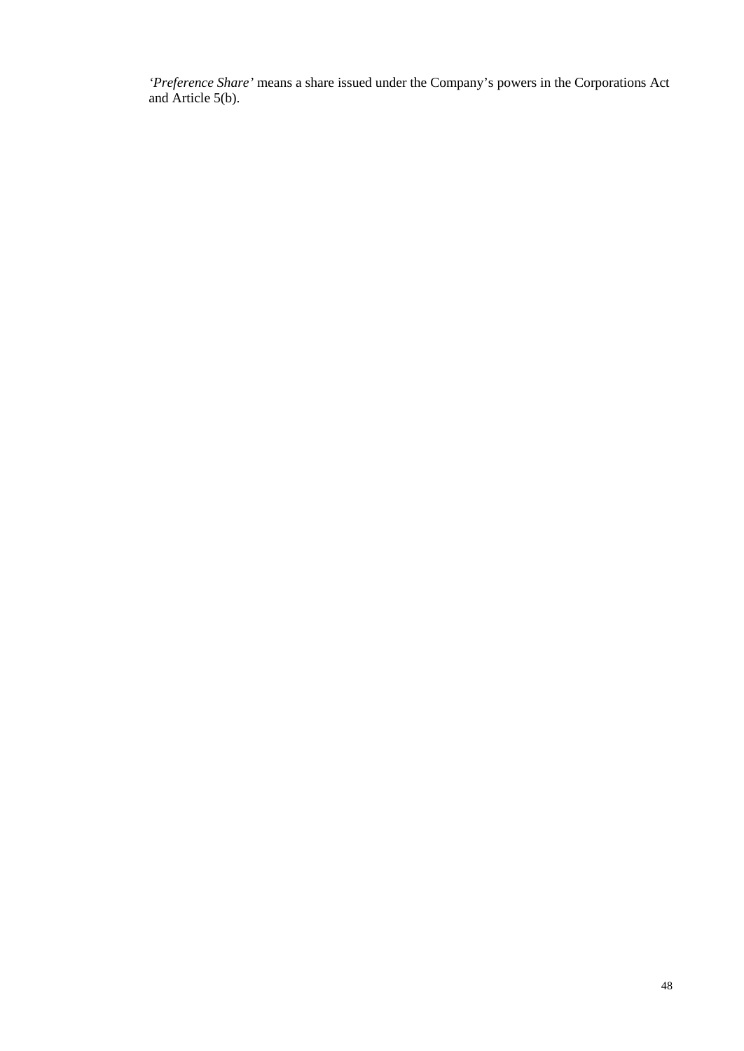*'Preference Share'* means a share issued under the Company's powers in the Corporations Act and Article 5(b).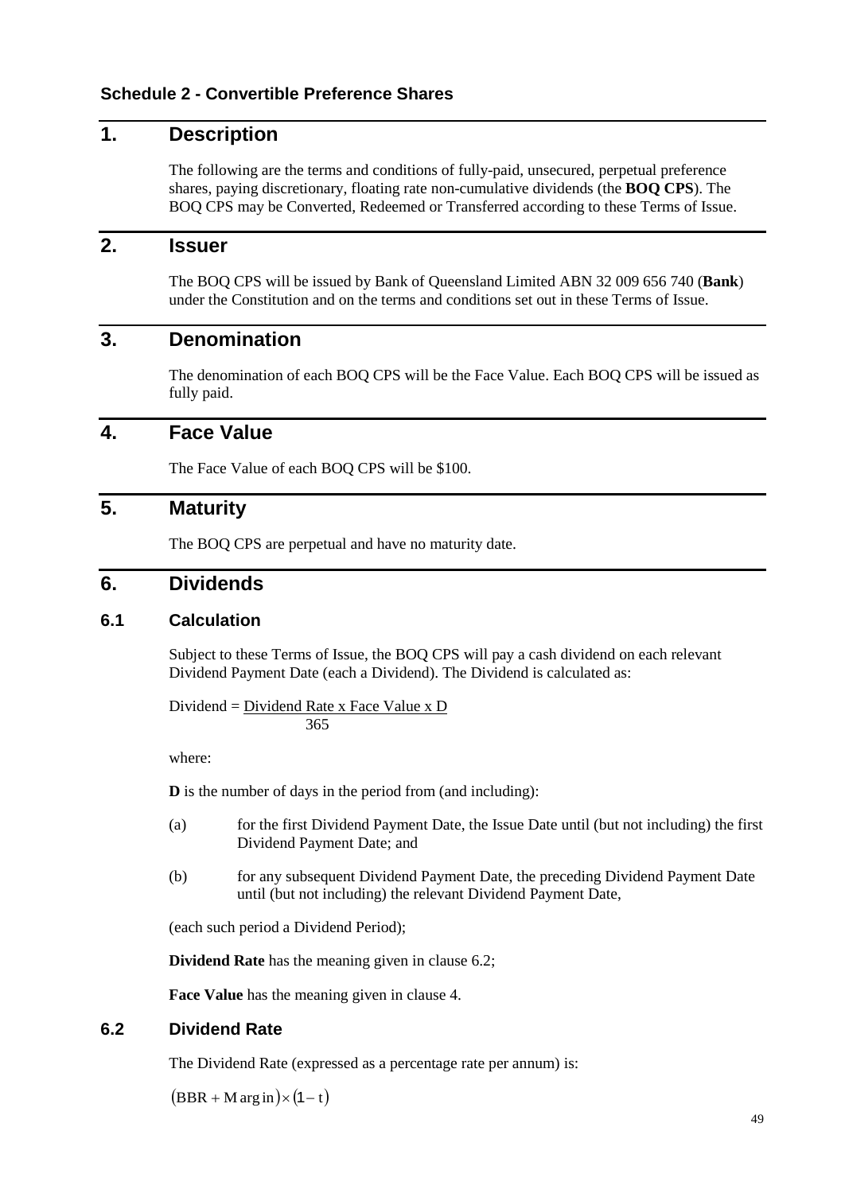**Schedule 2 - Convertible Preference Shares**

# 1. Description

The following are the terms and conditions of fully-paid, unsecured, perpetual preference shares, paying discretionary, floating rate non-cumulative dividends (the **BOQ CPS**). The BOQ CPS may be Converted, Redeemed or Transferred according to these Terms of Issue.

# 2. Issuer

The BOQ CPS will be issued by Bank of Queensland Limited ABN 32 009 656 740 (**Bank**) under the Constitution and on the terms and conditions set out in these Terms of Issue.

# 3. Denomination

The denomination of each BOQ CPS will be the Face Value. Each BOQ CPS will be issued as fully paid.

# 4. Face Value

The Face Value of each BOQ CPS will be $100.

# 5. Maturity

The BOQ CPS are perpetual and have no maturity date.

# 6. Dividends

## 6.1 Calculation

Subject to these Terms of Issue, the BOQ CPS will pay a cash dividend on each relevant Dividend Payment Date (each a Dividend). The Dividend is calculated as:

$$\text{Dividend} = \frac{\text{Dividend Rate} \times \text{Face Value} \times D}{365}$$

where:

**D** is the number of days in the period from (and including):

(a) for the first Dividend Payment Date, the Issue Date until (but not including) the first Dividend Payment Date; and

(b) for any subsequent Dividend Payment Date, the preceding Dividend Payment Date until (but not including) the relevant Dividend Payment Date,

(each such period a Dividend Period);

**Dividend Rate** has the meaning given in clause 6.2;

**Face Value** has the meaning given in clause 4.

## 6.2 Dividend Rate

The Dividend Rate (expressed as a percentage rate per annum) is:

$$(\text{BBR} + \text{Margin}) \times (1 - t)$$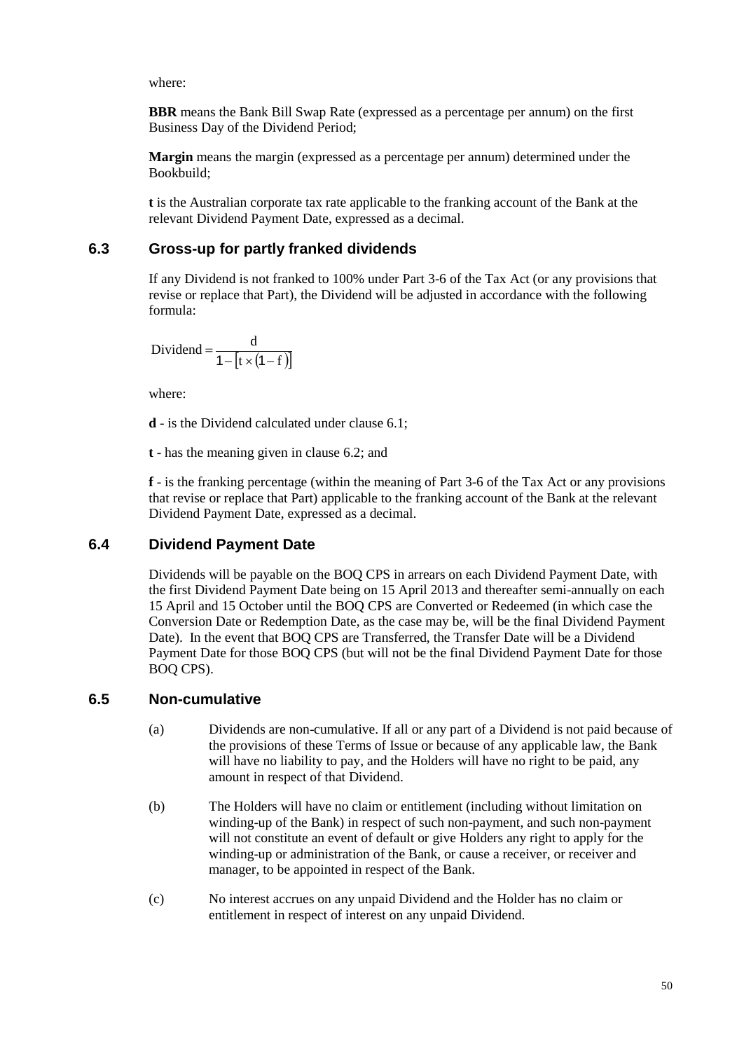where:

**BBR** means the Bank Bill Swap Rate (expressed as a percentage per annum) on the first Business Day of the Dividend Period;

**Margin** means the margin (expressed as a percentage per annum) determined under the Bookbuild;

**t** is the Australian corporate tax rate applicable to the franking account of the Bank at the relevant Dividend Payment Date, expressed as a decimal.

## 6.3 Gross-up for partly franked dividends

If any Dividend is not franked to 100% under Part 3-6 of the Tax Act (or any provisions that revise or replace that Part), the Dividend will be adjusted in accordance with the following formula:

$$\text{Dividend} = \frac{d}{1 - [t \times (1 - f)]}$$

where:

**d** - is the Dividend calculated under clause 6.1;

**t** - has the meaning given in clause 6.2; and

**f** - is the franking percentage (within the meaning of Part 3-6 of the Tax Act or any provisions that revise or replace that Part) applicable to the franking account of the Bank at the relevant Dividend Payment Date, expressed as a decimal.

## 6.4 Dividend Payment Date

Dividends will be payable on the BOQ CPS in arrears on each Dividend Payment Date, with the first Dividend Payment Date being on 15 April 2013 and thereafter semi-annually on each 15 April and 15 October until the BOQ CPS are Converted or Redeemed (in which case the Conversion Date or Redemption Date, as the case may be, will be the final Dividend Payment Date). In the event that BOQ CPS are Transferred, the Transfer Date will be a Dividend Payment Date for those BOQ CPS (but will not be the final Dividend Payment Date for those BOQ CPS).

## 6.5 Non-cumulative

(a) Dividends are non-cumulative. If all or any part of a Dividend is not paid because of the provisions of these Terms of Issue or because of any applicable law, the Bank will have no liability to pay, and the Holders will have no right to be paid, any amount in respect of that Dividend.

(b) The Holders will have no claim or entitlement (including without limitation on winding-up of the Bank) in respect of such non-payment, and such non-payment will not constitute an event of default or give Holders any right to apply for the winding-up or administration of the Bank, or cause a receiver, or receiver and manager, to be appointed in respect of the Bank.

(c) No interest accrues on any unpaid Dividend and the Holder has no claim or entitlement in respect of interest on any unpaid Dividend.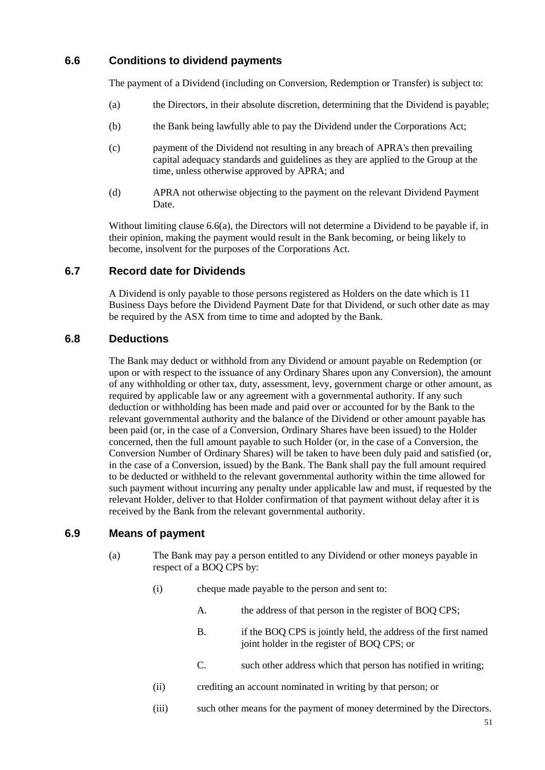## 6.6 Conditions to dividend payments

The payment of a Dividend (including on Conversion, Redemption or Transfer) is subject to:

(a) the Directors, in their absolute discretion, determining that the Dividend is payable;

(b) the Bank being lawfully able to pay the Dividend under the Corporations Act;

(c) payment of the Dividend not resulting in any breach of APRA's then prevailing capital adequacy standards and guidelines as they are applied to the Group at the time, unless otherwise approved by APRA; and

(d) APRA not otherwise objecting to the payment on the relevant Dividend Payment Date.

Without limiting clause 6.6(a), the Directors will not determine a Dividend to be payable if, in their opinion, making the payment would result in the Bank becoming, or being likely to become, insolvent for the purposes of the Corporations Act.

## 6.7 Record date for Dividends

A Dividend is only payable to those persons registered as Holders on the date which is 11 Business Days before the Dividend Payment Date for that Dividend, or such other date as may be required by the ASX from time to time and adopted by the Bank.

## 6.8 Deductions

The Bank may deduct or withhold from any Dividend or amount payable on Redemption (or upon or with respect to the issuance of any Ordinary Shares upon any Conversion), the amount of any withholding or other tax, duty, assessment, levy, government charge or other amount, as required by applicable law or any agreement with a governmental authority. If any such deduction or withholding has been made and paid over or accounted for by the Bank to the relevant governmental authority and the balance of the Dividend or other amount payable has been paid (or, in the case of a Conversion, Ordinary Shares have been issued) to the Holder concerned, then the full amount payable to such Holder (or, in the case of a Conversion, the Conversion Number of Ordinary Shares) will be taken to have been duly paid and satisfied (or, in the case of a Conversion, issued) by the Bank. The Bank shall pay the full amount required to be deducted or withheld to the relevant governmental authority within the time allowed for such payment without incurring any penalty under applicable law and must, if requested by the relevant Holder, deliver to that Holder confirmation of that payment without delay after it is received by the Bank from the relevant governmental authority.

## 6.9 Means of payment

(a) The Bank may pay a person entitled to any Dividend or other moneys payable in respect of a BOQ CPS by:

(i) cheque made payable to the person and sent to:

A. the address of that person in the register of BOQ CPS;

B. if the BOQ CPS is jointly held, the address of the first named joint holder in the register of BOQ CPS; or

C. such other address which that person has notified in writing;

(ii) crediting an account nominated in writing by that person; or

(iii) such other means for the payment of money determined by the Directors.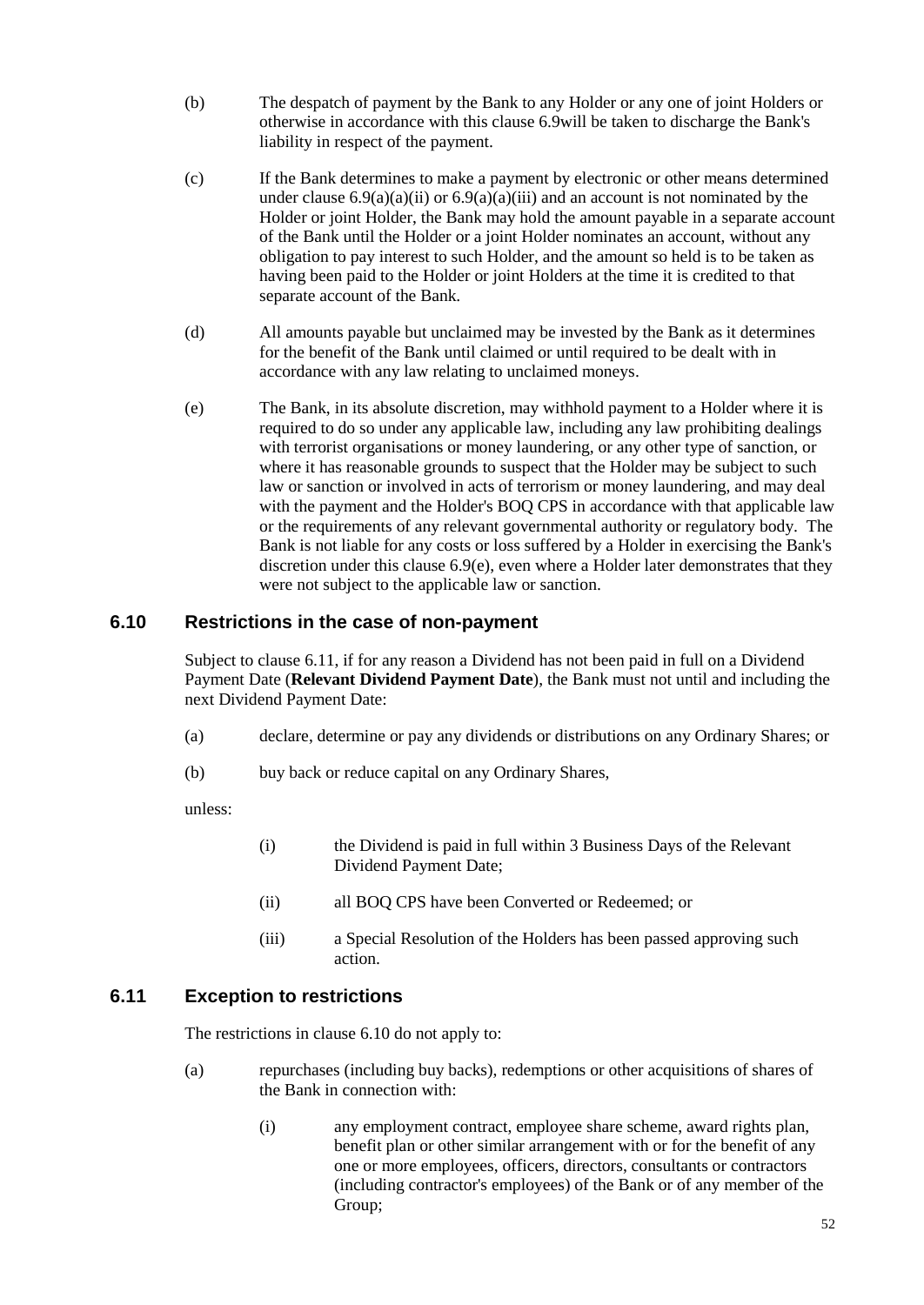(b) The despatch of payment by the Bank to any Holder or any one of joint Holders or otherwise in accordance with this clause 6.9will be taken to discharge the Bank's liability in respect of the payment.

(c) If the Bank determines to make a payment by electronic or other means determined under clause 6.9(a)(a)(ii) or 6.9(a)(a)(iii) and an account is not nominated by the Holder or joint Holder, the Bank may hold the amount payable in a separate account of the Bank until the Holder or a joint Holder nominates an account, without any obligation to pay interest to such Holder, and the amount so held is to be taken as having been paid to the Holder or joint Holders at the time it is credited to that separate account of the Bank.

(d) All amounts payable but unclaimed may be invested by the Bank as it determines for the benefit of the Bank until claimed or until required to be dealt with in accordance with any law relating to unclaimed moneys.

(e) The Bank, in its absolute discretion, may withhold payment to a Holder where it is required to do so under any applicable law, including any law prohibiting dealings with terrorist organisations or money laundering, or any other type of sanction, or where it has reasonable grounds to suspect that the Holder may be subject to such law or sanction or involved in acts of terrorism or money laundering, and may deal with the payment and the Holder's BOQ CPS in accordance with that applicable law or the requirements of any relevant governmental authority or regulatory body. The Bank is not liable for any costs or loss suffered by a Holder in exercising the Bank's discretion under this clause 6.9(e), even where a Holder later demonstrates that they were not subject to the applicable law or sanction.

## 6.10 Restrictions in the case of non-payment

Subject to clause 6.11, if for any reason a Dividend has not been paid in full on a Dividend Payment Date (**Relevant Dividend Payment Date**), the Bank must not until and including the next Dividend Payment Date:

(a) declare, determine or pay any dividends or distributions on any Ordinary Shares; or

(b) buy back or reduce capital on any Ordinary Shares,

unless:

(i) the Dividend is paid in full within 3 Business Days of the Relevant Dividend Payment Date;

(ii) all BOQ CPS have been Converted or Redeemed; or

(iii) a Special Resolution of the Holders has been passed approving such action.

## 6.11 Exception to restrictions

The restrictions in clause 6.10 do not apply to:

(a) repurchases (including buy backs), redemptions or other acquisitions of shares of the Bank in connection with:

(i) any employment contract, employee share scheme, award rights plan, benefit plan or other similar arrangement with or for the benefit of any one or more employees, officers, directors, consultants or contractors (including contractor's employees) of the Bank or of any member of the Group;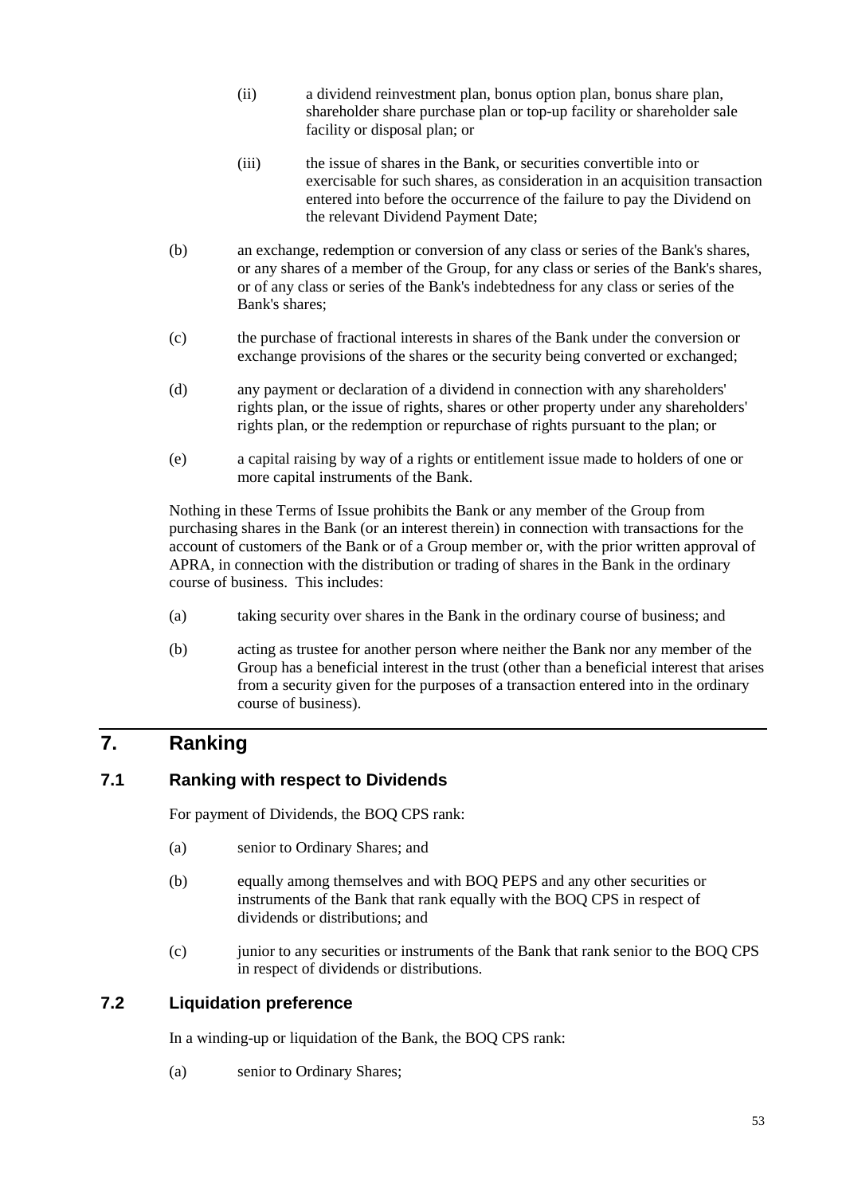(ii) a dividend reinvestment plan, bonus option plan, bonus share plan, shareholder share purchase plan or top-up facility or shareholder sale facility or disposal plan; or

(iii) the issue of shares in the Bank, or securities convertible into or exercisable for such shares, as consideration in an acquisition transaction entered into before the occurrence of the failure to pay the Dividend on the relevant Dividend Payment Date;

(b) an exchange, redemption or conversion of any class or series of the Bank's shares, or any shares of a member of the Group, for any class or series of the Bank's shares, or of any class or series of the Bank's indebtedness for any class or series of the Bank's shares;

(c) the purchase of fractional interests in shares of the Bank under the conversion or exchange provisions of the shares or the security being converted or exchanged;

(d) any payment or declaration of a dividend in connection with any shareholders' rights plan, or the issue of rights, shares or other property under any shareholders' rights plan, or the redemption or repurchase of rights pursuant to the plan; or

(e) a capital raising by way of a rights or entitlement issue made to holders of one or more capital instruments of the Bank.

Nothing in these Terms of Issue prohibits the Bank or any member of the Group from purchasing shares in the Bank (or an interest therein) in connection with transactions for the account of customers of the Bank or of a Group member or, with the prior written approval of APRA, in connection with the distribution or trading of shares in the Bank in the ordinary course of business. This includes:

(a) taking security over shares in the Bank in the ordinary course of business; and

(b) acting as trustee for another person where neither the Bank nor any member of the Group has a beneficial interest in the trust (other than a beneficial interest that arises from a security given for the purposes of a transaction entered into in the ordinary course of business).

# 7. Ranking

## 7.1 Ranking with respect to Dividends

For payment of Dividends, the BOQ CPS rank:

(a) senior to Ordinary Shares; and

(b) equally among themselves and with BOQ PEPS and any other securities or instruments of the Bank that rank equally with the BOQ CPS in respect of dividends or distributions; and

(c) junior to any securities or instruments of the Bank that rank senior to the BOQ CPS in respect of dividends or distributions.

## 7.2 Liquidation preference

In a winding-up or liquidation of the Bank, the BOQ CPS rank:

(a) senior to Ordinary Shares;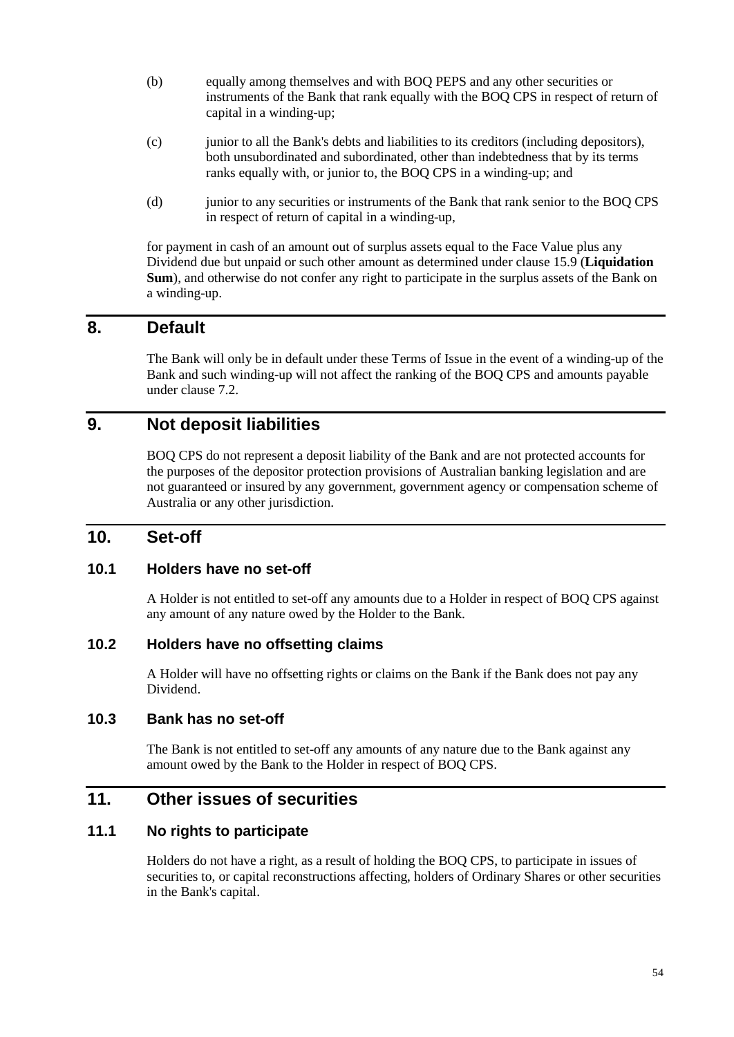(b) equally among themselves and with BOQ PEPS and any other securities or instruments of the Bank that rank equally with the BOQ CPS in respect of return of capital in a winding-up;

(c) junior to all the Bank's debts and liabilities to its creditors (including depositors), both unsubordinated and subordinated, other than indebtedness that by its terms ranks equally with, or junior to, the BOQ CPS in a winding-up; and

(d) junior to any securities or instruments of the Bank that rank senior to the BOQ CPS in respect of return of capital in a winding-up,

for payment in cash of an amount out of surplus assets equal to the Face Value plus any Dividend due but unpaid or such other amount as determined under clause 15.9 (**Liquidation Sum**), and otherwise do not confer any right to participate in the surplus assets of the Bank on a winding-up.

## 8. Default

The Bank will only be in default under these Terms of Issue in the event of a winding-up of the Bank and such winding-up will not affect the ranking of the BOQ CPS and amounts payable under clause 7.2.

## 9. Not deposit liabilities

BOQ CPS do not represent a deposit liability of the Bank and are not protected accounts for the purposes of the depositor protection provisions of Australian banking legislation and are not guaranteed or insured by any government, government agency or compensation scheme of Australia or any other jurisdiction.

## 10. Set-off

### 10.1 Holders have no set-off

A Holder is not entitled to set-off any amounts due to a Holder in respect of BOQ CPS against any amount of any nature owed by the Holder to the Bank.

### 10.2 Holders have no offsetting claims

A Holder will have no offsetting rights or claims on the Bank if the Bank does not pay any Dividend.

### 10.3 Bank has no set-off

The Bank is not entitled to set-off any amounts of any nature due to the Bank against any amount owed by the Bank to the Holder in respect of BOQ CPS.

## 11. Other issues of securities

### 11.1 No rights to participate

Holders do not have a right, as a result of holding the BOQ CPS, to participate in issues of securities to, or capital reconstructions affecting, holders of Ordinary Shares or other securities in the Bank's capital.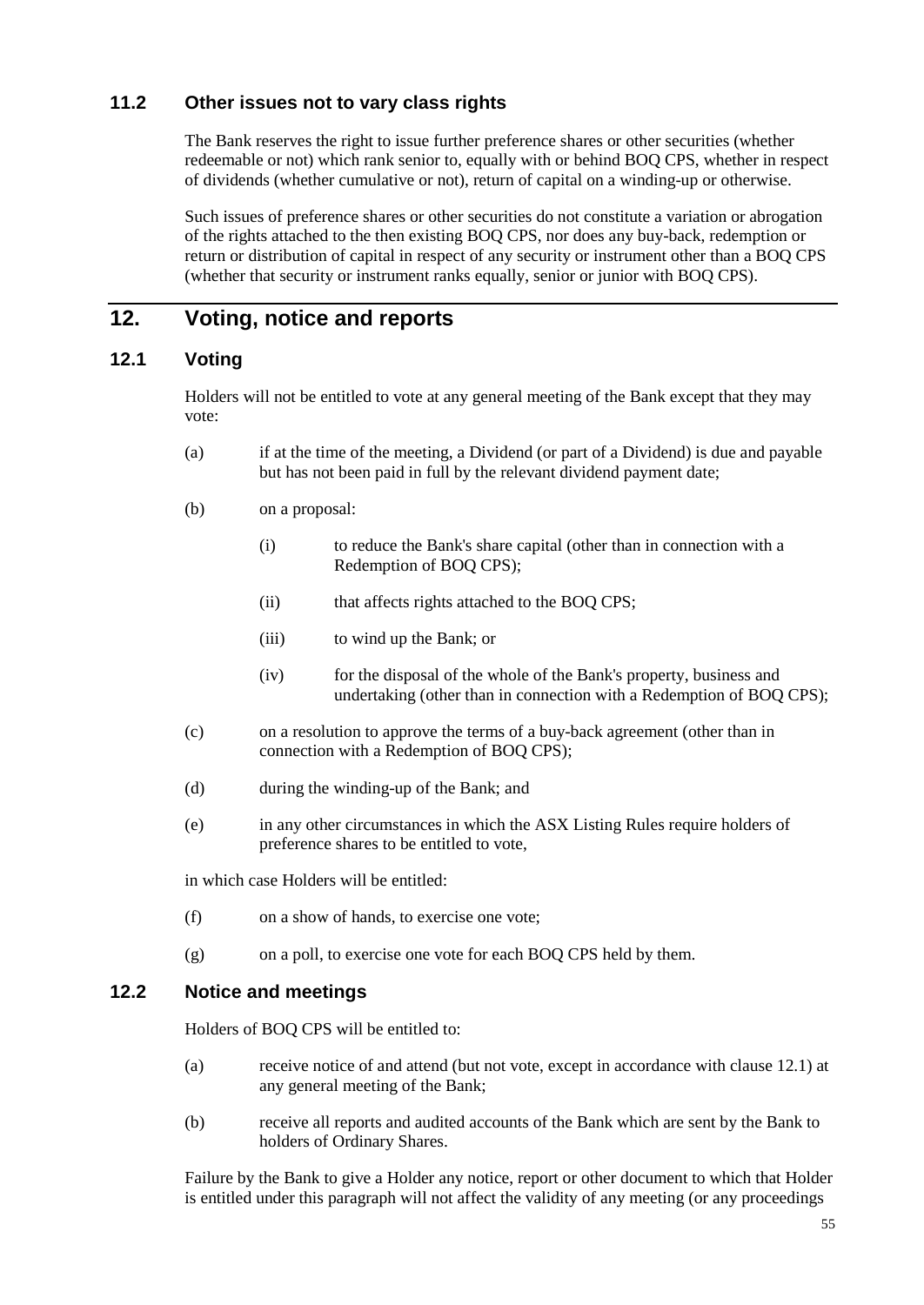### 11.2 Other issues not to vary class rights

The Bank reserves the right to issue further preference shares or other securities (whether redeemable or not) which rank senior to, equally with or behind BOQ CPS, whether in respect of dividends (whether cumulative or not), return of capital on a winding-up or otherwise.

Such issues of preference shares or other securities do not constitute a variation or abrogation of the rights attached to the then existing BOQ CPS, nor does any buy-back, redemption or return or distribution of capital in respect of any security or instrument other than a BOQ CPS (whether that security or instrument ranks equally, senior or junior with BOQ CPS).

## 12. Voting, notice and reports

### 12.1 Voting

Holders will not be entitled to vote at any general meeting of the Bank except that they may vote:

(a) if at the time of the meeting, a Dividend (or part of a Dividend) is due and payable but has not been paid in full by the relevant dividend payment date;

(b) on a proposal:

  (i) to reduce the Bank's share capital (other than in connection with a Redemption of BOQ CPS);

  (ii) that affects rights attached to the BOQ CPS;

  (iii) to wind up the Bank; or

  (iv) for the disposal of the whole of the Bank's property, business and undertaking (other than in connection with a Redemption of BOQ CPS);

(c) on a resolution to approve the terms of a buy-back agreement (other than in connection with a Redemption of BOQ CPS);

(d) during the winding-up of the Bank; and

(e) in any other circumstances in which the ASX Listing Rules require holders of preference shares to be entitled to vote,

in which case Holders will be entitled:

(f) on a show of hands, to exercise one vote;

(g) on a poll, to exercise one vote for each BOQ CPS held by them.

### 12.2 Notice and meetings

Holders of BOQ CPS will be entitled to:

(a) receive notice of and attend (but not vote, except in accordance with clause 12.1) at any general meeting of the Bank;

(b) receive all reports and audited accounts of the Bank which are sent by the Bank to holders of Ordinary Shares.

Failure by the Bank to give a Holder any notice, report or other document to which that Holder is entitled under this paragraph will not affect the validity of any meeting (or any proceedings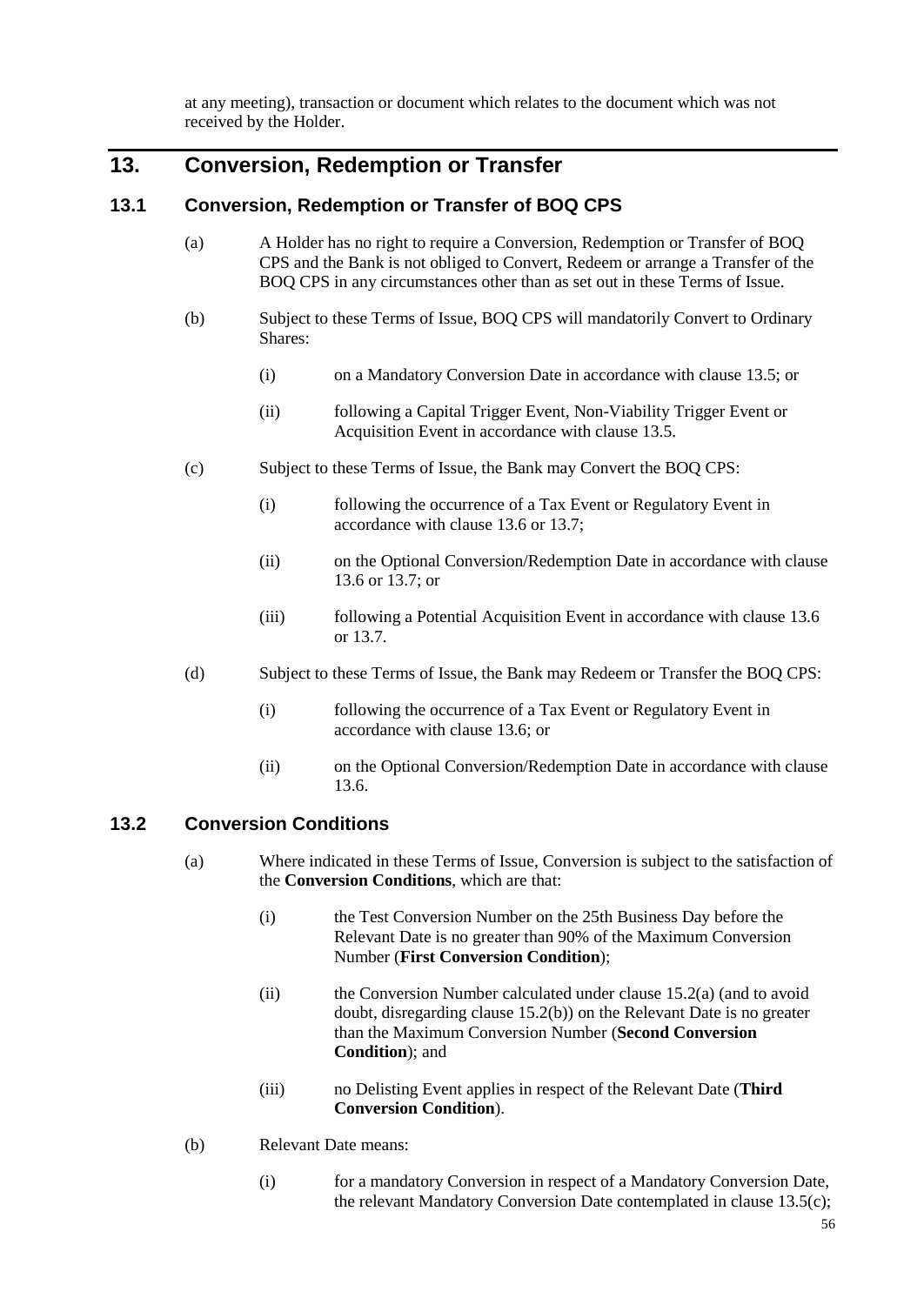at any meeting), transaction or document which relates to the document which was not received by the Holder.

# 13. Conversion, Redemption or Transfer

## 13.1 Conversion, Redemption or Transfer of BOQ CPS

(a) A Holder has no right to require a Conversion, Redemption or Transfer of BOQ CPS and the Bank is not obliged to Convert, Redeem or arrange a Transfer of the BOQ CPS in any circumstances other than as set out in these Terms of Issue.

(b) Subject to these Terms of Issue, BOQ CPS will mandatorily Convert to Ordinary Shares:

(i) on a Mandatory Conversion Date in accordance with clause 13.5; or

(ii) following a Capital Trigger Event, Non-Viability Trigger Event or Acquisition Event in accordance with clause 13.5.

(c) Subject to these Terms of Issue, the Bank may Convert the BOQ CPS:

(i) following the occurrence of a Tax Event or Regulatory Event in accordance with clause 13.6 or 13.7;

(ii) on the Optional Conversion/Redemption Date in accordance with clause 13.6 or 13.7; or

(iii) following a Potential Acquisition Event in accordance with clause 13.6 or 13.7.

(d) Subject to these Terms of Issue, the Bank may Redeem or Transfer the BOQ CPS:

(i) following the occurrence of a Tax Event or Regulatory Event in accordance with clause 13.6; or

(ii) on the Optional Conversion/Redemption Date in accordance with clause 13.6.

## 13.2 Conversion Conditions

(a) Where indicated in these Terms of Issue, Conversion is subject to the satisfaction of the **Conversion Conditions**, which are that:

(i) the Test Conversion Number on the 25th Business Day before the Relevant Date is no greater than 90% of the Maximum Conversion Number (**First Conversion Condition**);

(ii) the Conversion Number calculated under clause 15.2(a) (and to avoid doubt, disregarding clause 15.2(b)) on the Relevant Date is no greater than the Maximum Conversion Number (**Second Conversion Condition**); and

(iii) no Delisting Event applies in respect of the Relevant Date (**Third Conversion Condition**).

(b) Relevant Date means:

(i) for a mandatory Conversion in respect of a Mandatory Conversion Date, the relevant Mandatory Conversion Date contemplated in clause 13.5(c);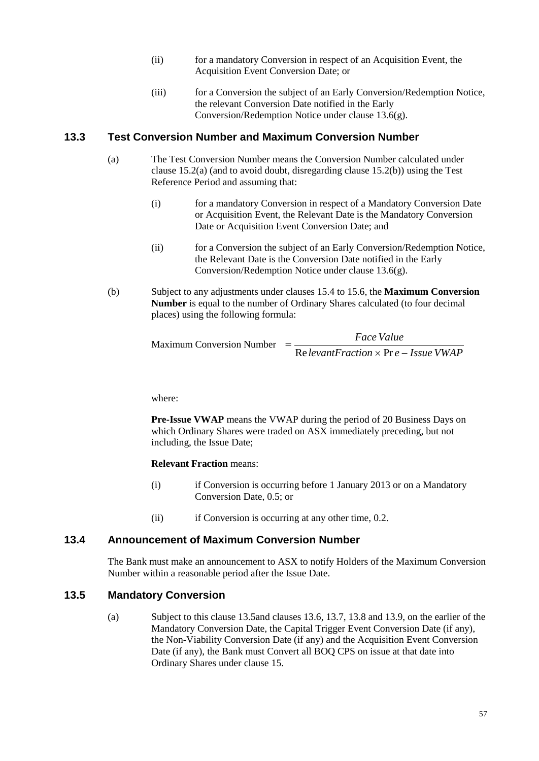(ii) for a mandatory Conversion in respect of an Acquisition Event, the Acquisition Event Conversion Date; or

(iii) for a Conversion the subject of an Early Conversion/Redemption Notice, the relevant Conversion Date notified in the Early Conversion/Redemption Notice under clause 13.6(g).

## 13.3 Test Conversion Number and Maximum Conversion Number

(a) The Test Conversion Number means the Conversion Number calculated under clause 15.2(a) (and to avoid doubt, disregarding clause 15.2(b)) using the Test Reference Period and assuming that:

(i) for a mandatory Conversion in respect of a Mandatory Conversion Date or Acquisition Event, the Relevant Date is the Mandatory Conversion Date or Acquisition Event Conversion Date; and

(ii) for a Conversion the subject of an Early Conversion/Redemption Notice, the Relevant Date is the Conversion Date notified in the Early Conversion/Redemption Notice under clause 13.6(g).

(b) Subject to any adjustments under clauses 15.4 to 15.6, the **Maximum Conversion Number** is equal to the number of Ordinary Shares calculated (to four decimal places) using the following formula:

$$\text{Maximum Conversion Number} = \frac{Face\ Value}{Relevant Fraction \times Pre-Issue\ VWAP}$$

where:

**Pre-Issue VWAP** means the VWAP during the period of 20 Business Days on which Ordinary Shares were traded on ASX immediately preceding, but not including, the Issue Date;

**Relevant Fraction** means:

(i) if Conversion is occurring before 1 January 2013 or on a Mandatory Conversion Date, 0.5; or

(ii) if Conversion is occurring at any other time, 0.2.

## 13.4 Announcement of Maximum Conversion Number

The Bank must make an announcement to ASX to notify Holders of the Maximum Conversion Number within a reasonable period after the Issue Date.

## 13.5 Mandatory Conversion

(a) Subject to this clause 13.5and clauses 13.6, 13.7, 13.8 and 13.9, on the earlier of the Mandatory Conversion Date, the Capital Trigger Event Conversion Date (if any), the Non-Viability Conversion Date (if any) and the Acquisition Event Conversion Date (if any), the Bank must Convert all BOQ CPS on issue at that date into Ordinary Shares under clause 15.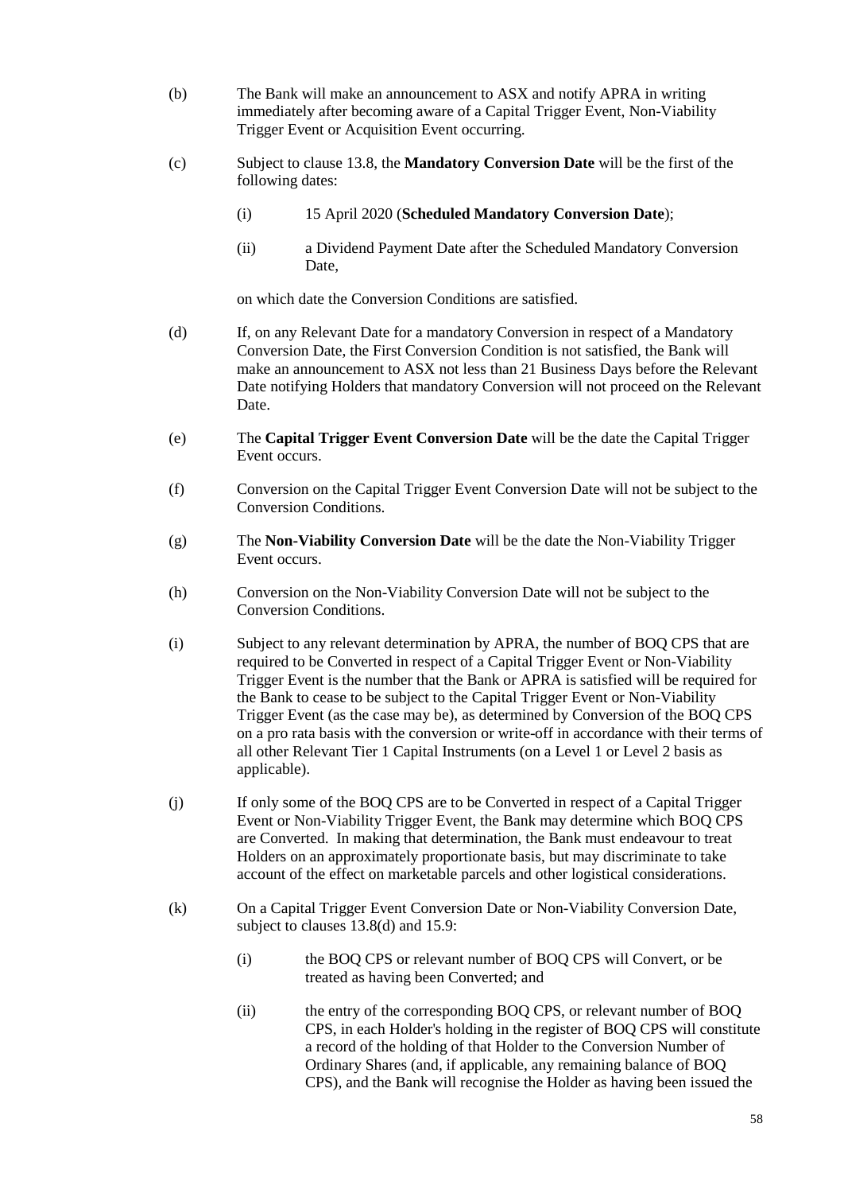(b) The Bank will make an announcement to ASX and notify APRA in writing immediately after becoming aware of a Capital Trigger Event, Non-Viability Trigger Event or Acquisition Event occurring.

(c) Subject to clause 13.8, the **Mandatory Conversion Date** will be the first of the following dates:

  (i) 15 April 2020 (**Scheduled Mandatory Conversion Date**);

  (ii) a Dividend Payment Date after the Scheduled Mandatory Conversion Date,

  on which date the Conversion Conditions are satisfied.

(d) If, on any Relevant Date for a mandatory Conversion in respect of a Mandatory Conversion Date, the First Conversion Condition is not satisfied, the Bank will make an announcement to ASX not less than 21 Business Days before the Relevant Date notifying Holders that mandatory Conversion will not proceed on the Relevant Date.

(e) The **Capital Trigger Event Conversion Date** will be the date the Capital Trigger Event occurs.

(f) Conversion on the Capital Trigger Event Conversion Date will not be subject to the Conversion Conditions.

(g) The **Non-Viability Conversion Date** will be the date the Non-Viability Trigger Event occurs.

(h) Conversion on the Non-Viability Conversion Date will not be subject to the Conversion Conditions.

(i) Subject to any relevant determination by APRA, the number of BOQ CPS that are required to be Converted in respect of a Capital Trigger Event or Non-Viability Trigger Event is the number that the Bank or APRA is satisfied will be required for the Bank to cease to be subject to the Capital Trigger Event or Non-Viability Trigger Event (as the case may be), as determined by Conversion of the BOQ CPS on a pro rata basis with the conversion or write-off in accordance with their terms of all other Relevant Tier 1 Capital Instruments (on a Level 1 or Level 2 basis as applicable).

(j) If only some of the BOQ CPS are to be Converted in respect of a Capital Trigger Event or Non-Viability Trigger Event, the Bank may determine which BOQ CPS are Converted. In making that determination, the Bank must endeavour to treat Holders on an approximately proportionate basis, but may discriminate to take account of the effect on marketable parcels and other logistical considerations.

(k) On a Capital Trigger Event Conversion Date or Non-Viability Conversion Date, subject to clauses 13.8(d) and 15.9:

  (i) the BOQ CPS or relevant number of BOQ CPS will Convert, or be treated as having been Converted; and

  (ii) the entry of the corresponding BOQ CPS, or relevant number of BOQ CPS, in each Holder's holding in the register of BOQ CPS will constitute a record of the holding of that Holder to the Conversion Number of Ordinary Shares (and, if applicable, any remaining balance of BOQ CPS), and the Bank will recognise the Holder as having been issued the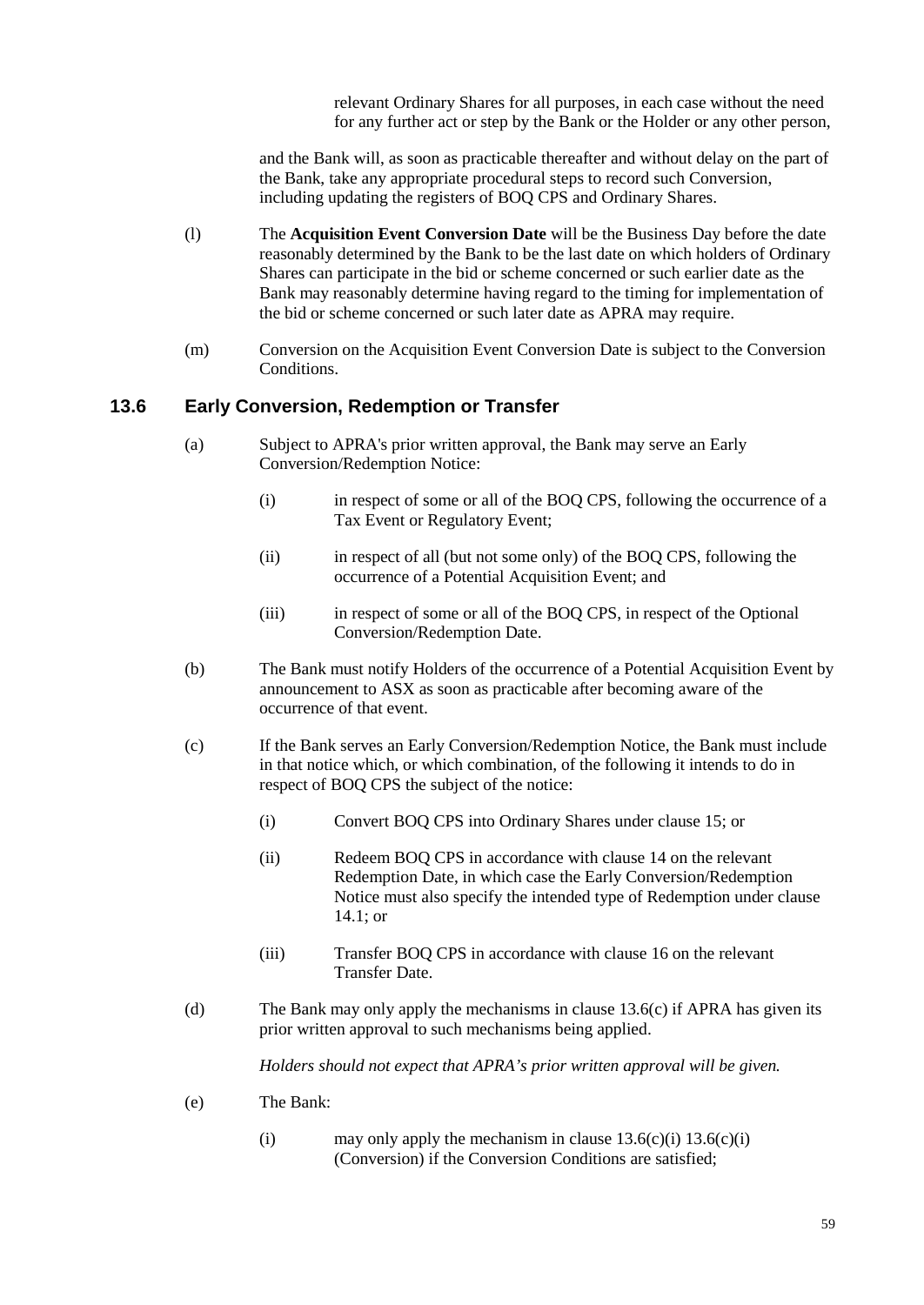relevant Ordinary Shares for all purposes, in each case without the need for any further act or step by the Bank or the Holder or any other person,

and the Bank will, as soon as practicable thereafter and without delay on the part of the Bank, take any appropriate procedural steps to record such Conversion, including updating the registers of BOQ CPS and Ordinary Shares.

(l) The **Acquisition Event Conversion Date** will be the Business Day before the date reasonably determined by the Bank to be the last date on which holders of Ordinary Shares can participate in the bid or scheme concerned or such earlier date as the Bank may reasonably determine having regard to the timing for implementation of the bid or scheme concerned or such later date as APRA may require.

(m) Conversion on the Acquisition Event Conversion Date is subject to the Conversion Conditions.

## 13.6 Early Conversion, Redemption or Transfer

(a) Subject to APRA's prior written approval, the Bank may serve an Early Conversion/Redemption Notice:

(i) in respect of some or all of the BOQ CPS, following the occurrence of a Tax Event or Regulatory Event;

(ii) in respect of all (but not some only) of the BOQ CPS, following the occurrence of a Potential Acquisition Event; and

(iii) in respect of some or all of the BOQ CPS, in respect of the Optional Conversion/Redemption Date.

(b) The Bank must notify Holders of the occurrence of a Potential Acquisition Event by announcement to ASX as soon as practicable after becoming aware of the occurrence of that event.

(c) If the Bank serves an Early Conversion/Redemption Notice, the Bank must include in that notice which, or which combination, of the following it intends to do in respect of BOQ CPS the subject of the notice:

(i) Convert BOQ CPS into Ordinary Shares under clause 15; or

(ii) Redeem BOQ CPS in accordance with clause 14 on the relevant Redemption Date, in which case the Early Conversion/Redemption Notice must also specify the intended type of Redemption under clause 14.1; or

(iii) Transfer BOQ CPS in accordance with clause 16 on the relevant Transfer Date.

(d) The Bank may only apply the mechanisms in clause 13.6(c) if APRA has given its prior written approval to such mechanisms being applied.

*Holders should not expect that APRA's prior written approval will be given.*

(e) The Bank:

(i) may only apply the mechanism in clause 13.6(c)(i) 13.6(c)(i) (Conversion) if the Conversion Conditions are satisfied;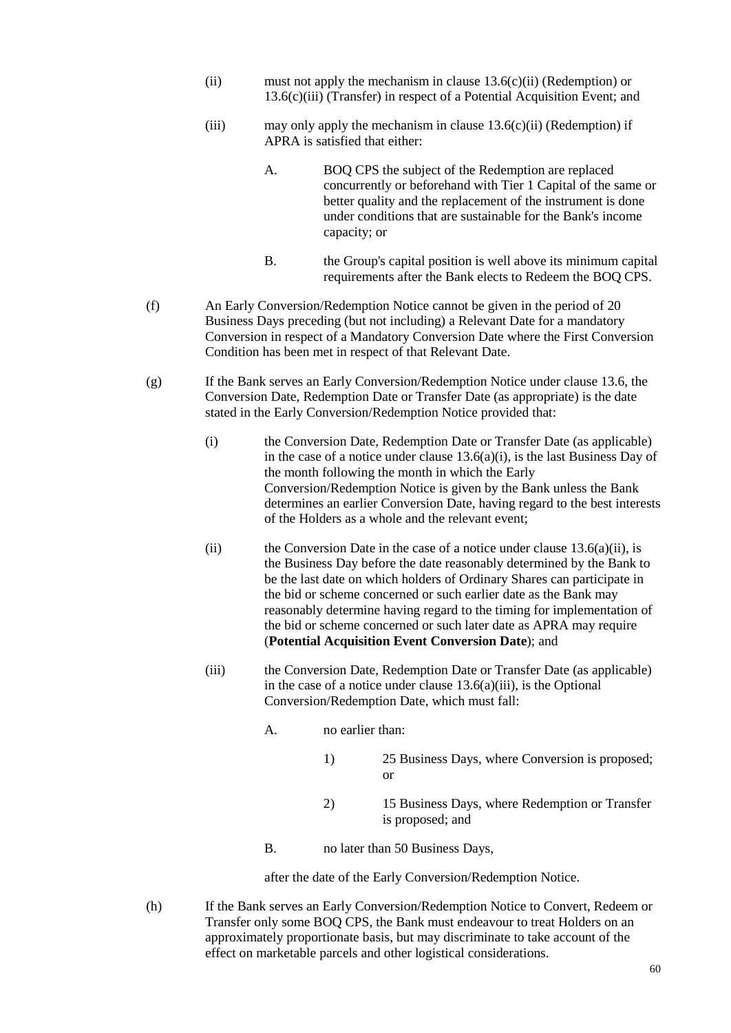(ii) must not apply the mechanism in clause 13.6(c)(ii) (Redemption) or 13.6(c)(iii) (Transfer) in respect of a Potential Acquisition Event; and

(iii) may only apply the mechanism in clause 13.6(c)(ii) (Redemption) if APRA is satisfied that either:

A. BOQ CPS the subject of the Redemption are replaced concurrently or beforehand with Tier 1 Capital of the same or better quality and the replacement of the instrument is done under conditions that are sustainable for the Bank's income capacity; or

B. the Group's capital position is well above its minimum capital requirements after the Bank elects to Redeem the BOQ CPS.

(f) An Early Conversion/Redemption Notice cannot be given in the period of 20 Business Days preceding (but not including) a Relevant Date for a mandatory Conversion in respect of a Mandatory Conversion Date where the First Conversion Condition has been met in respect of that Relevant Date.

(g) If the Bank serves an Early Conversion/Redemption Notice under clause 13.6, the Conversion Date, Redemption Date or Transfer Date (as appropriate) is the date stated in the Early Conversion/Redemption Notice provided that:

(i) the Conversion Date, Redemption Date or Transfer Date (as applicable) in the case of a notice under clause 13.6(a)(i), is the last Business Day of the month following the month in which the Early Conversion/Redemption Notice is given by the Bank unless the Bank determines an earlier Conversion Date, having regard to the best interests of the Holders as a whole and the relevant event;

(ii) the Conversion Date in the case of a notice under clause 13.6(a)(ii), is the Business Day before the date reasonably determined by the Bank to be the last date on which holders of Ordinary Shares can participate in the bid or scheme concerned or such earlier date as the Bank may reasonably determine having regard to the timing for implementation of the bid or scheme concerned or such later date as APRA may require (**Potential Acquisition Event Conversion Date**); and

(iii) the Conversion Date, Redemption Date or Transfer Date (as applicable) in the case of a notice under clause 13.6(a)(iii), is the Optional Conversion/Redemption Date, which must fall:

A. no earlier than:

1) 25 Business Days, where Conversion is proposed; or

2) 15 Business Days, where Redemption or Transfer is proposed; and

B. no later than 50 Business Days,

after the date of the Early Conversion/Redemption Notice.

(h) If the Bank serves an Early Conversion/Redemption Notice to Convert, Redeem or Transfer only some BOQ CPS, the Bank must endeavour to treat Holders on an approximately proportionate basis, but may discriminate to take account of the effect on marketable parcels and other logistical considerations.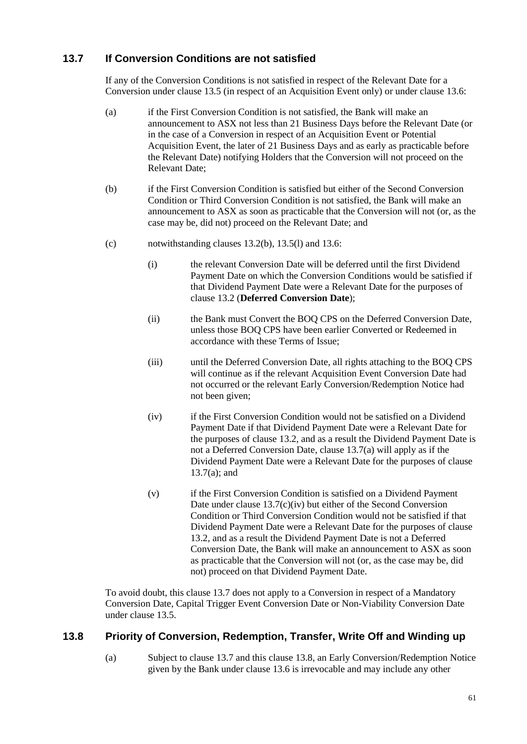## 13.7 If Conversion Conditions are not satisfied

If any of the Conversion Conditions is not satisfied in respect of the Relevant Date for a Conversion under clause 13.5 (in respect of an Acquisition Event only) or under clause 13.6:

(a) if the First Conversion Condition is not satisfied, the Bank will make an announcement to ASX not less than 21 Business Days before the Relevant Date (or in the case of a Conversion in respect of an Acquisition Event or Potential Acquisition Event, the later of 21 Business Days and as early as practicable before the Relevant Date) notifying Holders that the Conversion will not proceed on the Relevant Date;

(b) if the First Conversion Condition is satisfied but either of the Second Conversion Condition or Third Conversion Condition is not satisfied, the Bank will make an announcement to ASX as soon as practicable that the Conversion will not (or, as the case may be, did not) proceed on the Relevant Date; and

(c) notwithstanding clauses 13.2(b), 13.5(l) and 13.6:

(i) the relevant Conversion Date will be deferred until the first Dividend Payment Date on which the Conversion Conditions would be satisfied if that Dividend Payment Date were a Relevant Date for the purposes of clause 13.2 (**Deferred Conversion Date**);

(ii) the Bank must Convert the BOQ CPS on the Deferred Conversion Date, unless those BOQ CPS have been earlier Converted or Redeemed in accordance with these Terms of Issue;

(iii) until the Deferred Conversion Date, all rights attaching to the BOQ CPS will continue as if the relevant Acquisition Event Conversion Date had not occurred or the relevant Early Conversion/Redemption Notice had not been given;

(iv) if the First Conversion Condition would not be satisfied on a Dividend Payment Date if that Dividend Payment Date were a Relevant Date for the purposes of clause 13.2, and as a result the Dividend Payment Date is not a Deferred Conversion Date, clause 13.7(a) will apply as if the Dividend Payment Date were a Relevant Date for the purposes of clause 13.7(a); and

(v) if the First Conversion Condition is satisfied on a Dividend Payment Date under clause 13.7(c)(iv) but either of the Second Conversion Condition or Third Conversion Condition would not be satisfied if that Dividend Payment Date were a Relevant Date for the purposes of clause 13.2, and as a result the Dividend Payment Date is not a Deferred Conversion Date, the Bank will make an announcement to ASX as soon as practicable that the Conversion will not (or, as the case may be, did not) proceed on that Dividend Payment Date.

To avoid doubt, this clause 13.7 does not apply to a Conversion in respect of a Mandatory Conversion Date, Capital Trigger Event Conversion Date or Non-Viability Conversion Date under clause 13.5.

## 13.8 Priority of Conversion, Redemption, Transfer, Write Off and Winding up

(a) Subject to clause 13.7 and this clause 13.8, an Early Conversion/Redemption Notice given by the Bank under clause 13.6 is irrevocable and may include any other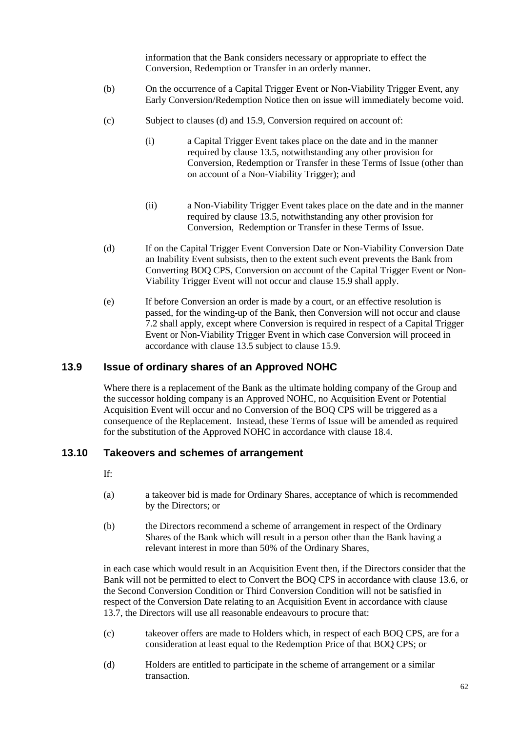information that the Bank considers necessary or appropriate to effect the Conversion, Redemption or Transfer in an orderly manner.

(b) On the occurrence of a Capital Trigger Event or Non-Viability Trigger Event, any Early Conversion/Redemption Notice then on issue will immediately become void.

(c) Subject to clauses (d) and 15.9, Conversion required on account of:

(i) a Capital Trigger Event takes place on the date and in the manner required by clause 13.5, notwithstanding any other provision for Conversion, Redemption or Transfer in these Terms of Issue (other than on account of a Non-Viability Trigger); and

(ii) a Non-Viability Trigger Event takes place on the date and in the manner required by clause 13.5, notwithstanding any other provision for Conversion, Redemption or Transfer in these Terms of Issue.

(d) If on the Capital Trigger Event Conversion Date or Non-Viability Conversion Date an Inability Event subsists, then to the extent such event prevents the Bank from Converting BOQ CPS, Conversion on account of the Capital Trigger Event or Non-Viability Trigger Event will not occur and clause 15.9 shall apply.

(e) If before Conversion an order is made by a court, or an effective resolution is passed, for the winding-up of the Bank, then Conversion will not occur and clause 7.2 shall apply, except where Conversion is required in respect of a Capital Trigger Event or Non-Viability Trigger Event in which case Conversion will proceed in accordance with clause 13.5 subject to clause 15.9.

## 13.9 Issue of ordinary shares of an Approved NOHC

Where there is a replacement of the Bank as the ultimate holding company of the Group and the successor holding company is an Approved NOHC, no Acquisition Event or Potential Acquisition Event will occur and no Conversion of the BOQ CPS will be triggered as a consequence of the Replacement. Instead, these Terms of Issue will be amended as required for the substitution of the Approved NOHC in accordance with clause 18.4.

## 13.10 Takeovers and schemes of arrangement

If:

(a) a takeover bid is made for Ordinary Shares, acceptance of which is recommended by the Directors; or

(b) the Directors recommend a scheme of arrangement in respect of the Ordinary Shares of the Bank which will result in a person other than the Bank having a relevant interest in more than 50% of the Ordinary Shares,

in each case which would result in an Acquisition Event then, if the Directors consider that the Bank will not be permitted to elect to Convert the BOQ CPS in accordance with clause 13.6, or the Second Conversion Condition or Third Conversion Condition will not be satisfied in respect of the Conversion Date relating to an Acquisition Event in accordance with clause 13.7, the Directors will use all reasonable endeavours to procure that:

(c) takeover offers are made to Holders which, in respect of each BOQ CPS, are for a consideration at least equal to the Redemption Price of that BOQ CPS; or

(d) Holders are entitled to participate in the scheme of arrangement or a similar transaction.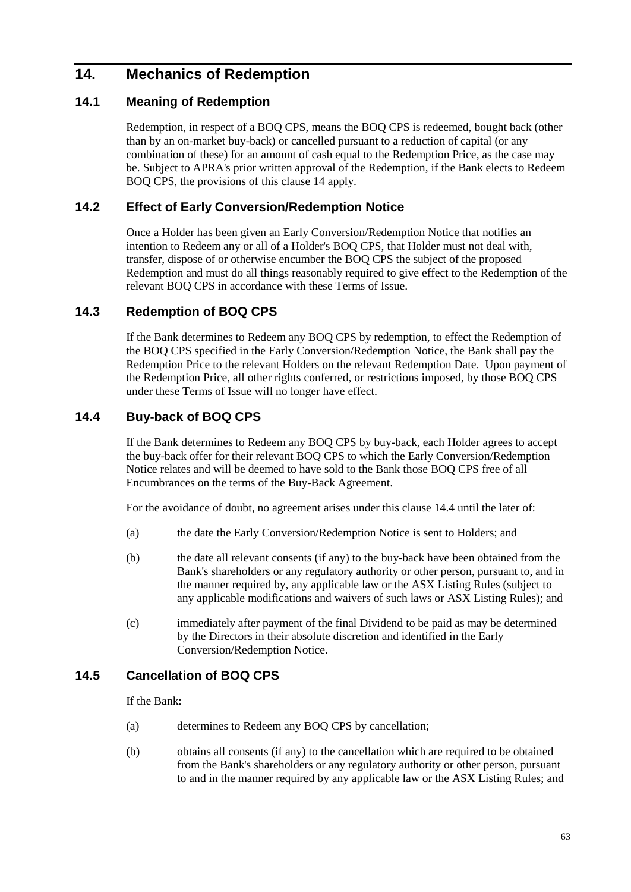# 14. Mechanics of Redemption

## 14.1 Meaning of Redemption

Redemption, in respect of a BOQ CPS, means the BOQ CPS is redeemed, bought back (other than by an on-market buy-back) or cancelled pursuant to a reduction of capital (or any combination of these) for an amount of cash equal to the Redemption Price, as the case may be. Subject to APRA's prior written approval of the Redemption, if the Bank elects to Redeem BOQ CPS, the provisions of this clause 14 apply.

## 14.2 Effect of Early Conversion/Redemption Notice

Once a Holder has been given an Early Conversion/Redemption Notice that notifies an intention to Redeem any or all of a Holder's BOQ CPS, that Holder must not deal with, transfer, dispose of or otherwise encumber the BOQ CPS the subject of the proposed Redemption and must do all things reasonably required to give effect to the Redemption of the relevant BOQ CPS in accordance with these Terms of Issue.

## 14.3 Redemption of BOQ CPS

If the Bank determines to Redeem any BOQ CPS by redemption, to effect the Redemption of the BOQ CPS specified in the Early Conversion/Redemption Notice, the Bank shall pay the Redemption Price to the relevant Holders on the relevant Redemption Date. Upon payment of the Redemption Price, all other rights conferred, or restrictions imposed, by those BOQ CPS under these Terms of Issue will no longer have effect.

## 14.4 Buy-back of BOQ CPS

If the Bank determines to Redeem any BOQ CPS by buy-back, each Holder agrees to accept the buy-back offer for their relevant BOQ CPS to which the Early Conversion/Redemption Notice relates and will be deemed to have sold to the Bank those BOQ CPS free of all Encumbrances on the terms of the Buy-Back Agreement.

For the avoidance of doubt, no agreement arises under this clause 14.4 until the later of:

(a) the date the Early Conversion/Redemption Notice is sent to Holders; and

(b) the date all relevant consents (if any) to the buy-back have been obtained from the Bank's shareholders or any regulatory authority or other person, pursuant to, and in the manner required by, any applicable law or the ASX Listing Rules (subject to any applicable modifications and waivers of such laws or ASX Listing Rules); and

(c) immediately after payment of the final Dividend to be paid as may be determined by the Directors in their absolute discretion and identified in the Early Conversion/Redemption Notice.

## 14.5 Cancellation of BOQ CPS

If the Bank:

(a) determines to Redeem any BOQ CPS by cancellation;

(b) obtains all consents (if any) to the cancellation which are required to be obtained from the Bank's shareholders or any regulatory authority or other person, pursuant to and in the manner required by any applicable law or the ASX Listing Rules; and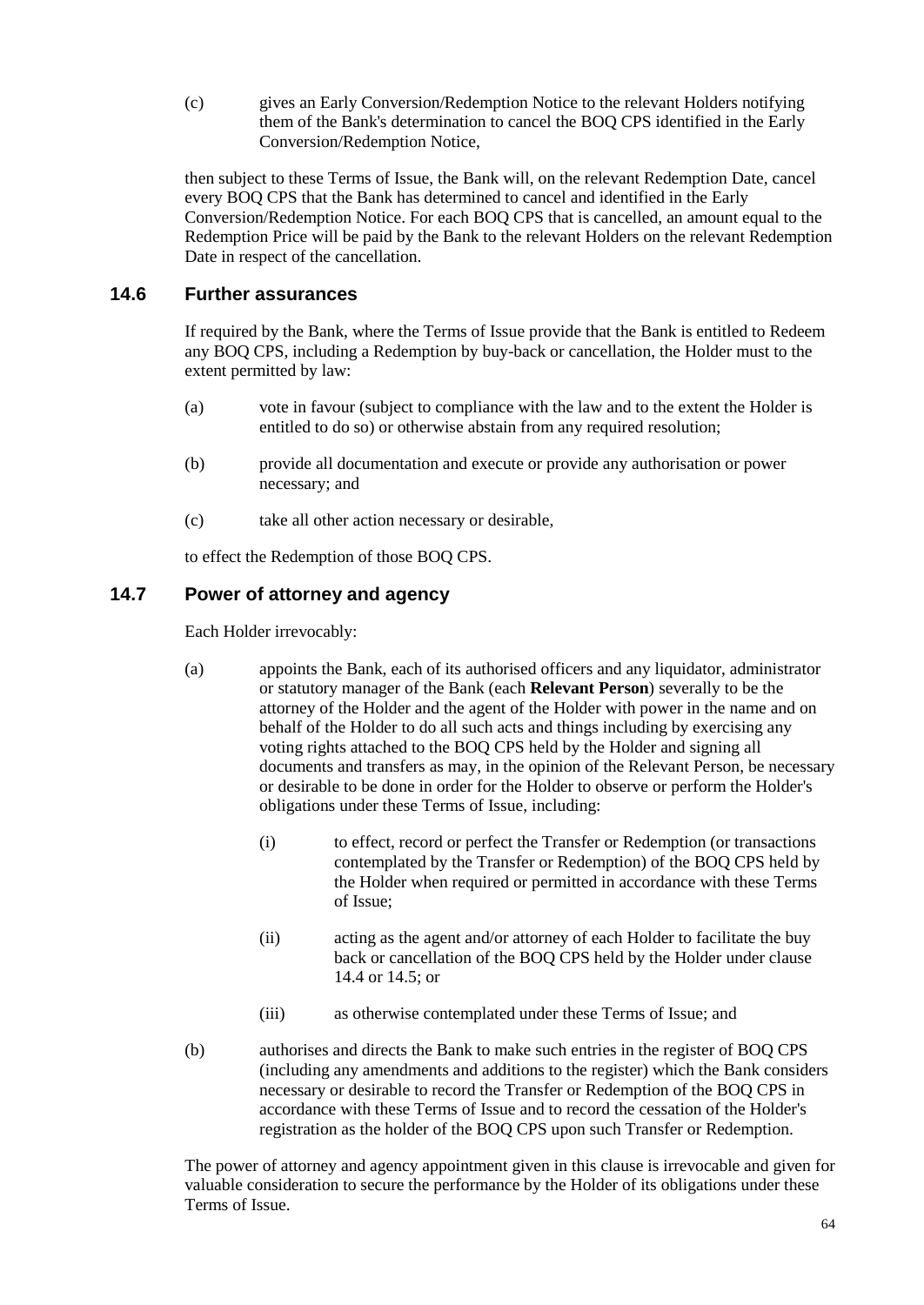(c) gives an Early Conversion/Redemption Notice to the relevant Holders notifying them of the Bank's determination to cancel the BOQ CPS identified in the Early Conversion/Redemption Notice,

then subject to these Terms of Issue, the Bank will, on the relevant Redemption Date, cancel every BOQ CPS that the Bank has determined to cancel and identified in the Early Conversion/Redemption Notice. For each BOQ CPS that is cancelled, an amount equal to the Redemption Price will be paid by the Bank to the relevant Holders on the relevant Redemption Date in respect of the cancellation.

## 14.6 Further assurances

If required by the Bank, where the Terms of Issue provide that the Bank is entitled to Redeem any BOQ CPS, including a Redemption by buy-back or cancellation, the Holder must to the extent permitted by law:

(a) vote in favour (subject to compliance with the law and to the extent the Holder is entitled to do so) or otherwise abstain from any required resolution;

(b) provide all documentation and execute or provide any authorisation or power necessary; and

(c) take all other action necessary or desirable,

to effect the Redemption of those BOQ CPS.

## 14.7 Power of attorney and agency

Each Holder irrevocably:

(a) appoints the Bank, each of its authorised officers and any liquidator, administrator or statutory manager of the Bank (each **Relevant Person**) severally to be the attorney of the Holder and the agent of the Holder with power in the name and on behalf of the Holder to do all such acts and things including by exercising any voting rights attached to the BOQ CPS held by the Holder and signing all documents and transfers as may, in the opinion of the Relevant Person, be necessary or desirable to be done in order for the Holder to observe or perform the Holder's obligations under these Terms of Issue, including:

   (i) to effect, record or perfect the Transfer or Redemption (or transactions contemplated by the Transfer or Redemption) of the BOQ CPS held by the Holder when required or permitted in accordance with these Terms of Issue;

   (ii) acting as the agent and/or attorney of each Holder to facilitate the buy back or cancellation of the BOQ CPS held by the Holder under clause 14.4 or 14.5; or

   (iii) as otherwise contemplated under these Terms of Issue; and

(b) authorises and directs the Bank to make such entries in the register of BOQ CPS (including any amendments and additions to the register) which the Bank considers necessary or desirable to record the Transfer or Redemption of the BOQ CPS in accordance with these Terms of Issue and to record the cessation of the Holder's registration as the holder of the BOQ CPS upon such Transfer or Redemption.

The power of attorney and agency appointment given in this clause is irrevocable and given for valuable consideration to secure the performance by the Holder of its obligations under these Terms of Issue.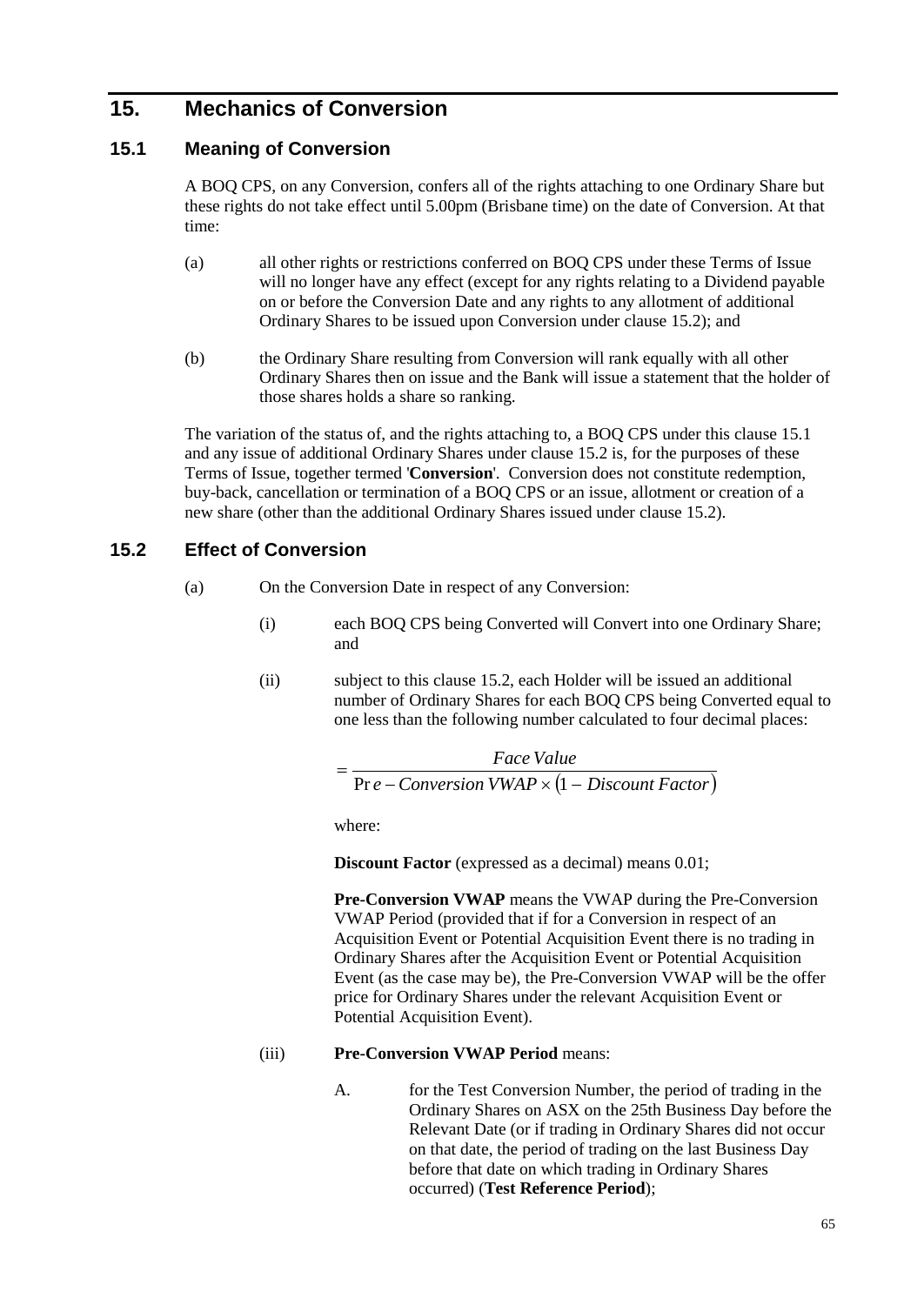## 15. Mechanics of Conversion

### 15.1 Meaning of Conversion

A BOQ CPS, on any Conversion, confers all of the rights attaching to one Ordinary Share but these rights do not take effect until 5.00pm (Brisbane time) on the date of Conversion. At that time:

(a) all other rights or restrictions conferred on BOQ CPS under these Terms of Issue will no longer have any effect (except for any rights relating to a Dividend payable on or before the Conversion Date and any rights to any allotment of additional Ordinary Shares to be issued upon Conversion under clause 15.2); and

(b) the Ordinary Share resulting from Conversion will rank equally with all other Ordinary Shares then on issue and the Bank will issue a statement that the holder of those shares holds a share so ranking.

The variation of the status of, and the rights attaching to, a BOQ CPS under this clause 15.1 and any issue of additional Ordinary Shares under clause 15.2 is, for the purposes of these Terms of Issue, together termed '**Conversion**'. Conversion does not constitute redemption, buy-back, cancellation or termination of a BOQ CPS or an issue, allotment or creation of a new share (other than the additional Ordinary Shares issued under clause 15.2).

### 15.2 Effect of Conversion

(a) On the Conversion Date in respect of any Conversion:

(i) each BOQ CPS being Converted will Convert into one Ordinary Share; and

(ii) subject to this clause 15.2, each Holder will be issued an additional number of Ordinary Shares for each BOQ CPS being Converted equal to one less than the following number calculated to four decimal places:

$$= \frac{Face\ Value}{Pre-Conversion\ VWAP \times (1 - Discount\ Factor)}$$

where:

**Discount Factor** (expressed as a decimal) means 0.01;

**Pre-Conversion VWAP** means the VWAP during the Pre-Conversion VWAP Period (provided that if for a Conversion in respect of an Acquisition Event or Potential Acquisition Event there is no trading in Ordinary Shares after the Acquisition Event or Potential Acquisition Event (as the case may be), the Pre-Conversion VWAP will be the offer price for Ordinary Shares under the relevant Acquisition Event or Potential Acquisition Event).

(iii) **Pre-Conversion VWAP Period** means:

A. for the Test Conversion Number, the period of trading in the Ordinary Shares on ASX on the 25th Business Day before the Relevant Date (or if trading in Ordinary Shares did not occur on that date, the period of trading on the last Business Day before that date on which trading in Ordinary Shares occurred) (**Test Reference Period**);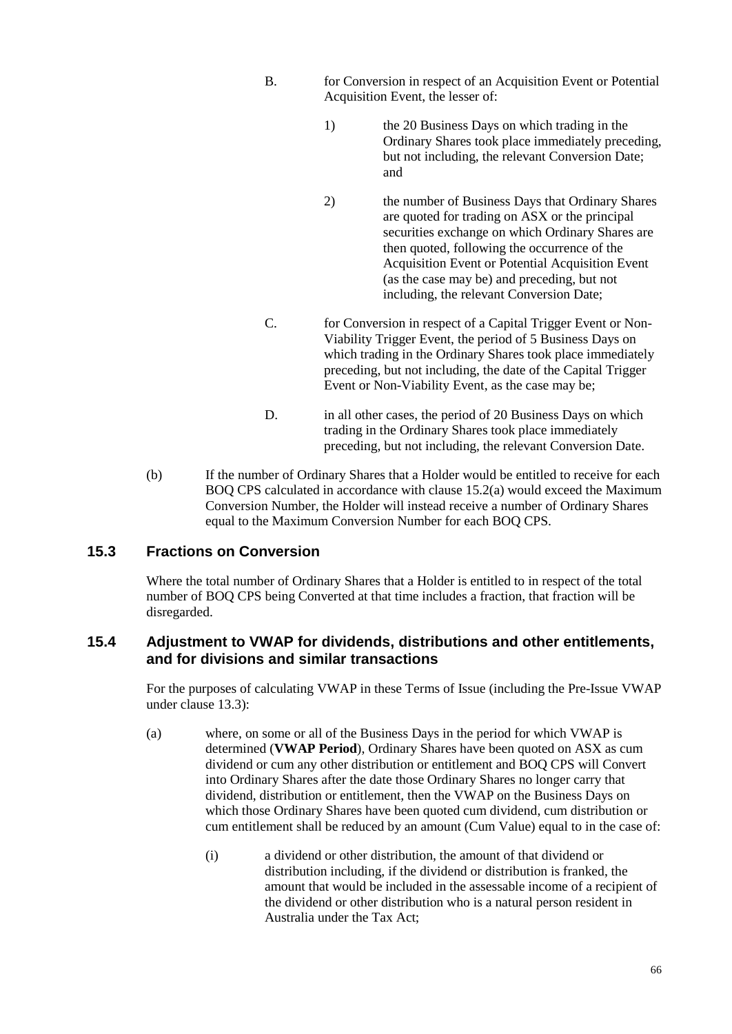B. for Conversion in respect of an Acquisition Event or Potential Acquisition Event, the lesser of:

1) the 20 Business Days on which trading in the Ordinary Shares took place immediately preceding, but not including, the relevant Conversion Date; and

2) the number of Business Days that Ordinary Shares are quoted for trading on ASX or the principal securities exchange on which Ordinary Shares are then quoted, following the occurrence of the Acquisition Event or Potential Acquisition Event (as the case may be) and preceding, but not including, the relevant Conversion Date;

C. for Conversion in respect of a Capital Trigger Event or Non-Viability Trigger Event, the period of 5 Business Days on which trading in the Ordinary Shares took place immediately preceding, but not including, the date of the Capital Trigger Event or Non-Viability Event, as the case may be;

D. in all other cases, the period of 20 Business Days on which trading in the Ordinary Shares took place immediately preceding, but not including, the relevant Conversion Date.

(b) If the number of Ordinary Shares that a Holder would be entitled to receive for each BOQ CPS calculated in accordance with clause 15.2(a) would exceed the Maximum Conversion Number, the Holder will instead receive a number of Ordinary Shares equal to the Maximum Conversion Number for each BOQ CPS.

## 15.3 Fractions on Conversion

Where the total number of Ordinary Shares that a Holder is entitled to in respect of the total number of BOQ CPS being Converted at that time includes a fraction, that fraction will be disregarded.

## 15.4 Adjustment to VWAP for dividends, distributions and other entitlements, and for divisions and similar transactions

For the purposes of calculating VWAP in these Terms of Issue (including the Pre-Issue VWAP under clause 13.3):

(a) where, on some or all of the Business Days in the period for which VWAP is determined (**VWAP Period**), Ordinary Shares have been quoted on ASX as cum dividend or cum any other distribution or entitlement and BOQ CPS will Convert into Ordinary Shares after the date those Ordinary Shares no longer carry that dividend, distribution or entitlement, then the VWAP on the Business Days on which those Ordinary Shares have been quoted cum dividend, cum distribution or cum entitlement shall be reduced by an amount (Cum Value) equal to in the case of:

(i) a dividend or other distribution, the amount of that dividend or distribution including, if the dividend or distribution is franked, the amount that would be included in the assessable income of a recipient of the dividend or other distribution who is a natural person resident in Australia under the Tax Act;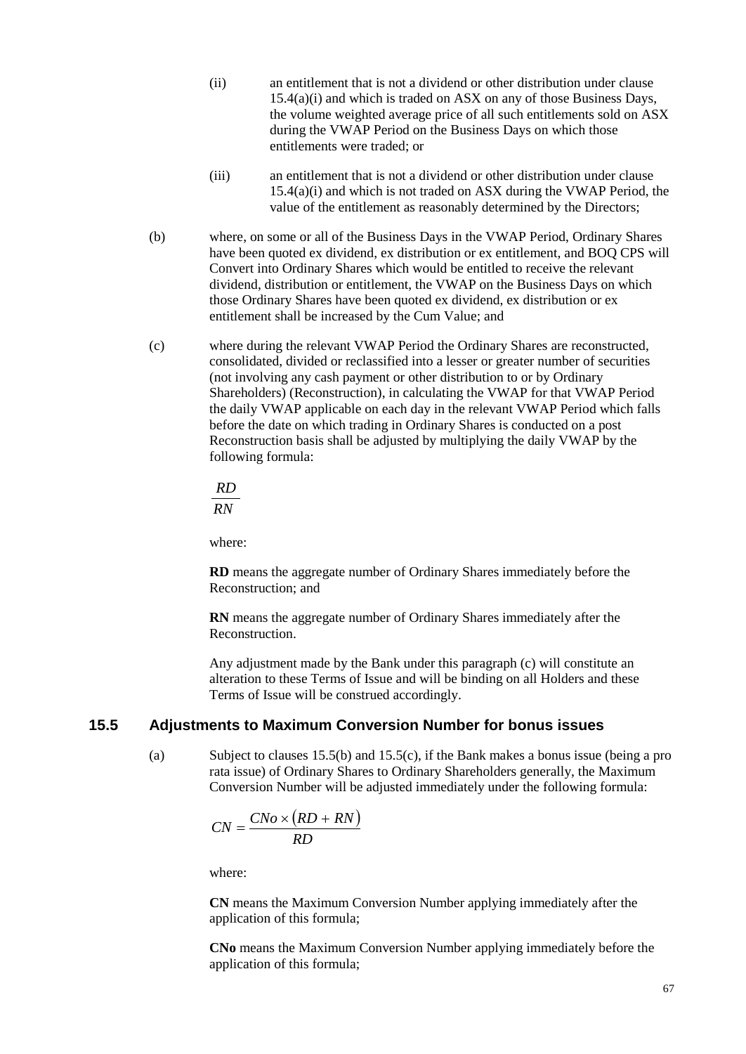(ii) an entitlement that is not a dividend or other distribution under clause 15.4(a)(i) and which is traded on ASX on any of those Business Days, the volume weighted average price of all such entitlements sold on ASX during the VWAP Period on the Business Days on which those entitlements were traded; or

(iii) an entitlement that is not a dividend or other distribution under clause 15.4(a)(i) and which is not traded on ASX during the VWAP Period, the value of the entitlement as reasonably determined by the Directors;

(b) where, on some or all of the Business Days in the VWAP Period, Ordinary Shares have been quoted ex dividend, ex distribution or ex entitlement, and BOQ CPS will Convert into Ordinary Shares which would be entitled to receive the relevant dividend, distribution or entitlement, the VWAP on the Business Days on which those Ordinary Shares have been quoted ex dividend, ex distribution or ex entitlement shall be increased by the Cum Value; and

(c) where during the relevant VWAP Period the Ordinary Shares are reconstructed, consolidated, divided or reclassified into a lesser or greater number of securities (not involving any cash payment or other distribution to or by Ordinary Shareholders) (Reconstruction), in calculating the VWAP for that VWAP Period the daily VWAP applicable on each day in the relevant VWAP Period which falls before the date on which trading in Ordinary Shares is conducted on a post Reconstruction basis shall be adjusted by multiplying the daily VWAP by the following formula:

$$\frac{RD}{RN}$$

where:

**RD** means the aggregate number of Ordinary Shares immediately before the Reconstruction; and

**RN** means the aggregate number of Ordinary Shares immediately after the Reconstruction.

Any adjustment made by the Bank under this paragraph (c) will constitute an alteration to these Terms of Issue and will be binding on all Holders and these Terms of Issue will be construed accordingly.

## 15.5 Adjustments to Maximum Conversion Number for bonus issues

(a) Subject to clauses 15.5(b) and 15.5(c), if the Bank makes a bonus issue (being a pro rata issue) of Ordinary Shares to Ordinary Shareholders generally, the Maximum Conversion Number will be adjusted immediately under the following formula:

$$CN = \frac{CNo \times (RD + RN)}{RD}$$

where:

**CN** means the Maximum Conversion Number applying immediately after the application of this formula;

**CNo** means the Maximum Conversion Number applying immediately before the application of this formula;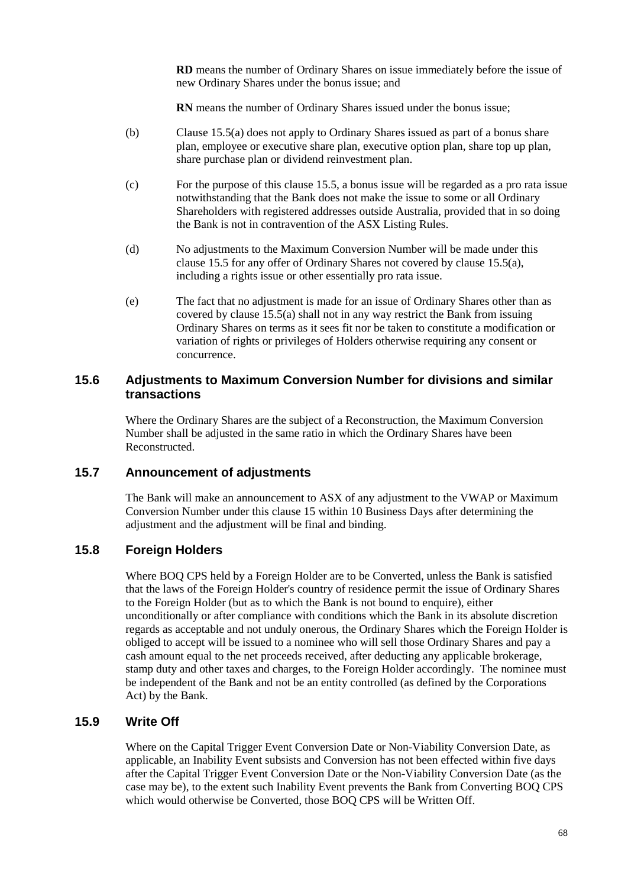**RD** means the number of Ordinary Shares on issue immediately before the issue of new Ordinary Shares under the bonus issue; and

**RN** means the number of Ordinary Shares issued under the bonus issue;

(b) Clause 15.5(a) does not apply to Ordinary Shares issued as part of a bonus share plan, employee or executive share plan, executive option plan, share top up plan, share purchase plan or dividend reinvestment plan.

(c) For the purpose of this clause 15.5, a bonus issue will be regarded as a pro rata issue notwithstanding that the Bank does not make the issue to some or all Ordinary Shareholders with registered addresses outside Australia, provided that in so doing the Bank is not in contravention of the ASX Listing Rules.

(d) No adjustments to the Maximum Conversion Number will be made under this clause 15.5 for any offer of Ordinary Shares not covered by clause 15.5(a), including a rights issue or other essentially pro rata issue.

(e) The fact that no adjustment is made for an issue of Ordinary Shares other than as covered by clause 15.5(a) shall not in any way restrict the Bank from issuing Ordinary Shares on terms as it sees fit nor be taken to constitute a modification or variation of rights or privileges of Holders otherwise requiring any consent or concurrence.

## 15.6 Adjustments to Maximum Conversion Number for divisions and similar transactions

Where the Ordinary Shares are the subject of a Reconstruction, the Maximum Conversion Number shall be adjusted in the same ratio in which the Ordinary Shares have been Reconstructed.

## 15.7 Announcement of adjustments

The Bank will make an announcement to ASX of any adjustment to the VWAP or Maximum Conversion Number under this clause 15 within 10 Business Days after determining the adjustment and the adjustment will be final and binding.

## 15.8 Foreign Holders

Where BOQ CPS held by a Foreign Holder are to be Converted, unless the Bank is satisfied that the laws of the Foreign Holder's country of residence permit the issue of Ordinary Shares to the Foreign Holder (but as to which the Bank is not bound to enquire), either unconditionally or after compliance with conditions which the Bank in its absolute discretion regards as acceptable and not unduly onerous, the Ordinary Shares which the Foreign Holder is obliged to accept will be issued to a nominee who will sell those Ordinary Shares and pay a cash amount equal to the net proceeds received, after deducting any applicable brokerage, stamp duty and other taxes and charges, to the Foreign Holder accordingly. The nominee must be independent of the Bank and not be an entity controlled (as defined by the Corporations Act) by the Bank.

## 15.9 Write Off

Where on the Capital Trigger Event Conversion Date or Non-Viability Conversion Date, as applicable, an Inability Event subsists and Conversion has not been effected within five days after the Capital Trigger Event Conversion Date or the Non-Viability Conversion Date (as the case may be), to the extent such Inability Event prevents the Bank from Converting BOQ CPS which would otherwise be Converted, those BOQ CPS will be Written Off.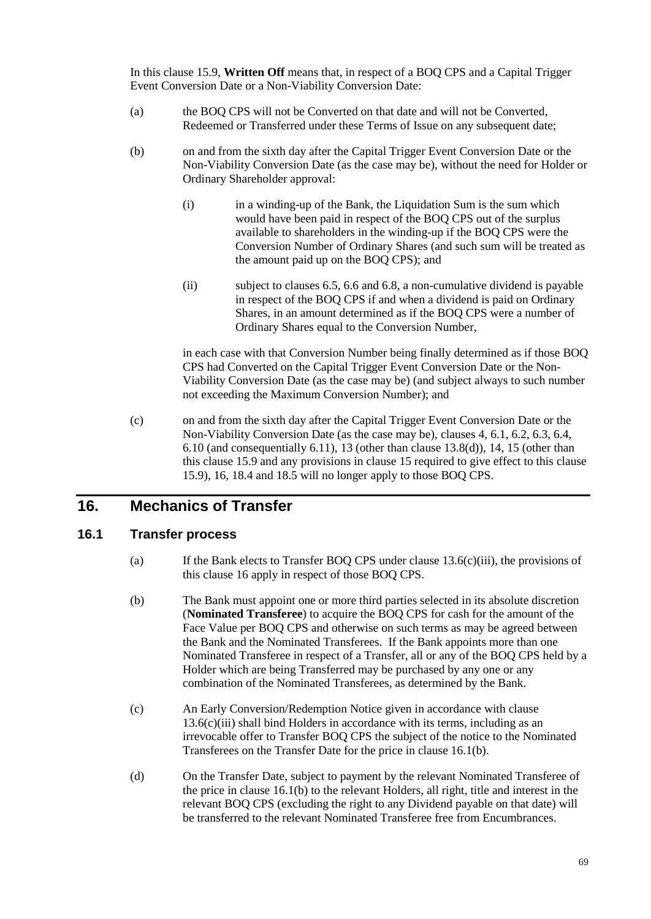In this clause 15.9, **Written Off** means that, in respect of a BOQ CPS and a Capital Trigger Event Conversion Date or a Non-Viability Conversion Date:

(a) the BOQ CPS will not be Converted on that date and will not be Converted, Redeemed or Transferred under these Terms of Issue on any subsequent date;

(b) on and from the sixth day after the Capital Trigger Event Conversion Date or the Non-Viability Conversion Date (as the case may be), without the need for Holder or Ordinary Shareholder approval:

   (i) in a winding-up of the Bank, the Liquidation Sum is the sum which would have been paid in respect of the BOQ CPS out of the surplus available to shareholders in the winding-up if the BOQ CPS were the Conversion Number of Ordinary Shares (and such sum will be treated as the amount paid up on the BOQ CPS); and

   (ii) subject to clauses 6.5, 6.6 and 6.8, a non-cumulative dividend is payable in respect of the BOQ CPS if and when a dividend is paid on Ordinary Shares, in an amount determined as if the BOQ CPS were a number of Ordinary Shares equal to the Conversion Number,

   in each case with that Conversion Number being finally determined as if those BOQ CPS had Converted on the Capital Trigger Event Conversion Date or the Non-Viability Conversion Date (as the case may be) (and subject always to such number not exceeding the Maximum Conversion Number); and

(c) on and from the sixth day after the Capital Trigger Event Conversion Date or the Non-Viability Conversion Date (as the case may be), clauses 4, 6.1, 6.2, 6.3, 6.4, 6.10 (and consequentially 6.11), 13 (other than clause 13.8(d)), 14, 15 (other than this clause 15.9 and any provisions in clause 15 required to give effect to this clause 15.9), 16, 18.4 and 18.5 will no longer apply to those BOQ CPS.

## 16. Mechanics of Transfer

### 16.1 Transfer process

(a) If the Bank elects to Transfer BOQ CPS under clause 13.6(c)(iii), the provisions of this clause 16 apply in respect of those BOQ CPS.

(b) The Bank must appoint one or more third parties selected in its absolute discretion (**Nominated Transferee**) to acquire the BOQ CPS for cash for the amount of the Face Value per BOQ CPS and otherwise on such terms as may be agreed between the Bank and the Nominated Transferees. If the Bank appoints more than one Nominated Transferee in respect of a Transfer, all or any of the BOQ CPS held by a Holder which are being Transferred may be purchased by any one or any combination of the Nominated Transferees, as determined by the Bank.

(c) An Early Conversion/Redemption Notice given in accordance with clause 13.6(c)(iii) shall bind Holders in accordance with its terms, including as an irrevocable offer to Transfer BOQ CPS the subject of the notice to the Nominated Transferees on the Transfer Date for the price in clause 16.1(b).

(d) On the Transfer Date, subject to payment by the relevant Nominated Transferee of the price in clause 16.1(b) to the relevant Holders, all right, title and interest in the relevant BOQ CPS (excluding the right to any Dividend payable on that date) will be transferred to the relevant Nominated Transferee free from Encumbrances.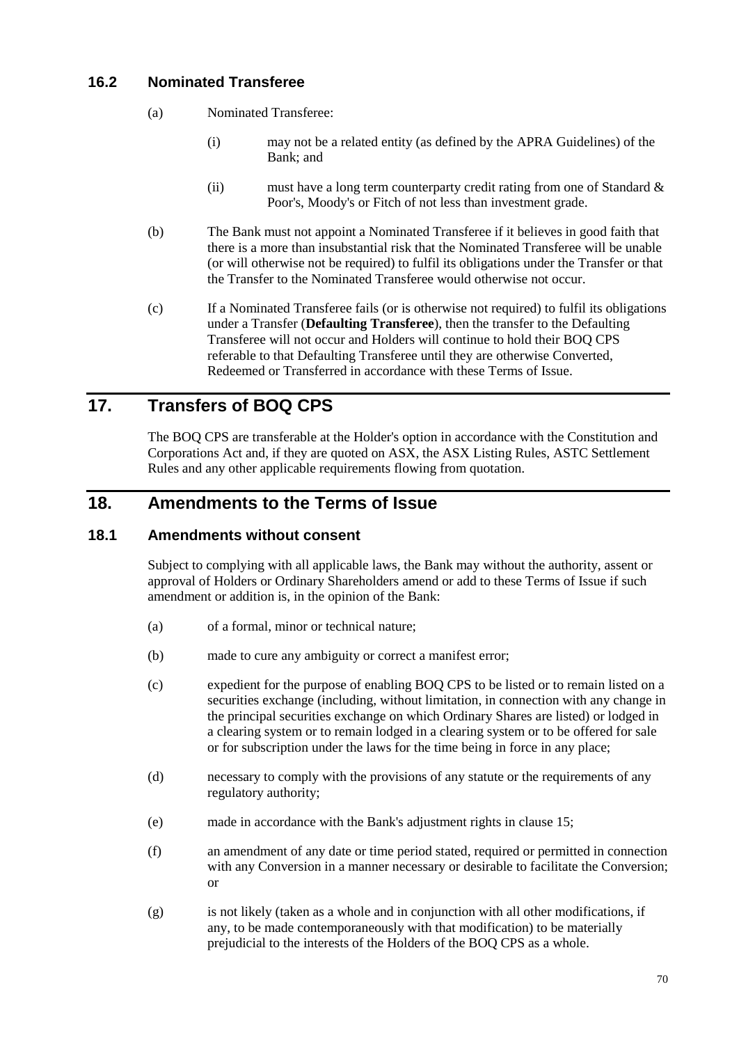### 16.2 Nominated Transferee

(a) Nominated Transferee:

(i) may not be a related entity (as defined by the APRA Guidelines) of the Bank; and

(ii) must have a long term counterparty credit rating from one of Standard & Poor's, Moody's or Fitch of not less than investment grade.

(b) The Bank must not appoint a Nominated Transferee if it believes in good faith that there is a more than insubstantial risk that the Nominated Transferee will be unable (or will otherwise not be required) to fulfil its obligations under the Transfer or that the Transfer to the Nominated Transferee would otherwise not occur.

(c) If a Nominated Transferee fails (or is otherwise not required) to fulfil its obligations under a Transfer (**Defaulting Transferee**), then the transfer to the Defaulting Transferee will not occur and Holders will continue to hold their BOQ CPS referable to that Defaulting Transferee until they are otherwise Converted, Redeemed or Transferred in accordance with these Terms of Issue.

## 17. Transfers of BOQ CPS

The BOQ CPS are transferable at the Holder's option in accordance with the Constitution and Corporations Act and, if they are quoted on ASX, the ASX Listing Rules, ASTC Settlement Rules and any other applicable requirements flowing from quotation.

## 18. Amendments to the Terms of Issue

### 18.1 Amendments without consent

Subject to complying with all applicable laws, the Bank may without the authority, assent or approval of Holders or Ordinary Shareholders amend or add to these Terms of Issue if such amendment or addition is, in the opinion of the Bank:

(a) of a formal, minor or technical nature;

(b) made to cure any ambiguity or correct a manifest error;

(c) expedient for the purpose of enabling BOQ CPS to be listed or to remain listed on a securities exchange (including, without limitation, in connection with any change in the principal securities exchange on which Ordinary Shares are listed) or lodged in a clearing system or to remain lodged in a clearing system or to be offered for sale or for subscription under the laws for the time being in force in any place;

(d) necessary to comply with the provisions of any statute or the requirements of any regulatory authority;

(e) made in accordance with the Bank's adjustment rights in clause 15;

(f) an amendment of any date or time period stated, required or permitted in connection with any Conversion in a manner necessary or desirable to facilitate the Conversion; or

(g) is not likely (taken as a whole and in conjunction with all other modifications, if any, to be made contemporaneously with that modification) to be materially prejudicial to the interests of the Holders of the BOQ CPS as a whole.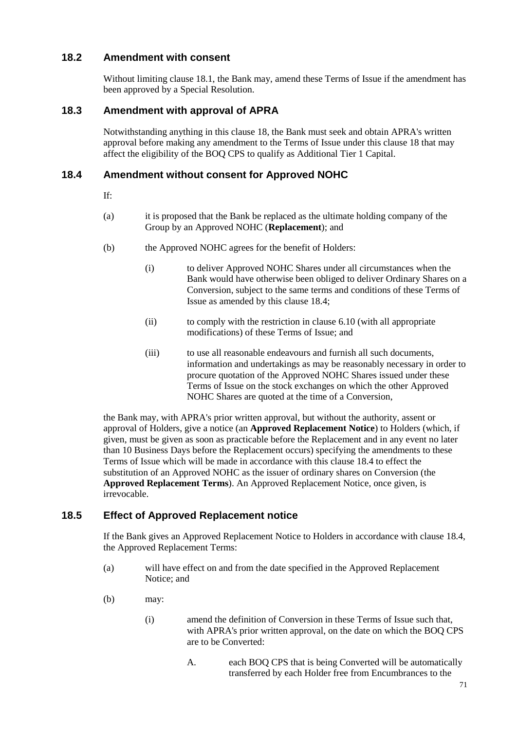## 18.2 Amendment with consent

Without limiting clause 18.1, the Bank may, amend these Terms of Issue if the amendment has been approved by a Special Resolution.

## 18.3 Amendment with approval of APRA

Notwithstanding anything in this clause 18, the Bank must seek and obtain APRA's written approval before making any amendment to the Terms of Issue under this clause 18 that may affect the eligibility of the BOQ CPS to qualify as Additional Tier 1 Capital.

## 18.4 Amendment without consent for Approved NOHC

If:

(a) it is proposed that the Bank be replaced as the ultimate holding company of the Group by an Approved NOHC (**Replacement**); and

(b) the Approved NOHC agrees for the benefit of Holders:

   (i) to deliver Approved NOHC Shares under all circumstances when the Bank would have otherwise been obliged to deliver Ordinary Shares on a Conversion, subject to the same terms and conditions of these Terms of Issue as amended by this clause 18.4;

   (ii) to comply with the restriction in clause 6.10 (with all appropriate modifications) of these Terms of Issue; and

   (iii) to use all reasonable endeavours and furnish all such documents, information and undertakings as may be reasonably necessary in order to procure quotation of the Approved NOHC Shares issued under these Terms of Issue on the stock exchanges on which the other Approved NOHC Shares are quoted at the time of a Conversion,

the Bank may, with APRA's prior written approval, but without the authority, assent or approval of Holders, give a notice (an **Approved Replacement Notice**) to Holders (which, if given, must be given as soon as practicable before the Replacement and in any event no later than 10 Business Days before the Replacement occurs) specifying the amendments to these Terms of Issue which will be made in accordance with this clause 18.4 to effect the substitution of an Approved NOHC as the issuer of ordinary shares on Conversion (the **Approved Replacement Terms**). An Approved Replacement Notice, once given, is irrevocable.

## 18.5 Effect of Approved Replacement notice

If the Bank gives an Approved Replacement Notice to Holders in accordance with clause 18.4, the Approved Replacement Terms:

(a) will have effect on and from the date specified in the Approved Replacement Notice; and

(b) may:

   (i) amend the definition of Conversion in these Terms of Issue such that, with APRA's prior written approval, on the date on which the BOQ CPS are to be Converted:

      A. each BOQ CPS that is being Converted will be automatically transferred by each Holder free from Encumbrances to the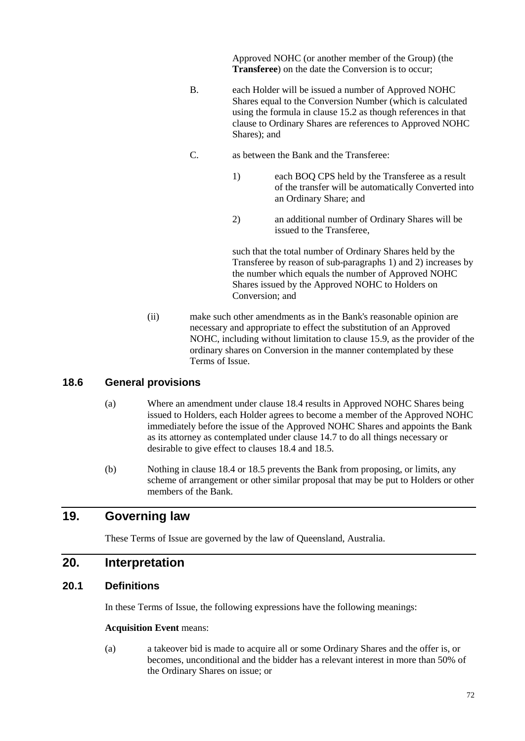Approved NOHC (or another member of the Group) (the **Transferee**) on the date the Conversion is to occur;

B. each Holder will be issued a number of Approved NOHC Shares equal to the Conversion Number (which is calculated using the formula in clause 15.2 as though references in that clause to Ordinary Shares are references to Approved NOHC Shares); and

C. as between the Bank and the Transferee:

1) each BOQ CPS held by the Transferee as a result of the transfer will be automatically Converted into an Ordinary Share; and

2) an additional number of Ordinary Shares will be issued to the Transferee,

such that the total number of Ordinary Shares held by the Transferee by reason of sub-paragraphs 1) and 2) increases by the number which equals the number of Approved NOHC Shares issued by the Approved NOHC to Holders on Conversion; and

(ii) make such other amendments as in the Bank's reasonable opinion are necessary and appropriate to effect the substitution of an Approved NOHC, including without limitation to clause 15.9, as the provider of the ordinary shares on Conversion in the manner contemplated by these Terms of Issue.

### 18.6 General provisions

(a) Where an amendment under clause 18.4 results in Approved NOHC Shares being issued to Holders, each Holder agrees to become a member of the Approved NOHC immediately before the issue of the Approved NOHC Shares and appoints the Bank as its attorney as contemplated under clause 14.7 to do all things necessary or desirable to give effect to clauses 18.4 and 18.5.

(b) Nothing in clause 18.4 or 18.5 prevents the Bank from proposing, or limits, any scheme of arrangement or other similar proposal that may be put to Holders or other members of the Bank.

## 19. Governing law

These Terms of Issue are governed by the law of Queensland, Australia.

## 20. Interpretation

### 20.1 Definitions

In these Terms of Issue, the following expressions have the following meanings:

**Acquisition Event** means:

(a) a takeover bid is made to acquire all or some Ordinary Shares and the offer is, or becomes, unconditional and the bidder has a relevant interest in more than 50% of the Ordinary Shares on issue; or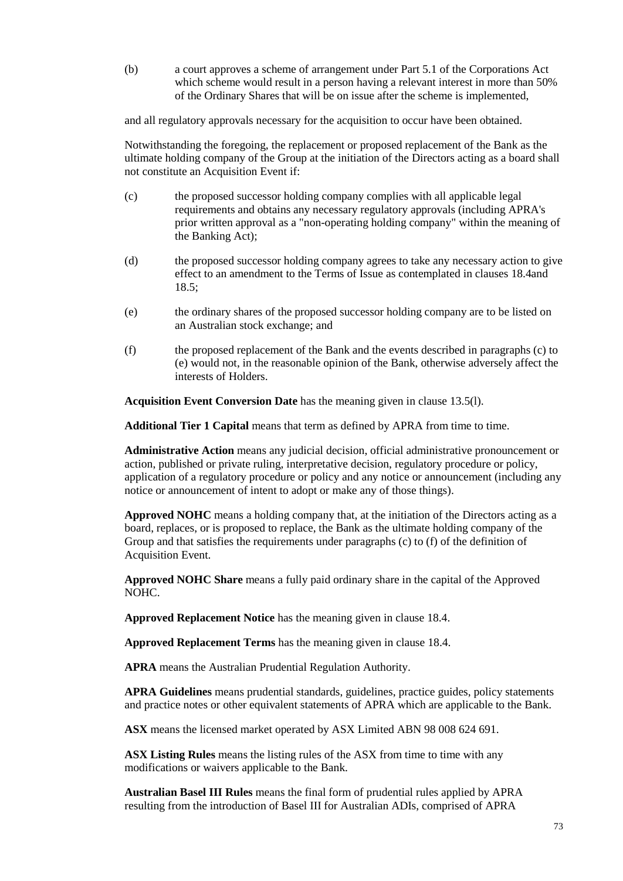(b) a court approves a scheme of arrangement under Part 5.1 of the Corporations Act which scheme would result in a person having a relevant interest in more than 50% of the Ordinary Shares that will be on issue after the scheme is implemented,

and all regulatory approvals necessary for the acquisition to occur have been obtained.

Notwithstanding the foregoing, the replacement or proposed replacement of the Bank as the ultimate holding company of the Group at the initiation of the Directors acting as a board shall not constitute an Acquisition Event if:

(c) the proposed successor holding company complies with all applicable legal requirements and obtains any necessary regulatory approvals (including APRA's prior written approval as a "non-operating holding company" within the meaning of the Banking Act);

(d) the proposed successor holding company agrees to take any necessary action to give effect to an amendment to the Terms of Issue as contemplated in clauses 18.4and 18.5;

(e) the ordinary shares of the proposed successor holding company are to be listed on an Australian stock exchange; and

(f) the proposed replacement of the Bank and the events described in paragraphs (c) to (e) would not, in the reasonable opinion of the Bank, otherwise adversely affect the interests of Holders.

**Acquisition Event Conversion Date** has the meaning given in clause 13.5(l).

**Additional Tier 1 Capital** means that term as defined by APRA from time to time.

**Administrative Action** means any judicial decision, official administrative pronouncement or action, published or private ruling, interpretative decision, regulatory procedure or policy, application of a regulatory procedure or policy and any notice or announcement (including any notice or announcement of intent to adopt or make any of those things).

**Approved NOHC** means a holding company that, at the initiation of the Directors acting as a board, replaces, or is proposed to replace, the Bank as the ultimate holding company of the Group and that satisfies the requirements under paragraphs (c) to (f) of the definition of Acquisition Event.

**Approved NOHC Share** means a fully paid ordinary share in the capital of the Approved NOHC.

**Approved Replacement Notice** has the meaning given in clause 18.4.

**Approved Replacement Terms** has the meaning given in clause 18.4.

**APRA** means the Australian Prudential Regulation Authority.

**APRA Guidelines** means prudential standards, guidelines, practice guides, policy statements and practice notes or other equivalent statements of APRA which are applicable to the Bank.

**ASX** means the licensed market operated by ASX Limited ABN 98 008 624 691.

**ASX Listing Rules** means the listing rules of the ASX from time to time with any modifications or waivers applicable to the Bank.

**Australian Basel III Rules** means the final form of prudential rules applied by APRA resulting from the introduction of Basel III for Australian ADIs, comprised of APRA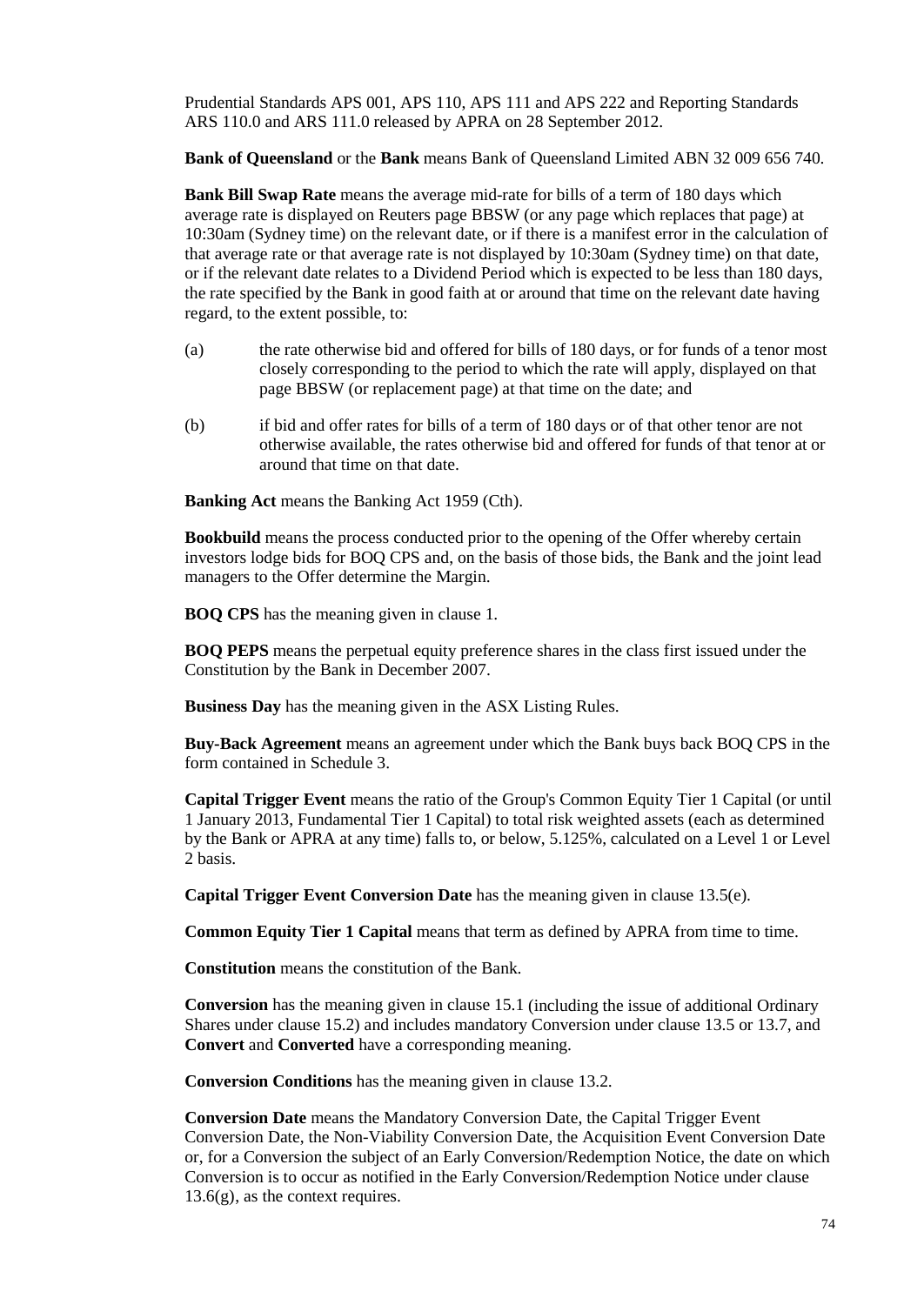Prudential Standards APS 001, APS 110, APS 111 and APS 222 and Reporting Standards ARS 110.0 and ARS 111.0 released by APRA on 28 September 2012.

**Bank of Queensland** or the **Bank** means Bank of Queensland Limited ABN 32 009 656 740.

**Bank Bill Swap Rate** means the average mid-rate for bills of a term of 180 days which average rate is displayed on Reuters page BBSW (or any page which replaces that page) at 10:30am (Sydney time) on the relevant date, or if there is a manifest error in the calculation of that average rate or that average rate is not displayed by 10:30am (Sydney time) on that date, or if the relevant date relates to a Dividend Period which is expected to be less than 180 days, the rate specified by the Bank in good faith at or around that time on the relevant date having regard, to the extent possible, to:

(a) the rate otherwise bid and offered for bills of 180 days, or for funds of a tenor most closely corresponding to the period to which the rate will apply, displayed on that page BBSW (or replacement page) at that time on the date; and

(b) if bid and offer rates for bills of a term of 180 days or of that other tenor are not otherwise available, the rates otherwise bid and offered for funds of that tenor at or around that time on that date.

**Banking Act** means the Banking Act 1959 (Cth).

**Bookbuild** means the process conducted prior to the opening of the Offer whereby certain investors lodge bids for BOQ CPS and, on the basis of those bids, the Bank and the joint lead managers to the Offer determine the Margin.

**BOQ CPS** has the meaning given in clause 1.

**BOQ PEPS** means the perpetual equity preference shares in the class first issued under the Constitution by the Bank in December 2007.

**Business Day** has the meaning given in the ASX Listing Rules.

**Buy-Back Agreement** means an agreement under which the Bank buys back BOQ CPS in the form contained in Schedule 3.

**Capital Trigger Event** means the ratio of the Group's Common Equity Tier 1 Capital (or until 1 January 2013, Fundamental Tier 1 Capital) to total risk weighted assets (each as determined by the Bank or APRA at any time) falls to, or below, 5.125%, calculated on a Level 1 or Level 2 basis.

**Capital Trigger Event Conversion Date** has the meaning given in clause 13.5(e).

**Common Equity Tier 1 Capital** means that term as defined by APRA from time to time.

**Constitution** means the constitution of the Bank.

**Conversion** has the meaning given in clause 15.1 (including the issue of additional Ordinary Shares under clause 15.2) and includes mandatory Conversion under clause 13.5 or 13.7, and **Convert** and **Converted** have a corresponding meaning.

**Conversion Conditions** has the meaning given in clause 13.2.

**Conversion Date** means the Mandatory Conversion Date, the Capital Trigger Event Conversion Date, the Non-Viability Conversion Date, the Acquisition Event Conversion Date or, for a Conversion the subject of an Early Conversion/Redemption Notice, the date on which Conversion is to occur as notified in the Early Conversion/Redemption Notice under clause 13.6(g), as the context requires.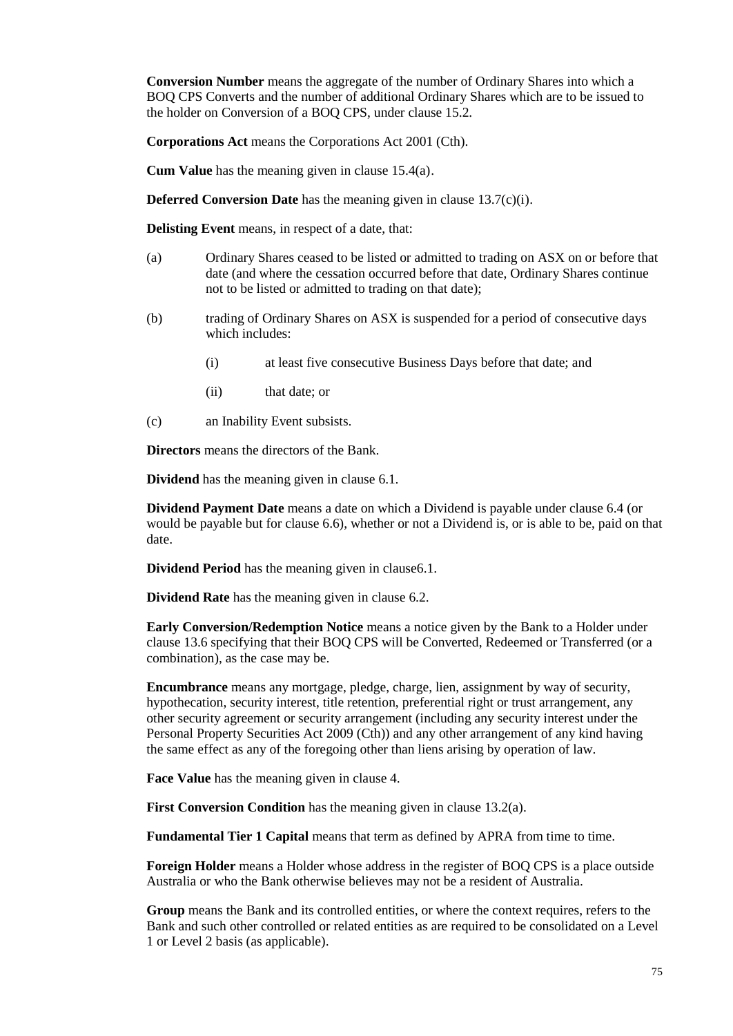**Conversion Number** means the aggregate of the number of Ordinary Shares into which a BOQ CPS Converts and the number of additional Ordinary Shares which are to be issued to the holder on Conversion of a BOQ CPS, under clause 15.2.

**Corporations Act** means the Corporations Act 2001 (Cth).

**Cum Value** has the meaning given in clause 15.4(a).

**Deferred Conversion Date** has the meaning given in clause 13.7(c)(i).

**Delisting Event** means, in respect of a date, that:

(a) Ordinary Shares ceased to be listed or admitted to trading on ASX on or before that date (and where the cessation occurred before that date, Ordinary Shares continue not to be listed or admitted to trading on that date);

(b) trading of Ordinary Shares on ASX is suspended for a period of consecutive days which includes:

  (i) at least five consecutive Business Days before that date; and

  (ii) that date; or

(c) an Inability Event subsists.

**Directors** means the directors of the Bank.

**Dividend** has the meaning given in clause 6.1.

**Dividend Payment Date** means a date on which a Dividend is payable under clause 6.4 (or would be payable but for clause 6.6), whether or not a Dividend is, or is able to be, paid on that date.

**Dividend Period** has the meaning given in clause6.1.

**Dividend Rate** has the meaning given in clause 6.2.

**Early Conversion/Redemption Notice** means a notice given by the Bank to a Holder under clause 13.6 specifying that their BOQ CPS will be Converted, Redeemed or Transferred (or a combination), as the case may be.

**Encumbrance** means any mortgage, pledge, charge, lien, assignment by way of security, hypothecation, security interest, title retention, preferential right or trust arrangement, any other security agreement or security arrangement (including any security interest under the Personal Property Securities Act 2009 (Cth)) and any other arrangement of any kind having the same effect as any of the foregoing other than liens arising by operation of law.

**Face Value** has the meaning given in clause 4.

**First Conversion Condition** has the meaning given in clause 13.2(a).

**Fundamental Tier 1 Capital** means that term as defined by APRA from time to time.

**Foreign Holder** means a Holder whose address in the register of BOQ CPS is a place outside Australia or who the Bank otherwise believes may not be a resident of Australia.

**Group** means the Bank and its controlled entities, or where the context requires, refers to the Bank and such other controlled or related entities as are required to be consolidated on a Level 1 or Level 2 basis (as applicable).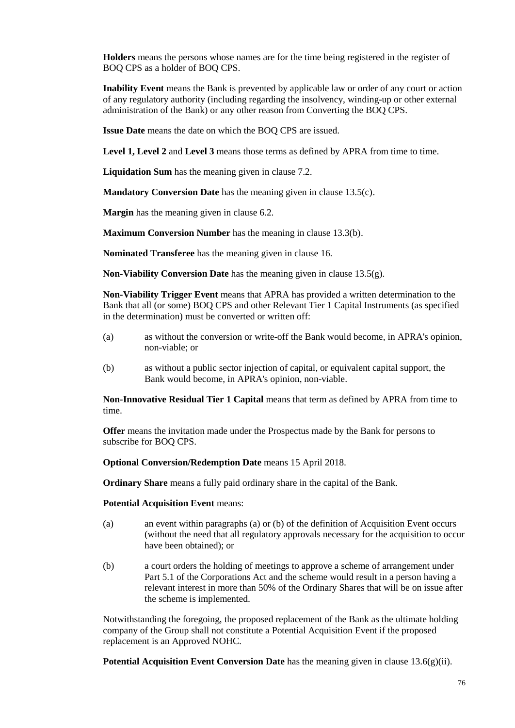**Holders** means the persons whose names are for the time being registered in the register of BOQ CPS as a holder of BOQ CPS.

**Inability Event** means the Bank is prevented by applicable law or order of any court or action of any regulatory authority (including regarding the insolvency, winding-up or other external administration of the Bank) or any other reason from Converting the BOQ CPS.

**Issue Date** means the date on which the BOQ CPS are issued.

**Level 1, Level 2** and **Level 3** means those terms as defined by APRA from time to time.

**Liquidation Sum** has the meaning given in clause 7.2.

**Mandatory Conversion Date** has the meaning given in clause 13.5(c).

**Margin** has the meaning given in clause 6.2.

**Maximum Conversion Number** has the meaning in clause 13.3(b).

**Nominated Transferee** has the meaning given in clause 16.

**Non-Viability Conversion Date** has the meaning given in clause 13.5(g).

**Non-Viability Trigger Event** means that APRA has provided a written determination to the Bank that all (or some) BOQ CPS and other Relevant Tier 1 Capital Instruments (as specified in the determination) must be converted or written off:

(a) as without the conversion or write-off the Bank would become, in APRA's opinion, non-viable; or

(b) as without a public sector injection of capital, or equivalent capital support, the Bank would become, in APRA's opinion, non-viable.

**Non-Innovative Residual Tier 1 Capital** means that term as defined by APRA from time to time.

**Offer** means the invitation made under the Prospectus made by the Bank for persons to subscribe for BOQ CPS.

**Optional Conversion/Redemption Date** means 15 April 2018.

**Ordinary Share** means a fully paid ordinary share in the capital of the Bank.

**Potential Acquisition Event** means:

(a) an event within paragraphs (a) or (b) of the definition of Acquisition Event occurs (without the need that all regulatory approvals necessary for the acquisition to occur have been obtained); or

(b) a court orders the holding of meetings to approve a scheme of arrangement under Part 5.1 of the Corporations Act and the scheme would result in a person having a relevant interest in more than 50% of the Ordinary Shares that will be on issue after the scheme is implemented.

Notwithstanding the foregoing, the proposed replacement of the Bank as the ultimate holding company of the Group shall not constitute a Potential Acquisition Event if the proposed replacement is an Approved NOHC.

**Potential Acquisition Event Conversion Date** has the meaning given in clause 13.6(g)(ii).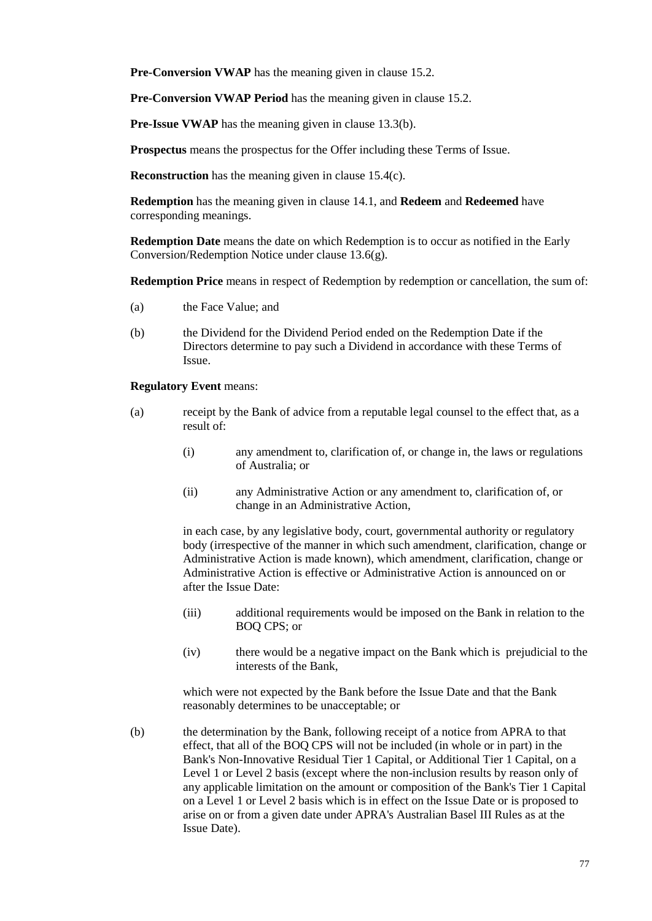**Pre-Conversion VWAP** has the meaning given in clause 15.2.

**Pre-Conversion VWAP Period** has the meaning given in clause 15.2.

**Pre-Issue VWAP** has the meaning given in clause 13.3(b).

**Prospectus** means the prospectus for the Offer including these Terms of Issue.

**Reconstruction** has the meaning given in clause 15.4(c).

**Redemption** has the meaning given in clause 14.1, and **Redeem** and **Redeemed** have corresponding meanings.

**Redemption Date** means the date on which Redemption is to occur as notified in the Early Conversion/Redemption Notice under clause 13.6(g).

**Redemption Price** means in respect of Redemption by redemption or cancellation, the sum of:

(a) the Face Value; and

(b) the Dividend for the Dividend Period ended on the Redemption Date if the Directors determine to pay such a Dividend in accordance with these Terms of Issue.

**Regulatory Event** means:

(a) receipt by the Bank of advice from a reputable legal counsel to the effect that, as a result of:

   (i) any amendment to, clarification of, or change in, the laws or regulations of Australia; or

   (ii) any Administrative Action or any amendment to, clarification of, or change in an Administrative Action,

   in each case, by any legislative body, court, governmental authority or regulatory body (irrespective of the manner in which such amendment, clarification, change or Administrative Action is made known), which amendment, clarification, change or Administrative Action is effective or Administrative Action is announced on or after the Issue Date:

   (iii) additional requirements would be imposed on the Bank in relation to the BOQ CPS; or

   (iv) there would be a negative impact on the Bank which is prejudicial to the interests of the Bank,

   which were not expected by the Bank before the Issue Date and that the Bank reasonably determines to be unacceptable; or

(b) the determination by the Bank, following receipt of a notice from APRA to that effect, that all of the BOQ CPS will not be included (in whole or in part) in the Bank's Non-Innovative Residual Tier 1 Capital, or Additional Tier 1 Capital, on a Level 1 or Level 2 basis (except where the non-inclusion results by reason only of any applicable limitation on the amount or composition of the Bank's Tier 1 Capital on a Level 1 or Level 2 basis which is in effect on the Issue Date or is proposed to arise on or from a given date under APRA's Australian Basel III Rules as at the Issue Date).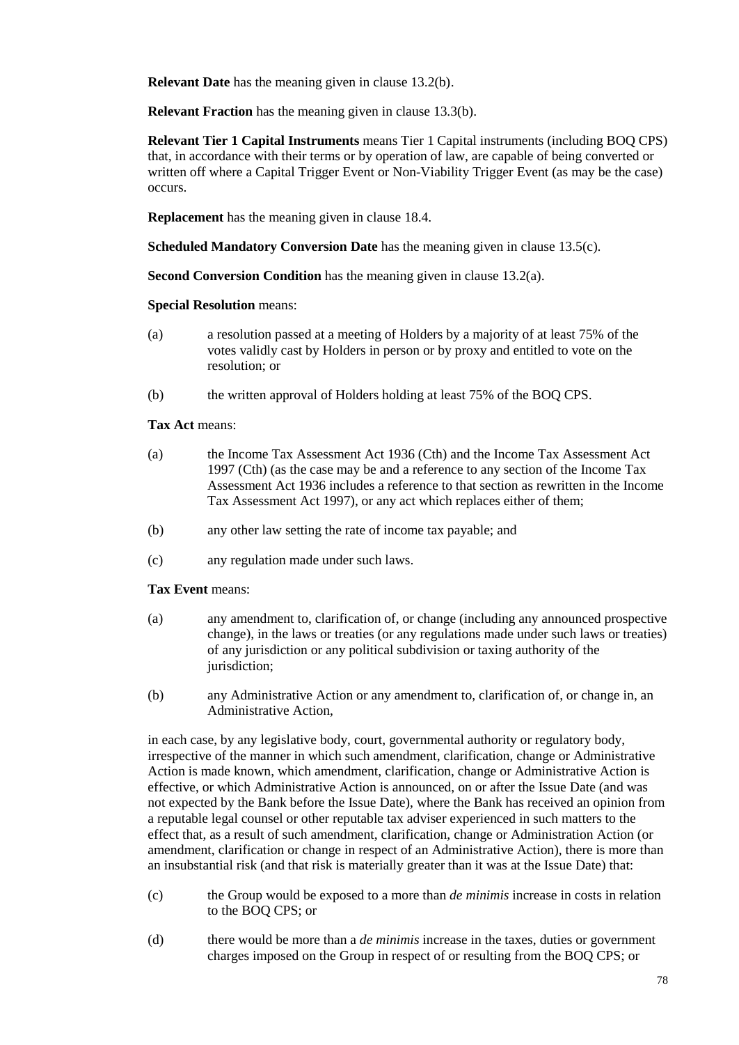**Relevant Date** has the meaning given in clause 13.2(b).

**Relevant Fraction** has the meaning given in clause 13.3(b).

**Relevant Tier 1 Capital Instruments** means Tier 1 Capital instruments (including BOQ CPS) that, in accordance with their terms or by operation of law, are capable of being converted or written off where a Capital Trigger Event or Non-Viability Trigger Event (as may be the case) occurs.

**Replacement** has the meaning given in clause 18.4.

**Scheduled Mandatory Conversion Date** has the meaning given in clause 13.5(c).

**Second Conversion Condition** has the meaning given in clause 13.2(a).

**Special Resolution** means:

(a) a resolution passed at a meeting of Holders by a majority of at least 75% of the votes validly cast by Holders in person or by proxy and entitled to vote on the resolution; or

(b) the written approval of Holders holding at least 75% of the BOQ CPS.

**Tax Act** means:

(a) the Income Tax Assessment Act 1936 (Cth) and the Income Tax Assessment Act 1997 (Cth) (as the case may be and a reference to any section of the Income Tax Assessment Act 1936 includes a reference to that section as rewritten in the Income Tax Assessment Act 1997), or any act which replaces either of them;

(b) any other law setting the rate of income tax payable; and

(c) any regulation made under such laws.

**Tax Event** means:

(a) any amendment to, clarification of, or change (including any announced prospective change), in the laws or treaties (or any regulations made under such laws or treaties) of any jurisdiction or any political subdivision or taxing authority of the jurisdiction;

(b) any Administrative Action or any amendment to, clarification of, or change in, an Administrative Action,

in each case, by any legislative body, court, governmental authority or regulatory body, irrespective of the manner in which such amendment, clarification, change or Administrative Action is made known, which amendment, clarification, change or Administrative Action is effective, or which Administrative Action is announced, on or after the Issue Date (and was not expected by the Bank before the Issue Date), where the Bank has received an opinion from a reputable legal counsel or other reputable tax adviser experienced in such matters to the effect that, as a result of such amendment, clarification, change or Administration Action (or amendment, clarification or change in respect of an Administrative Action), there is more than an insubstantial risk (and that risk is materially greater than it was at the Issue Date) that:

(c) the Group would be exposed to a more than *de minimis* increase in costs in relation to the BOQ CPS; or

(d) there would be more than a *de minimis* increase in the taxes, duties or government charges imposed on the Group in respect of or resulting from the BOQ CPS; or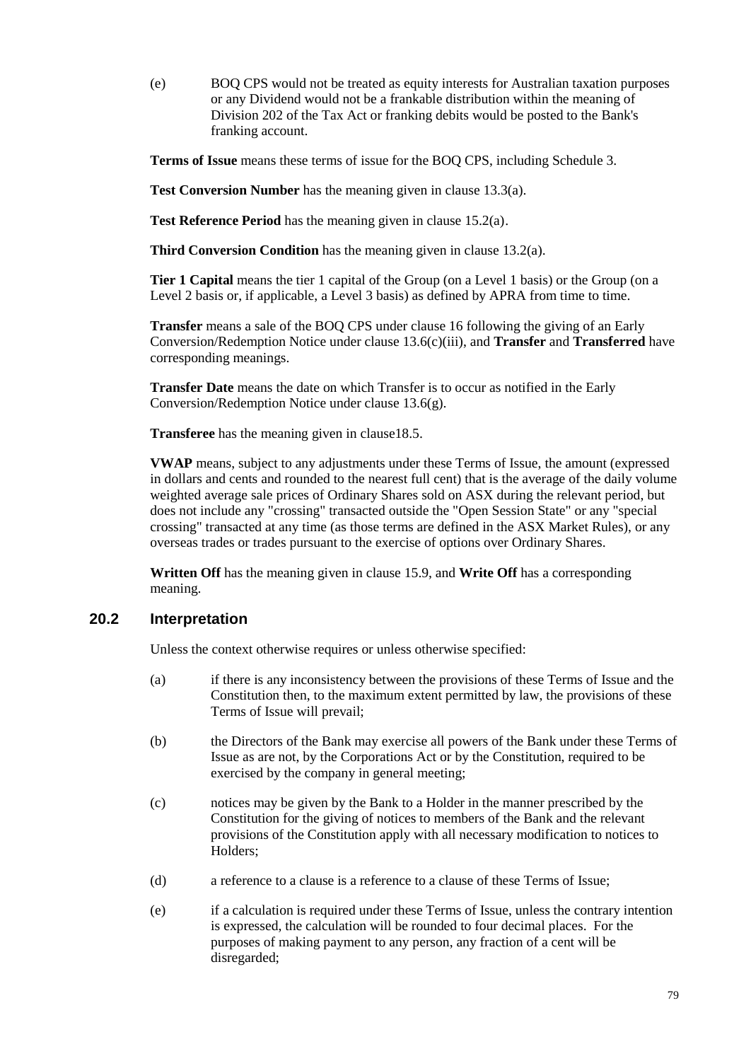(e) BOQ CPS would not be treated as equity interests for Australian taxation purposes or any Dividend would not be a frankable distribution within the meaning of Division 202 of the Tax Act or franking debits would be posted to the Bank's franking account.

**Terms of Issue** means these terms of issue for the BOQ CPS, including Schedule 3.

**Test Conversion Number** has the meaning given in clause 13.3(a).

**Test Reference Period** has the meaning given in clause 15.2(a).

**Third Conversion Condition** has the meaning given in clause 13.2(a).

**Tier 1 Capital** means the tier 1 capital of the Group (on a Level 1 basis) or the Group (on a Level 2 basis or, if applicable, a Level 3 basis) as defined by APRA from time to time.

**Transfer** means a sale of the BOQ CPS under clause 16 following the giving of an Early Conversion/Redemption Notice under clause 13.6(c)(iii), and **Transfer** and **Transferred** have corresponding meanings.

**Transfer Date** means the date on which Transfer is to occur as notified in the Early Conversion/Redemption Notice under clause 13.6(g).

**Transferee** has the meaning given in clause18.5.

**VWAP** means, subject to any adjustments under these Terms of Issue, the amount (expressed in dollars and cents and rounded to the nearest full cent) that is the average of the daily volume weighted average sale prices of Ordinary Shares sold on ASX during the relevant period, but does not include any "crossing" transacted outside the "Open Session State" or any "special crossing" transacted at any time (as those terms are defined in the ASX Market Rules), or any overseas trades or trades pursuant to the exercise of options over Ordinary Shares.

**Written Off** has the meaning given in clause 15.9, and **Write Off** has a corresponding meaning.

## 20.2 Interpretation

Unless the context otherwise requires or unless otherwise specified:

(a) if there is any inconsistency between the provisions of these Terms of Issue and the Constitution then, to the maximum extent permitted by law, the provisions of these Terms of Issue will prevail;

(b) the Directors of the Bank may exercise all powers of the Bank under these Terms of Issue as are not, by the Corporations Act or by the Constitution, required to be exercised by the company in general meeting;

(c) notices may be given by the Bank to a Holder in the manner prescribed by the Constitution for the giving of notices to members of the Bank and the relevant provisions of the Constitution apply with all necessary modification to notices to Holders;

(d) a reference to a clause is a reference to a clause of these Terms of Issue;

(e) if a calculation is required under these Terms of Issue, unless the contrary intention is expressed, the calculation will be rounded to four decimal places. For the purposes of making payment to any person, any fraction of a cent will be disregarded;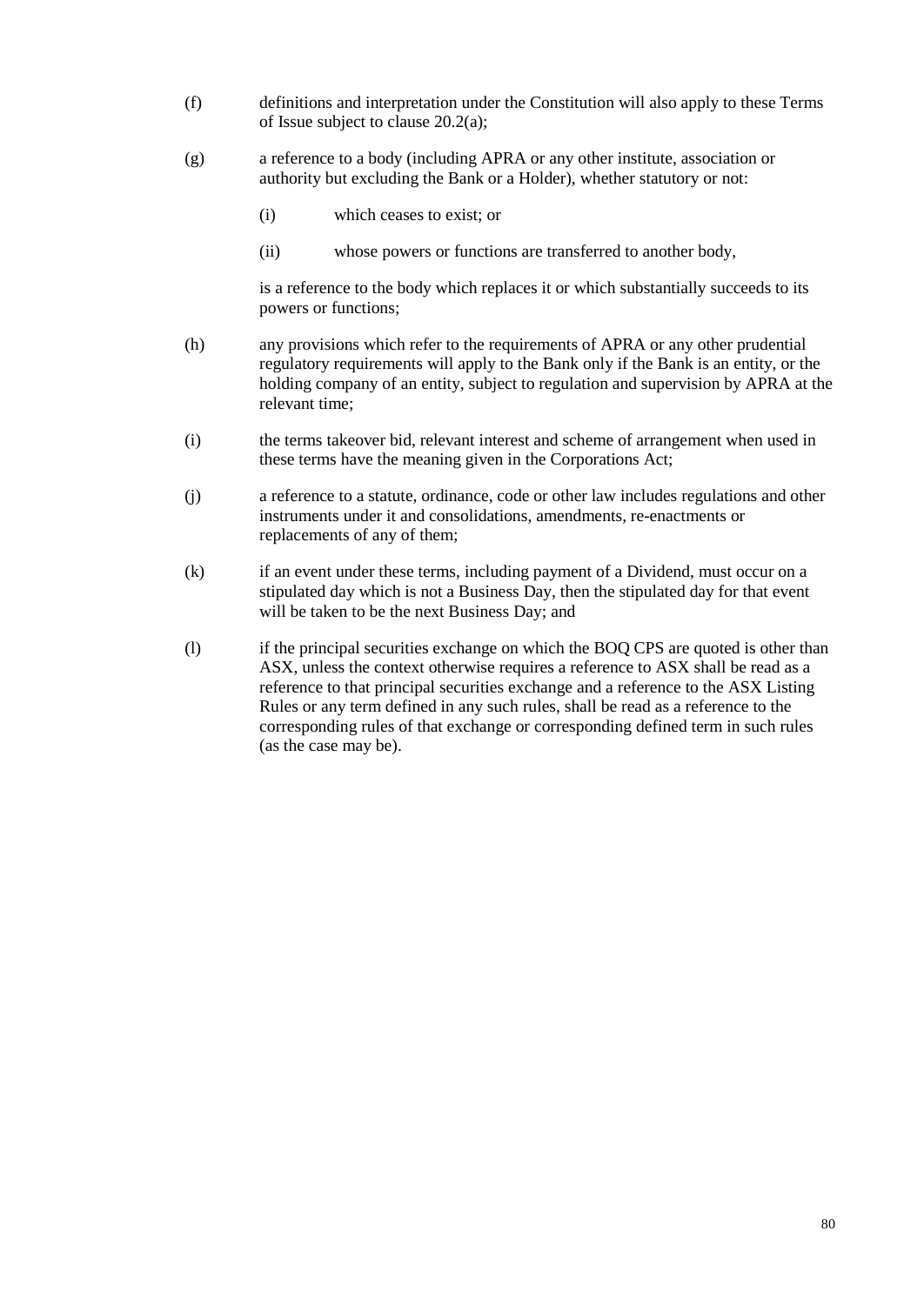(f) definitions and interpretation under the Constitution will also apply to these Terms of Issue subject to clause 20.2(a);

(g) a reference to a body (including APRA or any other institute, association or authority but excluding the Bank or a Holder), whether statutory or not:

  (i) which ceases to exist; or

  (ii) whose powers or functions are transferred to another body,

  is a reference to the body which replaces it or which substantially succeeds to its powers or functions;

(h) any provisions which refer to the requirements of APRA or any other prudential regulatory requirements will apply to the Bank only if the Bank is an entity, or the holding company of an entity, subject to regulation and supervision by APRA at the relevant time;

(i) the terms takeover bid, relevant interest and scheme of arrangement when used in these terms have the meaning given in the Corporations Act;

(j) a reference to a statute, ordinance, code or other law includes regulations and other instruments under it and consolidations, amendments, re-enactments or replacements of any of them;

(k) if an event under these terms, including payment of a Dividend, must occur on a stipulated day which is not a Business Day, then the stipulated day for that event will be taken to be the next Business Day; and

(l) if the principal securities exchange on which the BOQ CPS are quoted is other than ASX, unless the context otherwise requires a reference to ASX shall be read as a reference to that principal securities exchange and a reference to the ASX Listing Rules or any term defined in any such rules, shall be read as a reference to the corresponding rules of that exchange or corresponding defined term in such rules (as the case may be).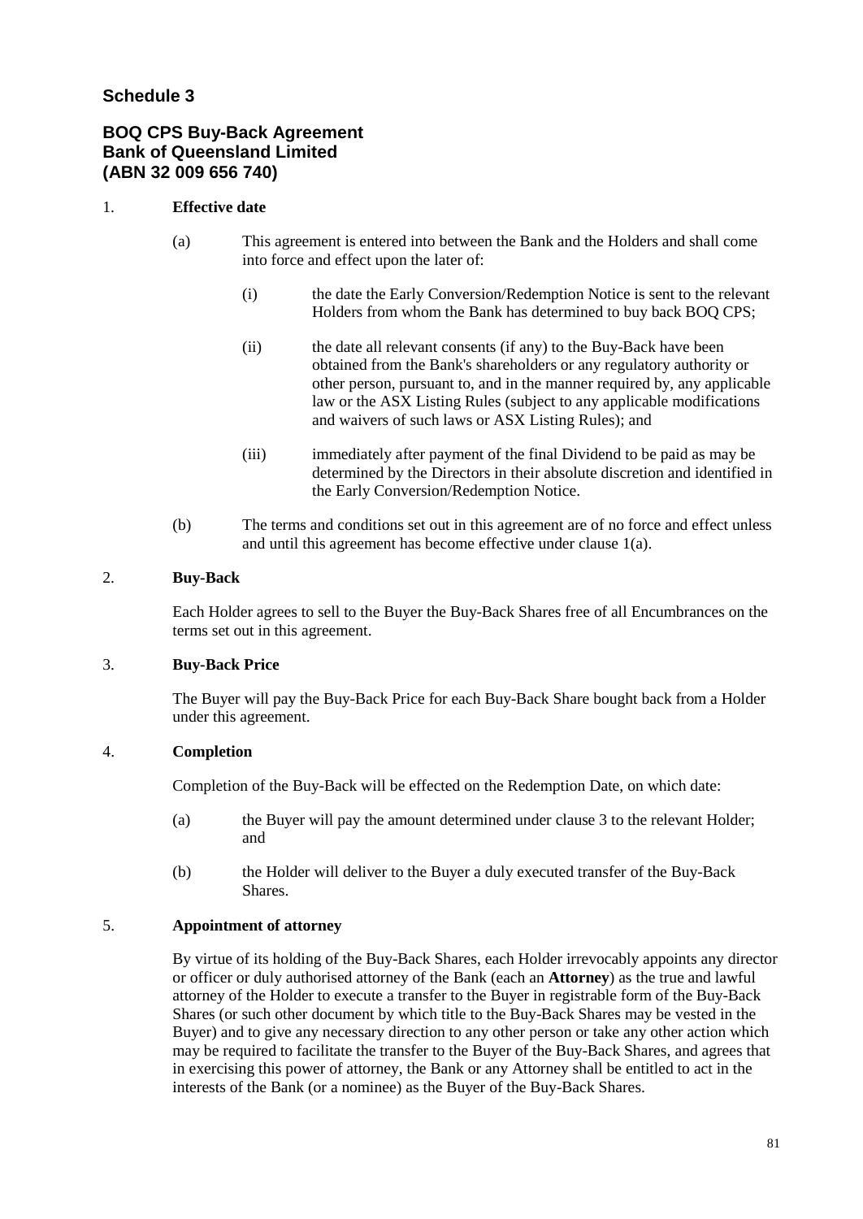## Schedule 3

## BOQ CPS Buy-Back Agreement
## Bank of Queensland Limited
## (ABN 32 009 656 740)

1. **Effective date**

   (a) This agreement is entered into between the Bank and the Holders and shall come into force and effect upon the later of:

      (i) the date the Early Conversion/Redemption Notice is sent to the relevant Holders from whom the Bank has determined to buy back BOQ CPS;

      (ii) the date all relevant consents (if any) to the Buy-Back have been obtained from the Bank's shareholders or any regulatory authority or other person, pursuant to, and in the manner required by, any applicable law or the ASX Listing Rules (subject to any applicable modifications and waivers of such laws or ASX Listing Rules); and

      (iii) immediately after payment of the final Dividend to be paid as may be determined by the Directors in their absolute discretion and identified in the Early Conversion/Redemption Notice.

   (b) The terms and conditions set out in this agreement are of no force and effect unless and until this agreement has become effective under clause 1(a).

2. **Buy-Back**

   Each Holder agrees to sell to the Buyer the Buy-Back Shares free of all Encumbrances on the terms set out in this agreement.

3. **Buy-Back Price**

   The Buyer will pay the Buy-Back Price for each Buy-Back Share bought back from a Holder under this agreement.

4. **Completion**

   Completion of the Buy-Back will be effected on the Redemption Date, on which date:

   (a) the Buyer will pay the amount determined under clause 3 to the relevant Holder; and

   (b) the Holder will deliver to the Buyer a duly executed transfer of the Buy-Back Shares.

5. **Appointment of attorney**

   By virtue of its holding of the Buy-Back Shares, each Holder irrevocably appoints any director or officer or duly authorised attorney of the Bank (each an **Attorney**) as the true and lawful attorney of the Holder to execute a transfer to the Buyer in registrable form of the Buy-Back Shares (or such other document by which title to the Buy-Back Shares may be vested in the Buyer) and to give any necessary direction to any other person or take any other action which may be required to facilitate the transfer to the Buyer of the Buy-Back Shares, and agrees that in exercising this power of attorney, the Bank or any Attorney shall be entitled to act in the interests of the Bank (or a nominee) as the Buyer of the Buy-Back Shares.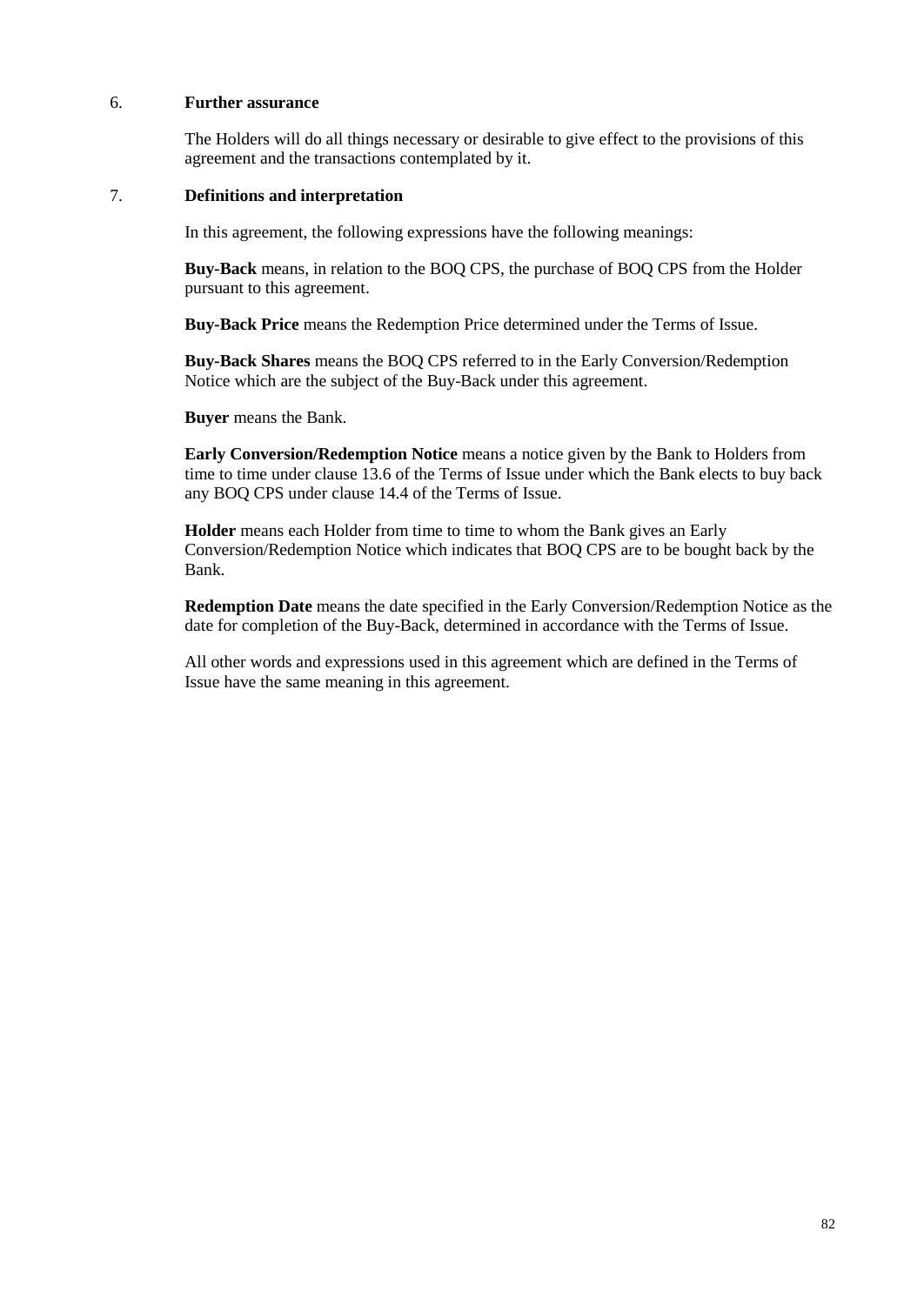## 6. Further assurance

The Holders will do all things necessary or desirable to give effect to the provisions of this agreement and the transactions contemplated by it.

## 7. Definitions and interpretation

In this agreement, the following expressions have the following meanings:

**Buy-Back** means, in relation to the BOQ CPS, the purchase of BOQ CPS from the Holder pursuant to this agreement.

**Buy-Back Price** means the Redemption Price determined under the Terms of Issue.

**Buy-Back Shares** means the BOQ CPS referred to in the Early Conversion/Redemption Notice which are the subject of the Buy-Back under this agreement.

**Buyer** means the Bank.

**Early Conversion/Redemption Notice** means a notice given by the Bank to Holders from time to time under clause 13.6 of the Terms of Issue under which the Bank elects to buy back any BOQ CPS under clause 14.4 of the Terms of Issue.

**Holder** means each Holder from time to time to whom the Bank gives an Early Conversion/Redemption Notice which indicates that BOQ CPS are to be bought back by the Bank.

**Redemption Date** means the date specified in the Early Conversion/Redemption Notice as the date for completion of the Buy-Back, determined in accordance with the Terms of Issue.

All other words and expressions used in this agreement which are defined in the Terms of Issue have the same meaning in this agreement.